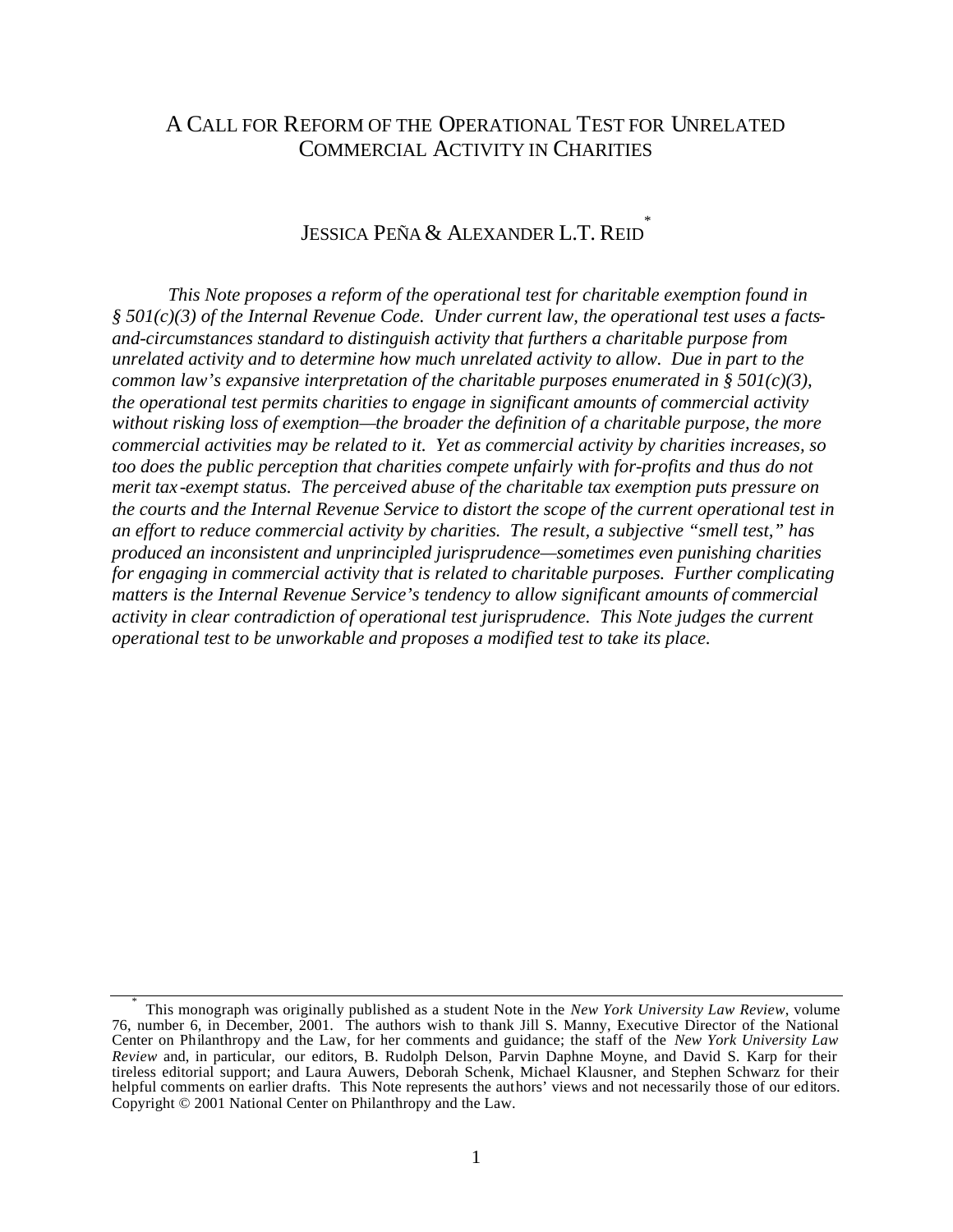# A CALL FOR REFORM OF THE OPERATIONAL TEST FOR UNRELATED COMMERCIAL ACTIVITY IN CHARITIES

JESSICA PEÑA & ALEXANDER L.T. REID[*]

*This Note proposes a reform of the operational test for charitable exemption found in § 501(c)(3) of the Internal Revenue Code. Under current law, the operational test uses a facts-and-circumstances standard to distinguish activity that furthers a charitable purpose from unrelated activity and to determine how much unrelated activity to allow. Due in part to the common law's expansive interpretation of the charitable purposes enumerated in § 501(c)(3), the operational test permits charities to engage in significant amounts of commercial activity without risking loss of exemption—the broader the definition of a charitable purpose, the more commercial activities may be related to it. Yet as commercial activity by charities increases, so too does the public perception that charities compete unfairly with for-profits and thus do not merit tax-exempt status. The perceived abuse of the charitable tax exemption puts pressure on the courts and the Internal Revenue Service to distort the scope of the current operational test in an effort to reduce commercial activity by charities. The result, a subjective "smell test," has produced an inconsistent and unprincipled jurisprudence—sometimes even punishing charities for engaging in commercial activity that is related to charitable purposes. Further complicating matters is the Internal Revenue Service's tendency to allow significant amounts of commercial activity in clear contradiction of operational test jurisprudence. This Note judges the current operational test to be unworkable and proposes a modified test to take its place.*

---

[*] This monograph was originally published as a student Note in the *New York University Law Review*, volume 76, number 6, in December, 2001. The authors wish to thank Jill S. Manny, Executive Director of the National Center on Philanthropy and the Law, for her comments and guidance; the staff of the *New York University Law Review* and, in particular, our editors, B. Rudolph Delson, Parvin Daphne Moyne, and David S. Karp for their tireless editorial support; and Laura Auwers, Deborah Schenk, Michael Klausner, and Stephen Schwarz for their helpful comments on earlier drafts. This Note represents the authors' views and not necessarily those of our editors. Copyright © 2001 National Center on Philanthropy and the Law.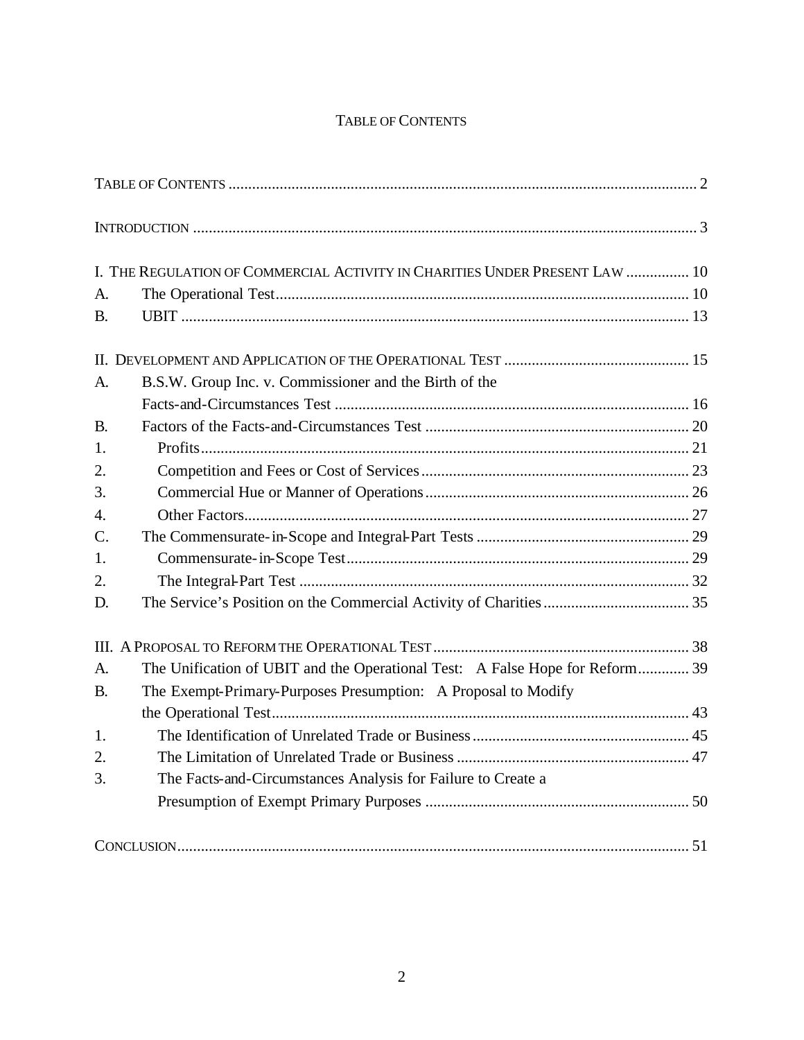# TABLE OF CONTENTS

TABLE OF CONTENTS ........................................................................................................ 2

INTRODUCTION ................................................................................................................ 3

I. THE REGULATION OF COMMERCIAL ACTIVITY IN CHARITIES UNDER PRESENT LAW ................ 10

A. The Operational Test ........................................................................................................ 10

B. UBIT ................................................................................................................................ 13

II. DEVELOPMENT AND APPLICATION OF THE OPERATIONAL TEST ............................................ 15

A. B.S.W. Group Inc. v. Commissioner and the Birth of the Facts-and-Circumstances Test ........................................................................................ 16

B. Factors of the Facts-and-Circumstances Test .................................................................. 20

1. Profits .......................................................................................................................... 21

2. Competition and Fees or Cost of Services .................................................................. 23

3. Commercial Hue or Manner of Operations ................................................................. 26

4. Other Factors ............................................................................................................... 27

C. The Commensurate-in-Scope and Integral-Part Tests ..................................................... 29

1. Commensurate-in-Scope Test ...................................................................................... 29

2. The Integral-Part Test .................................................................................................. 32

D. The Service's Position on the Commercial Activity of Charities ..................................... 35

III. A PROPOSAL TO REFORM THE OPERATIONAL TEST ................................................................ 38

A. The Unification of UBIT and the Operational Test: A False Hope for Reform ............. 39

B. The Exempt-Primary-Purposes Presumption: A Proposal to Modify the Operational Test ........................................................................................................ 43

1. The Identification of Unrelated Trade or Business ...................................................... 45

2. The Limitation of Unrelated Trade or Business .......................................................... 47

3. The Facts-and-Circumstances Analysis for Failure to Create a Presumption of Exempt Primary Purposes .................................................................. 50

CONCLUSION ................................................................................................................... 51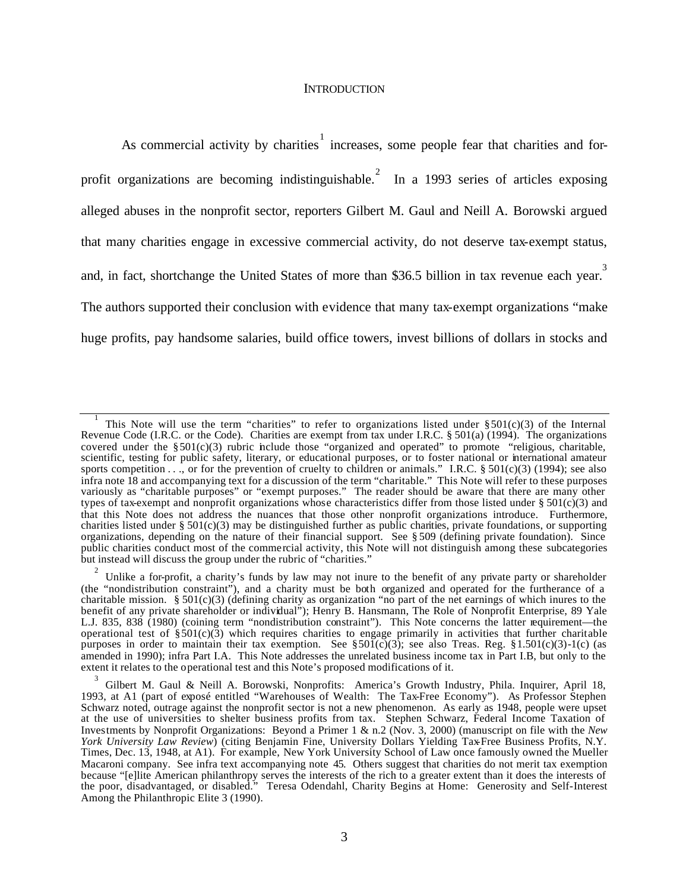# INTRODUCTION

As commercial activity by charities[1] increases, some people fear that charities and for-profit organizations are becoming indistinguishable.[2] In a 1993 series of articles exposing alleged abuses in the nonprofit sector, reporters Gilbert M. Gaul and Neill A. Borowski argued that many charities engage in excessive commercial activity, do not deserve tax-exempt status, and, in fact, shortchange the United States of more than $36.5 billion in tax revenue each year.[3] The authors supported their conclusion with evidence that many tax-exempt organizations "make huge profits, pay handsome salaries, build office towers, invest billions of dollars in stocks and

---

[1] This Note will use the term "charities" to refer to organizations listed under § 501(c)(3) of the Internal Revenue Code (I.R.C. or the Code). Charities are exempt from tax under I.R.C. § 501(a) (1994). The organizations covered under the § 501(c)(3) rubric include those "organized and operated" to promote "religious, charitable, scientific, testing for public safety, literary, or educational purposes, or to foster national or international amateur sports competition . . ., or for the prevention of cruelty to children or animals." I.R.C. § 501(c)(3) (1994); see also infra note 18 and accompanying text for a discussion of the term "charitable." This Note will refer to these purposes variously as "charitable purposes" or "exempt purposes." The reader should be aware that there are many other types of tax-exempt and nonprofit organizations whose characteristics differ from those listed under § 501(c)(3) and that this Note does not address the nuances that those other nonprofit organizations introduce. Furthermore, charities listed under § 501(c)(3) may be distinguished further as public charities, private foundations, or supporting organizations, depending on the nature of their financial support. See § 509 (defining private foundation). Since public charities conduct most of the commercial activity, this Note will not distinguish among these subcategories but instead will discuss the group under the rubric of "charities."

[2] Unlike a for-profit, a charity's funds by law may not inure to the benefit of any private party or shareholder (the "nondistribution constraint"), and a charity must be both organized and operated for the furtherance of a charitable mission. § 501(c)(3) (defining charity as organization "no part of the net earnings of which inures to the benefit of any private shareholder or individual"); Henry B. Hansmann, The Role of Nonprofit Enterprise, 89 Yale L.J. 835, 838 (1980) (coining term "nondistribution constraint"). This Note concerns the latter requirement—the operational test of § 501(c)(3) which requires charities to engage primarily in activities that further charitable purposes in order to maintain their tax exemption. See § 501(c)(3); see also Treas. Reg. § 1.501(c)(3)-1(c) (as amended in 1990); infra Part I.A. This Note addresses the unrelated business income tax in Part I.B, but only to the extent it relates to the operational test and this Note's proposed modifications of it.

[3] Gilbert M. Gaul & Neill A. Borowski, Nonprofits: America's Growth Industry, Phila. Inquirer, April 18, 1993, at A1 (part of exposé entitled "Warehouses of Wealth: The Tax-Free Economy"). As Professor Stephen Schwarz noted, outrage against the nonprofit sector is not a new phenomenon. As early as 1948, people were upset at the use of universities to shelter business profits from tax. Stephen Schwarz, Federal Income Taxation of Investments by Nonprofit Organizations: Beyond a Primer 1 & n.2 (Nov. 3, 2000) (manuscript on file with the *New York University Law Review*) (citing Benjamin Fine, University Dollars Yielding Tax-Free Business Profits, N.Y. Times, Dec. 13, 1948, at A1). For example, New York University School of Law once famously owned the Mueller Macaroni company. See infra text accompanying note 45. Others suggest that charities do not merit tax exemption because "[e]lite American philanthropy serves the interests of the rich to a greater extent than it does the interests of the poor, disadvantaged, or disabled." Teresa Odendahl, Charity Begins at Home: Generosity and Self-Interest Among the Philanthropic Elite 3 (1990).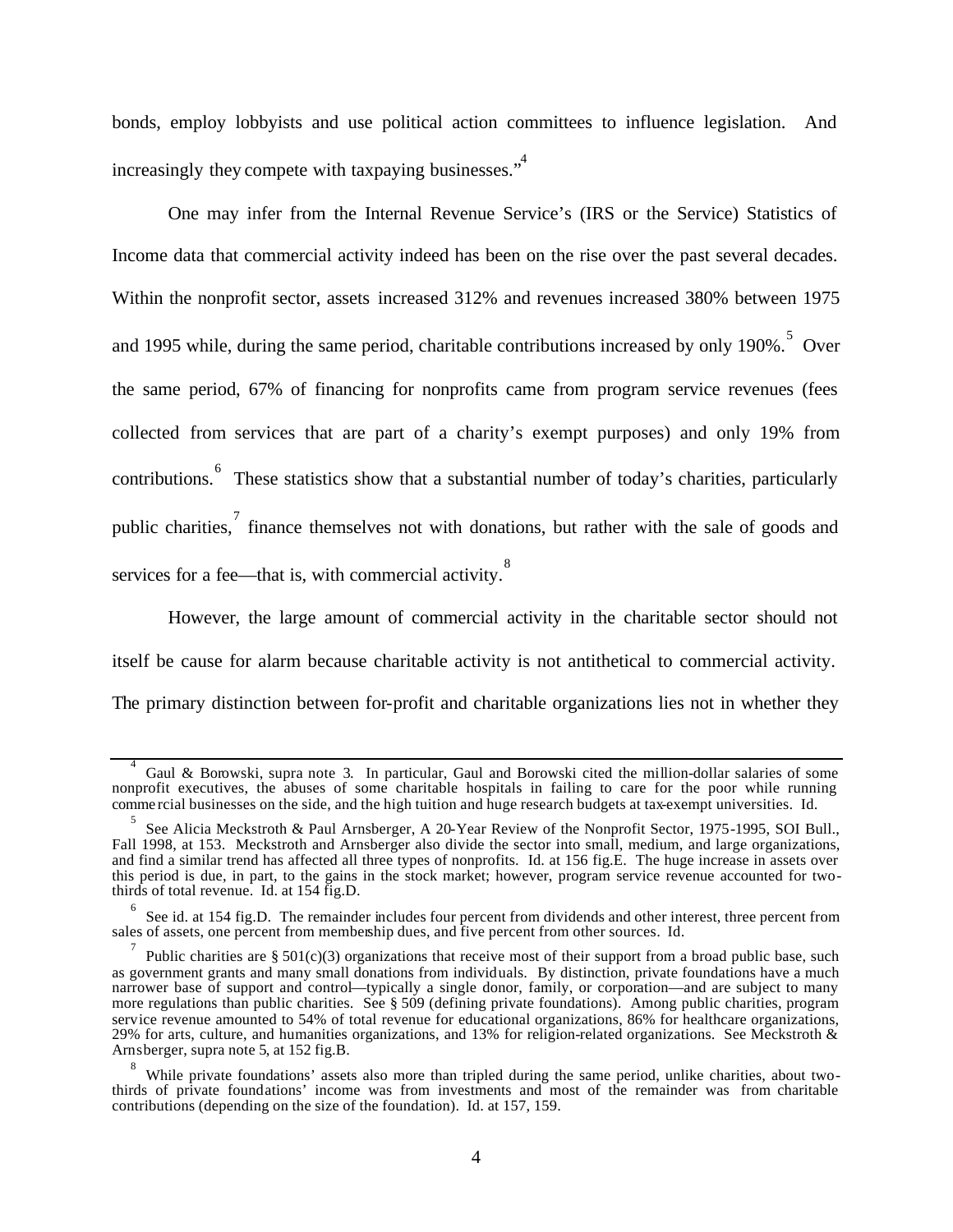bonds, employ lobbyists and use political action committees to influence legislation. And increasingly they compete with taxpaying businesses."[4]

One may infer from the Internal Revenue Service's (IRS or the Service) Statistics of Income data that commercial activity indeed has been on the rise over the past several decades. Within the nonprofit sector, assets increased 312% and revenues increased 380% between 1975 and 1995 while, during the same period, charitable contributions increased by only 190%.[5] Over the same period, 67% of financing for nonprofits came from program service revenues (fees collected from services that are part of a charity's exempt purposes) and only 19% from contributions.[6] These statistics show that a substantial number of today's charities, particularly public charities,[7] finance themselves not with donations, but rather with the sale of goods and services for a fee—that is, with commercial activity.[8]

However, the large amount of commercial activity in the charitable sector should not itself be cause for alarm because charitable activity is not antithetical to commercial activity. The primary distinction between for-profit and charitable organizations lies not in whether they

---

[4] Gaul & Borowski, supra note 3. In particular, Gaul and Borowski cited the million-dollar salaries of some nonprofit executives, the abuses of some charitable hospitals in failing to care for the poor while running commercial businesses on the side, and the high tuition and huge research budgets at tax-exempt universities. Id.

[5] See Alicia Meckstroth & Paul Arnsberger, A 20-Year Review of the Nonprofit Sector, 1975-1995, SOI Bull., Fall 1998, at 153. Meckstroth and Arnsberger also divide the sector into small, medium, and large organizations, and find a similar trend has affected all three types of nonprofits. Id. at 156 fig.E. The huge increase in assets over this period is due, in part, to the gains in the stock market; however, program service revenue accounted for two-thirds of total revenue. Id. at 154 fig.D.

[6] See id. at 154 fig.D. The remainder includes four percent from dividends and other interest, three percent from sales of assets, one percent from membership dues, and five percent from other sources. Id.

[7] Public charities are § 501(c)(3) organizations that receive most of their support from a broad public base, such as government grants and many small donations from individuals. By distinction, private foundations have a much narrower base of support and control—typically a single donor, family, or corporation—and are subject to many more regulations than public charities. See § 509 (defining private foundations). Among public charities, program service revenue amounted to 54% of total revenue for educational organizations, 86% for healthcare organizations, 29% for arts, culture, and humanities organizations, and 13% for religion-related organizations. See Meckstroth & Arnsberger, supra note 5, at 152 fig.B.

[8] While private foundations' assets also more than tripled during the same period, unlike charities, about two-thirds of private foundations' income was from investments and most of the remainder was from charitable contributions (depending on the size of the foundation). Id. at 157, 159.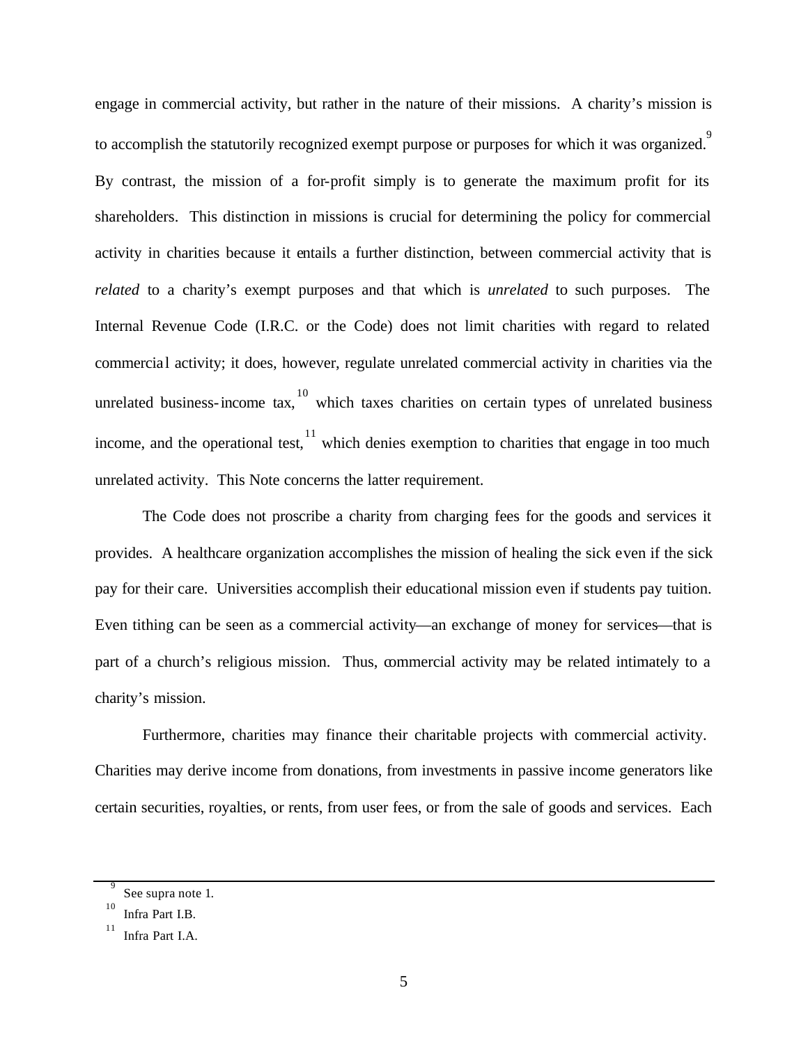engage in commercial activity, but rather in the nature of their missions. A charity's mission is to accomplish the statutorily recognized exempt purpose or purposes for which it was organized.[9] By contrast, the mission of a for-profit simply is to generate the maximum profit for its shareholders. This distinction in missions is crucial for determining the policy for commercial activity in charities because it entails a further distinction, between commercial activity that is *related* to a charity's exempt purposes and that which is *unrelated* to such purposes. The Internal Revenue Code (I.R.C. or the Code) does not limit charities with regard to related commercial activity; it does, however, regulate unrelated commercial activity in charities via the unrelated business-income tax,[10] which taxes charities on certain types of unrelated business income, and the operational test,[11] which denies exemption to charities that engage in too much unrelated activity. This Note concerns the latter requirement.

The Code does not proscribe a charity from charging fees for the goods and services it provides. A healthcare organization accomplishes the mission of healing the sick even if the sick pay for their care. Universities accomplish their educational mission even if students pay tuition. Even tithing can be seen as a commercial activity—an exchange of money for services—that is part of a church's religious mission. Thus, commercial activity may be related intimately to a charity's mission.

Furthermore, charities may finance their charitable projects with commercial activity. Charities may derive income from donations, from investments in passive income generators like certain securities, royalties, or rents, from user fees, or from the sale of goods and services. Each

---

[9] See supra note 1.

[10] Infra Part I.B.

[11] Infra Part I.A.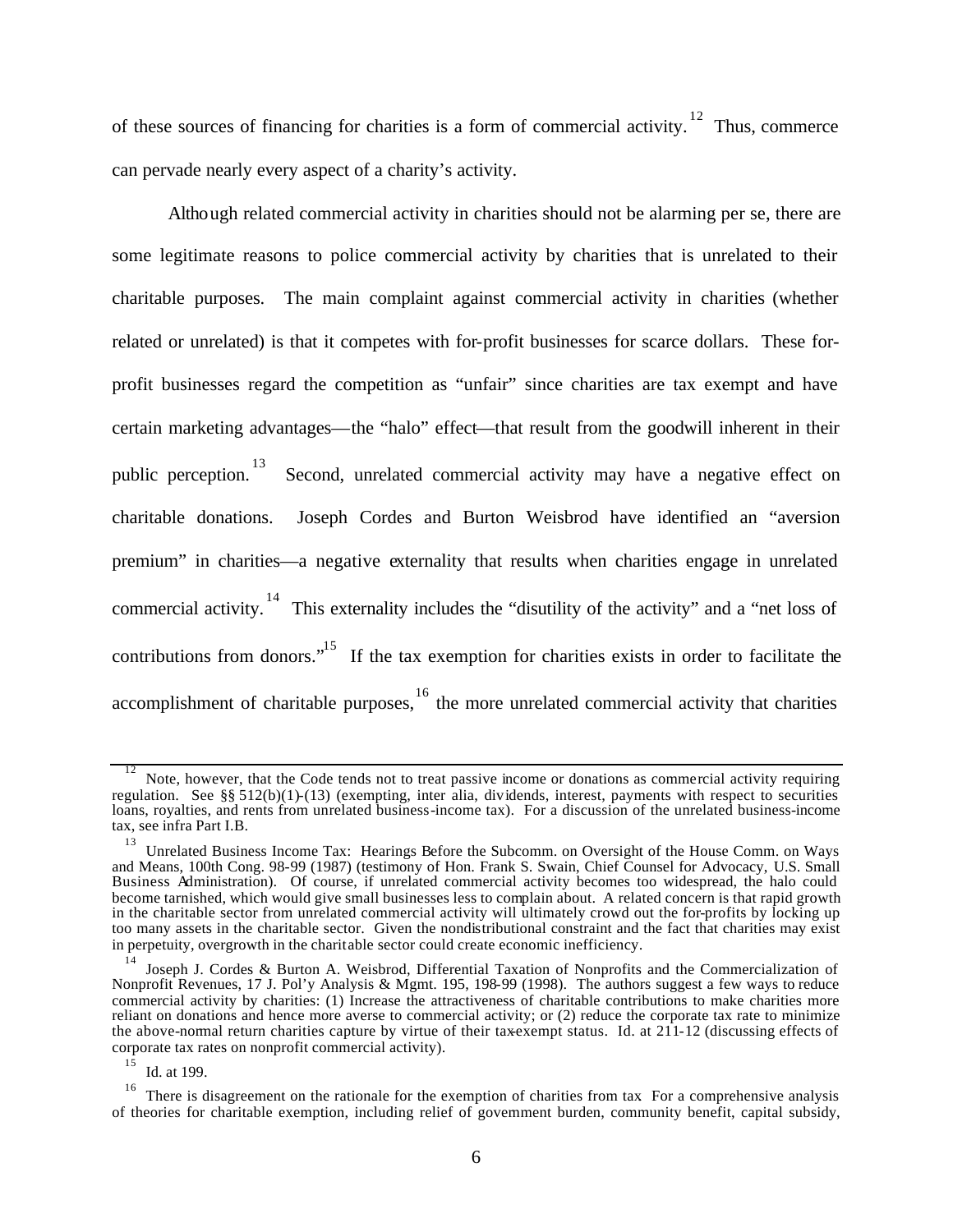of these sources of financing for charities is a form of commercial activity.[12] Thus, commerce can pervade nearly every aspect of a charity's activity.

Although related commercial activity in charities should not be alarming per se, there are some legitimate reasons to police commercial activity by charities that is unrelated to their charitable purposes. The main complaint against commercial activity in charities (whether related or unrelated) is that it competes with for-profit businesses for scarce dollars. These for-profit businesses regard the competition as "unfair" since charities are tax exempt and have certain marketing advantages—the "halo" effect—that result from the goodwill inherent in their public perception.[13] Second, unrelated commercial activity may have a negative effect on charitable donations. Joseph Cordes and Burton Weisbrod have identified an "aversion premium" in charities—a negative externality that results when charities engage in unrelated commercial activity.[14] This externality includes the "disutility of the activity" and a "net loss of contributions from donors."[15] If the tax exemption for charities exists in order to facilitate the accomplishment of charitable purposes,[16] the more unrelated commercial activity that charities

---

[12] Note, however, that the Code tends not to treat passive income or donations as commercial activity requiring regulation. See §§ 512(b)(1)-(13) (exempting, inter alia, dividends, interest, payments with respect to securities loans, royalties, and rents from unrelated business-income tax). For a discussion of the unrelated business-income tax, see infra Part I.B.

[13] Unrelated Business Income Tax: Hearings Before the Subcomm. on Oversight of the House Comm. on Ways and Means, 100th Cong. 98-99 (1987) (testimony of Hon. Frank S. Swain, Chief Counsel for Advocacy, U.S. Small Business Administration). Of course, if unrelated commercial activity becomes too widespread, the halo could become tarnished, which would give small businesses less to complain about. A related concern is that rapid growth in the charitable sector from unrelated commercial activity will ultimately crowd out the for-profits by locking up too many assets in the charitable sector. Given the nondistributional constraint and the fact that charities may exist in perpetuity, overgrowth in the charitable sector could create economic inefficiency.

[14] Joseph J. Cordes & Burton A. Weisbrod, Differential Taxation of Nonprofits and the Commercialization of Nonprofit Revenues, 17 J. Pol'y Analysis & Mgmt. 195, 198-99 (1998). The authors suggest a few ways to reduce commercial activity by charities: (1) Increase the attractiveness of charitable contributions to make charities more reliant on donations and hence more averse to commercial activity; or (2) reduce the corporate tax rate to minimize the above-normal return charities capture by virtue of their tax-exempt status. Id. at 211-12 (discussing effects of corporate tax rates on nonprofit commercial activity).

[15] Id. at 199.

[16] There is disagreement on the rationale for the exemption of charities from tax For a comprehensive analysis of theories for charitable exemption, including relief of government burden, community benefit, capital subsidy,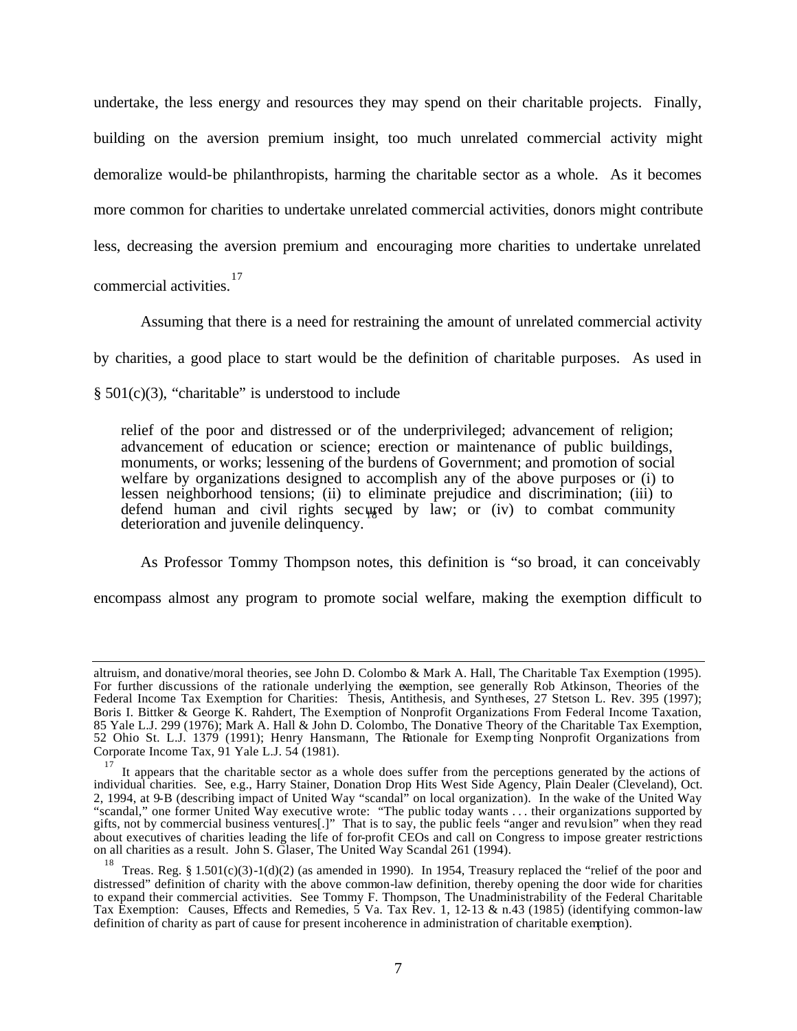undertake, the less energy and resources they may spend on their charitable projects. Finally, building on the aversion premium insight, too much unrelated commercial activity might demoralize would-be philanthropists, harming the charitable sector as a whole. As it becomes more common for charities to undertake unrelated commercial activities, donors might contribute less, decreasing the aversion premium and encouraging more charities to undertake unrelated commercial activities.[17]

Assuming that there is a need for restraining the amount of unrelated commercial activity by charities, a good place to start would be the definition of charitable purposes. As used in § 501(c)(3), "charitable" is understood to include

> relief of the poor and distressed or of the underprivileged; advancement of religion; advancement of education or science; erection or maintenance of public buildings, monuments, or works; lessening of the burdens of Government; and promotion of social welfare by organizations designed to accomplish any of the above purposes or (i) to lessen neighborhood tensions; (ii) to eliminate prejudice and discrimination; (iii) to defend human and civil rights secured by law; or (iv) to combat community deterioration and juvenile delinquency.[18]

As Professor Tommy Thompson notes, this definition is "so broad, it can conceivably encompass almost any program to promote social welfare, making the exemption difficult to

---

altruism, and donative/moral theories, see John D. Colombo & Mark A. Hall, The Charitable Tax Exemption (1995). For further discussions of the rationale underlying the exemption, see generally Rob Atkinson, Theories of the Federal Income Tax Exemption for Charities: Thesis, Antithesis, and Syntheses, 27 Stetson L. Rev. 395 (1997); Boris I. Bittker & George K. Rahdert, The Exemption of Nonprofit Organizations From Federal Income Taxation, 85 Yale L.J. 299 (1976); Mark A. Hall & John D. Colombo, The Donative Theory of the Charitable Tax Exemption, 52 Ohio St. L.J. 1379 (1991); Henry Hansmann, The Rationale for Exempting Nonprofit Organizations from Corporate Income Tax, 91 Yale L.J. 54 (1981).

[17] It appears that the charitable sector as a whole does suffer from the perceptions generated by the actions of individual charities. See, e.g., Harry Stainer, Donation Drop Hits West Side Agency, Plain Dealer (Cleveland), Oct. 2, 1994, at 9-B (describing impact of United Way "scandal" on local organization). In the wake of the United Way "scandal," one former United Way executive wrote: "The public today wants . . . their organizations supported by gifts, not by commercial business ventures[.]" That is to say, the public feels "anger and revulsion" when they read about executives of charities leading the life of for-profit CEOs and call on Congress to impose greater restrictions on all charities as a result. John S. Glaser, The United Way Scandal 261 (1994).

[18] Treas. Reg. § 1.501(c)(3)-1(d)(2) (as amended in 1990). In 1954, Treasury replaced the "relief of the poor and distressed" definition of charity with the above common-law definition, thereby opening the door wide for charities to expand their commercial activities. See Tommy F. Thompson, The Unadministrability of the Federal Charitable Tax Exemption: Causes, Effects and Remedies, 5 Va. Tax Rev. 1, 12-13 & n.43 (1985) (identifying common-law definition of charity as part of cause for present incoherence in administration of charitable exemption).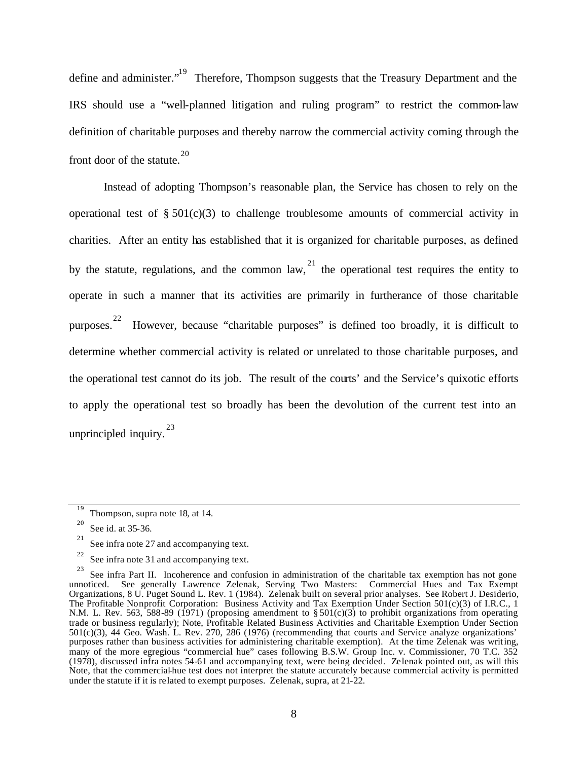define and administer."[19] Therefore, Thompson suggests that the Treasury Department and the IRS should use a "well-planned litigation and ruling program" to restrict the common-law definition of charitable purposes and thereby narrow the commercial activity coming through the front door of the statute.[20]

Instead of adopting Thompson's reasonable plan, the Service has chosen to rely on the operational test of § 501(c)(3) to challenge troublesome amounts of commercial activity in charities. After an entity has established that it is organized for charitable purposes, as defined by the statute, regulations, and the common law,[21] the operational test requires the entity to operate in such a manner that its activities are primarily in furtherance of those charitable purposes.[22] However, because "charitable purposes" is defined too broadly, it is difficult to determine whether commercial activity is related or unrelated to those charitable purposes, and the operational test cannot do its job. The result of the courts' and the Service's quixotic efforts to apply the operational test so broadly has been the devolution of the current test into an unprincipled inquiry.[23]

---

[19] Thompson, supra note 18, at 14.

[20] See id. at 35-36.

[21] See infra note 27 and accompanying text.

[22] See infra note 31 and accompanying text.

[23] See infra Part II. Incoherence and confusion in administration of the charitable tax exemption has not gone unnoticed. See generally Lawrence Zelenak, Serving Two Masters: Commercial Hues and Tax Exempt Organizations, 8 U. Puget Sound L. Rev. 1 (1984). Zelenak built on several prior analyses. See Robert J. Desiderio, The Profitable Nonprofit Corporation: Business Activity and Tax Exemption Under Section 501(c)(3) of I.R.C., 1 N.M. L. Rev. 563, 588-89 (1971) (proposing amendment to § 501(c)(3) to prohibit organizations from operating trade or business regularly); Note, Profitable Related Business Activities and Charitable Exemption Under Section 501(c)(3), 44 Geo. Wash. L. Rev. 270, 286 (1976) (recommending that courts and Service analyze organizations' purposes rather than business activities for administering charitable exemption). At the time Zelenak was writing, many of the more egregious "commercial hue" cases following B.S.W. Group Inc. v. Commissioner, 70 T.C. 352 (1978), discussed infra notes 54-61 and accompanying text, were being decided. Zelenak pointed out, as will this Note, that the commercial-hue test does not interpret the statute accurately because commercial activity is permitted under the statute if it is related to exempt purposes. Zelenak, supra, at 21-22.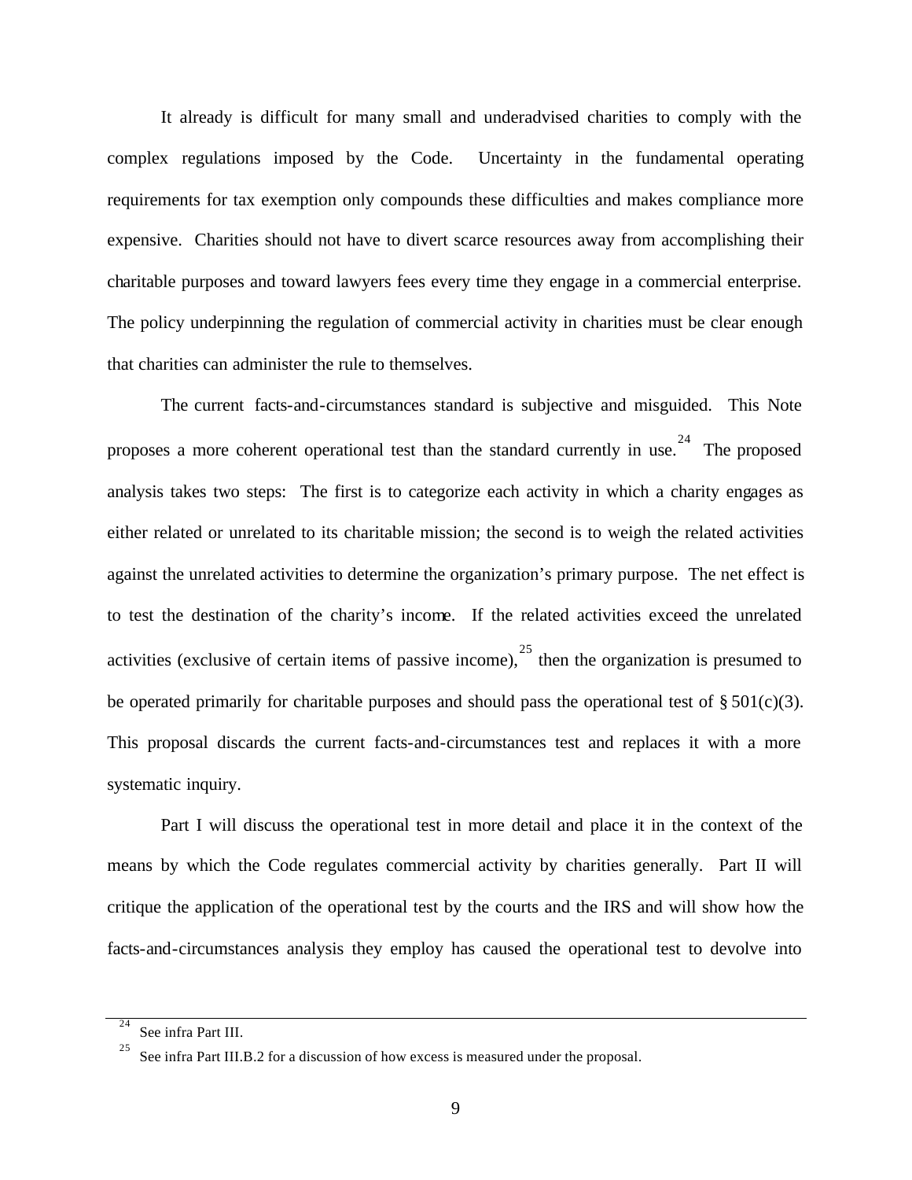It already is difficult for many small and underadvised charities to comply with the complex regulations imposed by the Code. Uncertainty in the fundamental operating requirements for tax exemption only compounds these difficulties and makes compliance more expensive. Charities should not have to divert scarce resources away from accomplishing their charitable purposes and toward lawyers fees every time they engage in a commercial enterprise. The policy underpinning the regulation of commercial activity in charities must be clear enough that charities can administer the rule to themselves.

The current facts-and-circumstances standard is subjective and misguided. This Note proposes a more coherent operational test than the standard currently in use.[24] The proposed analysis takes two steps: The first is to categorize each activity in which a charity engages as either related or unrelated to its charitable mission; the second is to weigh the related activities against the unrelated activities to determine the organization's primary purpose. The net effect is to test the destination of the charity's income. If the related activities exceed the unrelated activities (exclusive of certain items of passive income),[25] then the organization is presumed to be operated primarily for charitable purposes and should pass the operational test of § 501(c)(3). This proposal discards the current facts-and-circumstances test and replaces it with a more systematic inquiry.

Part I will discuss the operational test in more detail and place it in the context of the means by which the Code regulates commercial activity by charities generally. Part II will critique the application of the operational test by the courts and the IRS and will show how the facts-and-circumstances analysis they employ has caused the operational test to devolve into

---

[24] See infra Part III.

[25] See infra Part III.B.2 for a discussion of how excess is measured under the proposal.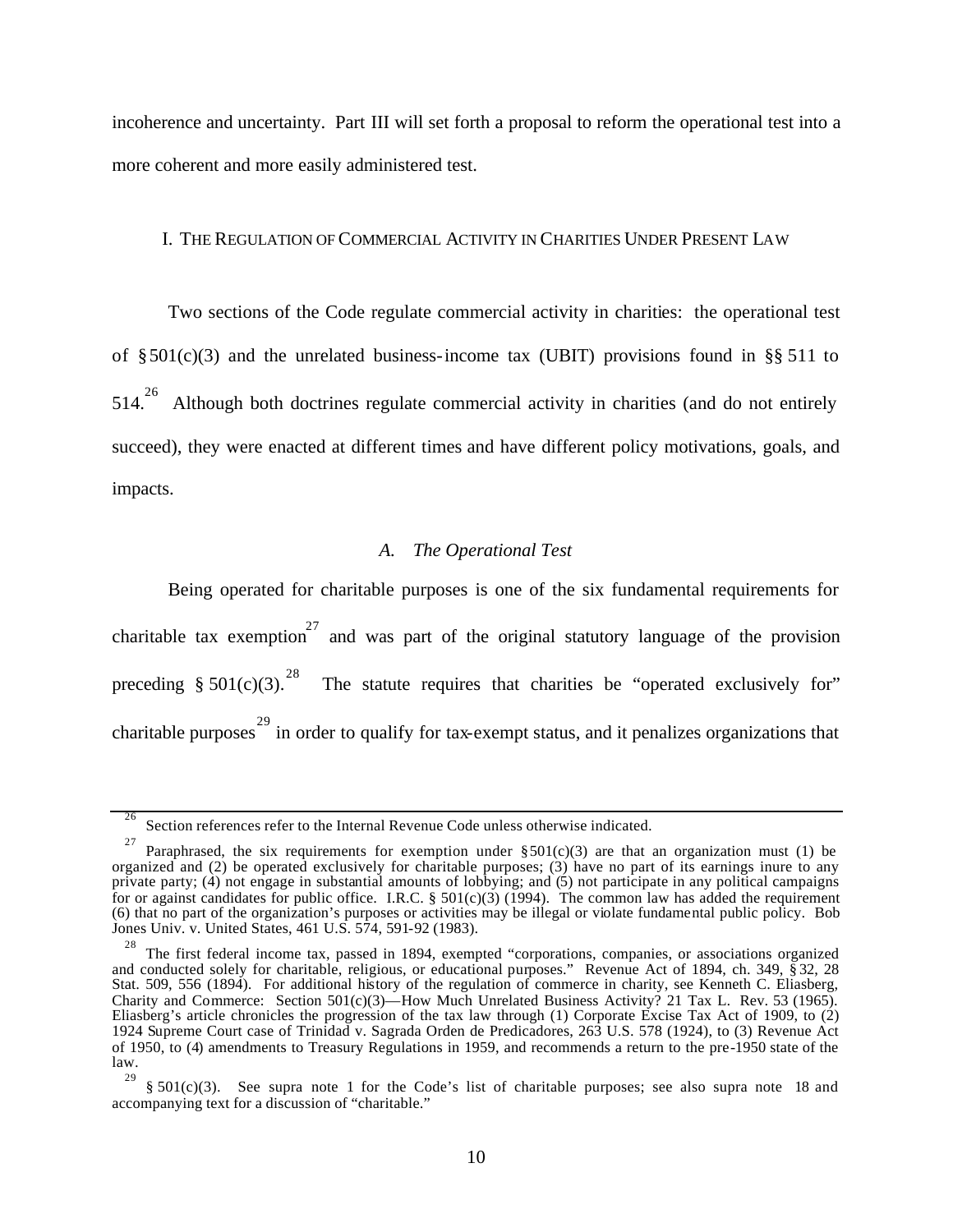incoherence and uncertainty. Part III will set forth a proposal to reform the operational test into a more coherent and more easily administered test.

## I. THE REGULATION OF COMMERCIAL ACTIVITY IN CHARITIES UNDER PRESENT LAW

Two sections of the Code regulate commercial activity in charities: the operational test of § 501(c)(3) and the unrelated business-income tax (UBIT) provisions found in §§ 511 to 514.[26] Although both doctrines regulate commercial activity in charities (and do not entirely succeed), they were enacted at different times and have different policy motivations, goals, and impacts.

### *A. The Operational Test*

Being operated for charitable purposes is one of the six fundamental requirements for charitable tax exemption[27] and was part of the original statutory language of the provision preceding § 501(c)(3).[28] The statute requires that charities be "operated exclusively for" charitable purposes[29] in order to qualify for tax-exempt status, and it penalizes organizations that

---

[26] Section references refer to the Internal Revenue Code unless otherwise indicated.

[27] Paraphrased, the six requirements for exemption under § 501(c)(3) are that an organization must (1) be organized and (2) be operated exclusively for charitable purposes; (3) have no part of its earnings inure to any private party; (4) not engage in substantial amounts of lobbying; and (5) not participate in any political campaigns for or against candidates for public office. I.R.C. § 501(c)(3) (1994). The common law has added the requirement (6) that no part of the organization's purposes or activities may be illegal or violate fundamental public policy. Bob Jones Univ. v. United States, 461 U.S. 574, 591-92 (1983).

[28] The first federal income tax, passed in 1894, exempted "corporations, companies, or associations organized and conducted solely for charitable, religious, or educational purposes." Revenue Act of 1894, ch. 349, § 32, 28 Stat. 509, 556 (1894). For additional history of the regulation of commerce in charity, see Kenneth C. Eliasberg, Charity and Commerce: Section 501(c)(3)—How Much Unrelated Business Activity? 21 Tax L. Rev. 53 (1965). Eliasberg's article chronicles the progression of the tax law through (1) Corporate Excise Tax Act of 1909, to (2) 1924 Supreme Court case of Trinidad v. Sagrada Orden de Predicadores, 263 U.S. 578 (1924), to (3) Revenue Act of 1950, to (4) amendments to Treasury Regulations in 1959, and recommends a return to the pre-1950 state of the law.

[29] § 501(c)(3). See supra note 1 for the Code's list of charitable purposes; see also supra note 18 and accompanying text for a discussion of "charitable."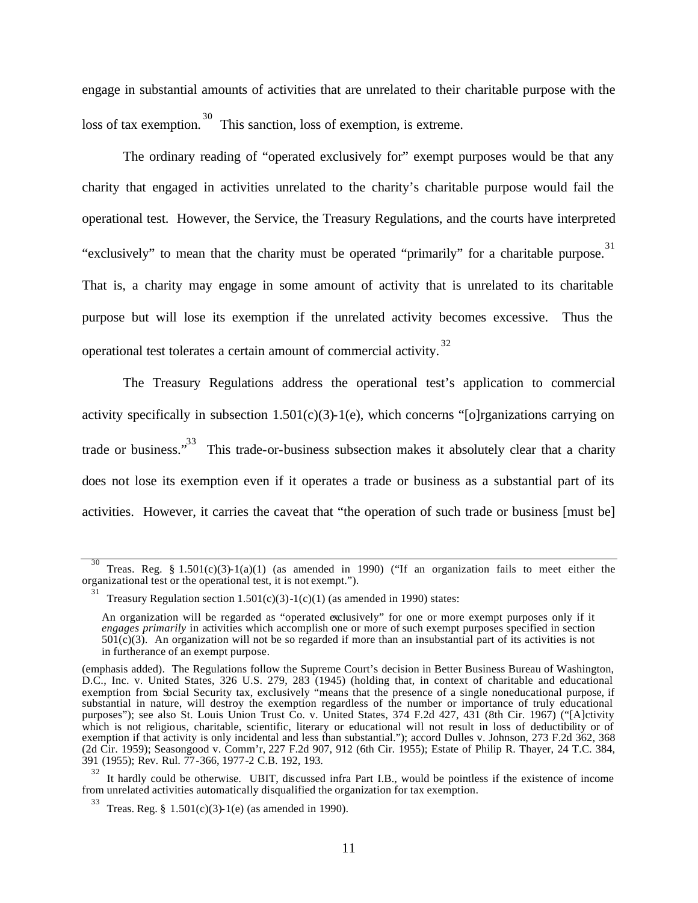engage in substantial amounts of activities that are unrelated to their charitable purpose with the loss of tax exemption.[30] This sanction, loss of exemption, is extreme.

The ordinary reading of "operated exclusively for" exempt purposes would be that any charity that engaged in activities unrelated to the charity's charitable purpose would fail the operational test. However, the Service, the Treasury Regulations, and the courts have interpreted "exclusively" to mean that the charity must be operated "primarily" for a charitable purpose.[31] That is, a charity may engage in some amount of activity that is unrelated to its charitable purpose but will lose its exemption if the unrelated activity becomes excessive. Thus the operational test tolerates a certain amount of commercial activity.[32]

The Treasury Regulations address the operational test's application to commercial activity specifically in subsection 1.501(c)(3)-1(e), which concerns "[o]rganizations carrying on trade or business."[33] This trade-or-business subsection makes it absolutely clear that a charity does not lose its exemption even if it operates a trade or business as a substantial part of its activities. However, it carries the caveat that "the operation of such trade or business [must be]

---

[30] Treas. Reg. § 1.501(c)(3)-1(a)(1) (as amended in 1990) ("If an organization fails to meet either the organizational test or the operational test, it is not exempt.").

[31] Treasury Regulation section 1.501(c)(3)-1(c)(1) (as amended in 1990) states:

> An organization will be regarded as "operated exclusively" for one or more exempt purposes only if it *engages primarily* in activities which accomplish one or more of such exempt purposes specified in section 501(c)(3). An organization will not be so regarded if more than an insubstantial part of its activities is not in furtherance of an exempt purpose.

(emphasis added). The Regulations follow the Supreme Court's decision in Better Business Bureau of Washington, D.C., Inc. v. United States, 326 U.S. 279, 283 (1945) (holding that, in context of charitable and educational exemption from Social Security tax, exclusively "means that the presence of a single noneducational purpose, if substantial in nature, will destroy the exemption regardless of the number or importance of truly educational purposes"); see also St. Louis Union Trust Co. v. United States, 374 F.2d 427, 431 (8th Cir. 1967) ("[A]ctivity which is not religious, charitable, scientific, literary or educational will not result in loss of deductibility or of exemption if that activity is only incidental and less than substantial."); accord Dulles v. Johnson, 273 F.2d 362, 368 (2d Cir. 1959); Seasongood v. Comm'r, 227 F.2d 907, 912 (6th Cir. 1955); Estate of Philip R. Thayer, 24 T.C. 384, 391 (1955); Rev. Rul. 77-366, 1977-2 C.B. 192, 193.

[32] It hardly could be otherwise. UBIT, discussed infra Part I.B., would be pointless if the existence of income from unrelated activities automatically disqualified the organization for tax exemption.

[33] Treas. Reg. § 1.501(c)(3)-1(e) (as amended in 1990).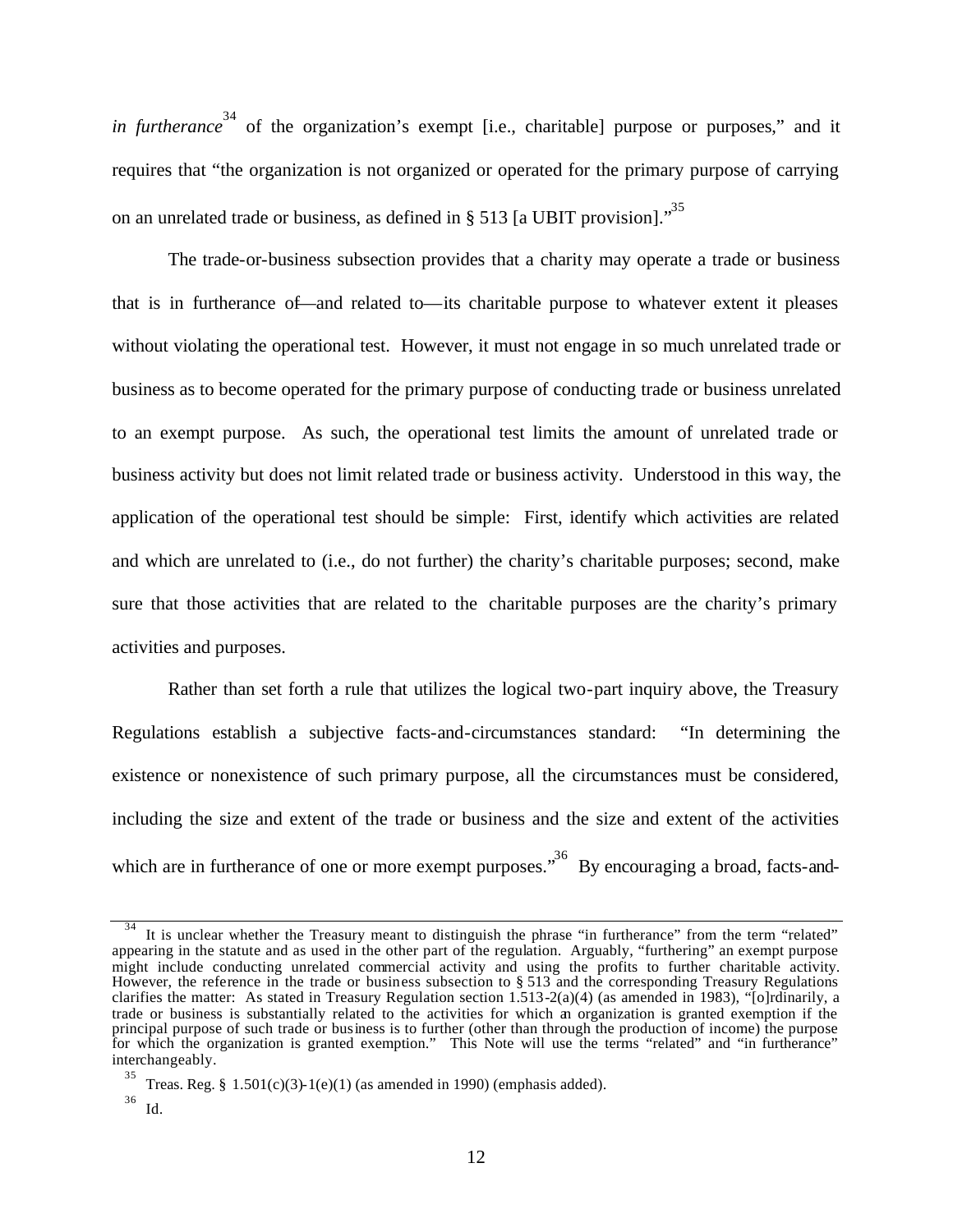*in furtherance*[34] of the organization's exempt [i.e., charitable] purpose or purposes," and it requires that "the organization is not organized or operated for the primary purpose of carrying on an unrelated trade or business, as defined in § 513 [a UBIT provision]."[35]

The trade-or-business subsection provides that a charity may operate a trade or business that is in furtherance of—and related to—its charitable purpose to whatever extent it pleases without violating the operational test. However, it must not engage in so much unrelated trade or business as to become operated for the primary purpose of conducting trade or business unrelated to an exempt purpose. As such, the operational test limits the amount of unrelated trade or business activity but does not limit related trade or business activity. Understood in this way, the application of the operational test should be simple: First, identify which activities are related and which are unrelated to (i.e., do not further) the charity's charitable purposes; second, make sure that those activities that are related to the charitable purposes are the charity's primary activities and purposes.

Rather than set forth a rule that utilizes the logical two-part inquiry above, the Treasury Regulations establish a subjective facts-and-circumstances standard: "In determining the existence or nonexistence of such primary purpose, all the circumstances must be considered, including the size and extent of the trade or business and the size and extent of the activities which are in furtherance of one or more exempt purposes."[36] By encouraging a broad, facts-and-

---

[34] It is unclear whether the Treasury meant to distinguish the phrase "in furtherance" from the term "related" appearing in the statute and as used in the other part of the regulation. Arguably, "furthering" an exempt purpose might include conducting unrelated commercial activity and using the profits to further charitable activity. However, the reference in the trade or business subsection to § 513 and the corresponding Treasury Regulations clarifies the matter: As stated in Treasury Regulation section 1.513-2(a)(4) (as amended in 1983), "[o]rdinarily, a trade or business is substantially related to the activities for which an organization is granted exemption if the principal purpose of such trade or business is to further (other than through the production of income) the purpose for which the organization is granted exemption." This Note will use the terms "related" and "in furtherance" interchangeably.

[35] Treas. Reg. § 1.501(c)(3)-1(e)(1) (as amended in 1990) (emphasis added).

[36] Id.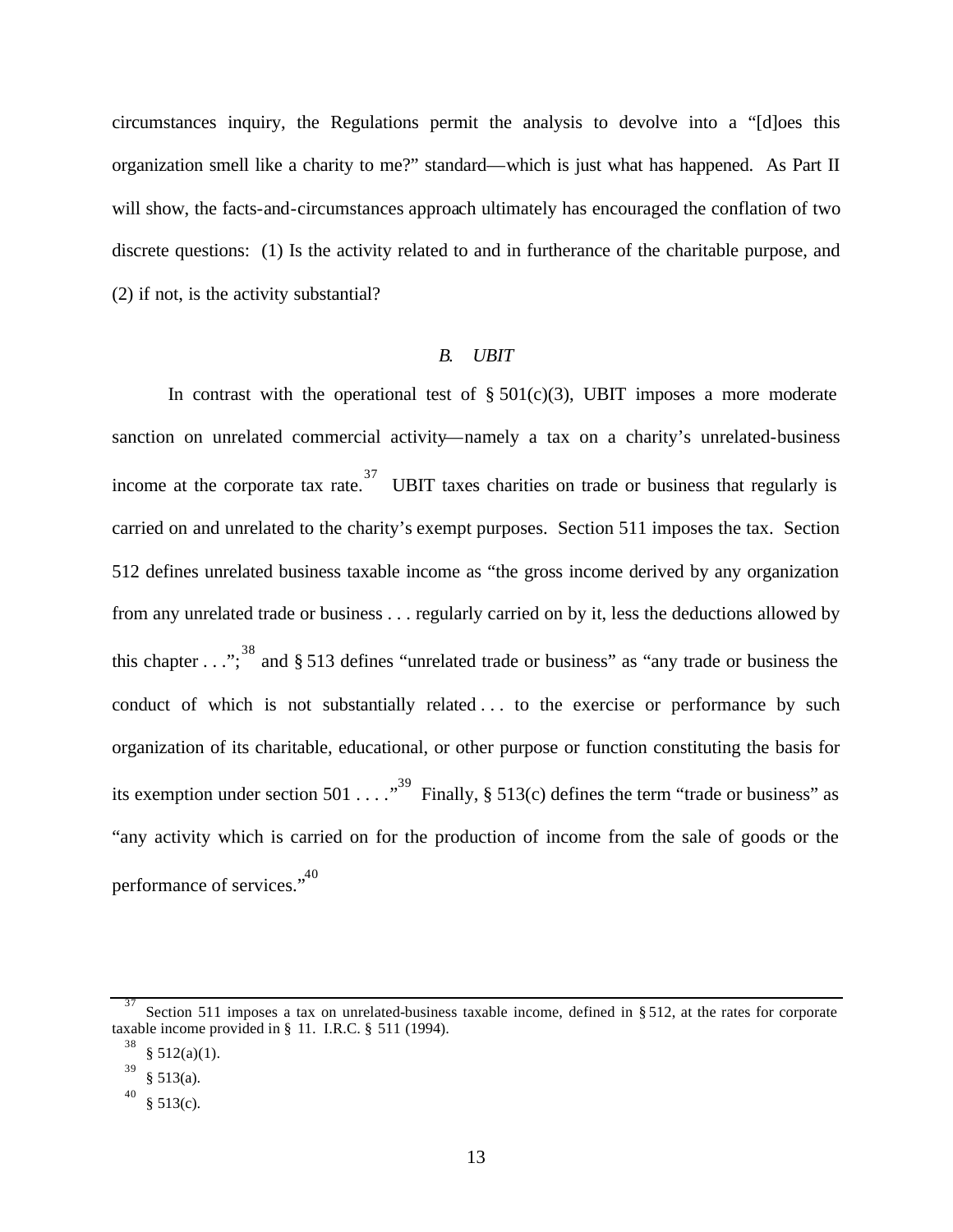circumstances inquiry, the Regulations permit the analysis to devolve into a "[d]oes this organization smell like a charity to me?" standard—which is just what has happened. As Part II will show, the facts-and-circumstances approach ultimately has encouraged the conflation of two discrete questions: (1) Is the activity related to and in furtherance of the charitable purpose, and (2) if not, is the activity substantial?

### *B. UBIT*

In contrast with the operational test of § 501(c)(3), UBIT imposes a more moderate sanction on unrelated commercial activity—namely a tax on a charity's unrelated-business income at the corporate tax rate.[37] UBIT taxes charities on trade or business that regularly is carried on and unrelated to the charity's exempt purposes. Section 511 imposes the tax. Section 512 defines unrelated business taxable income as "the gross income derived by any organization from any unrelated trade or business . . . regularly carried on by it, less the deductions allowed by this chapter . . .";[38] and § 513 defines "unrelated trade or business" as "any trade or business the conduct of which is not substantially related . . . to the exercise or performance by such organization of its charitable, educational, or other purpose or function constituting the basis for its exemption under section 501 . . . ."[39] Finally, § 513(c) defines the term "trade or business" as "any activity which is carried on for the production of income from the sale of goods or the performance of services."[40]

---

[37] Section 511 imposes a tax on unrelated-business taxable income, defined in § 512, at the rates for corporate taxable income provided in § 11. I.R.C. § 511 (1994).

[38] § 512(a)(1).

[39] § 513(a).

[40] § 513(c).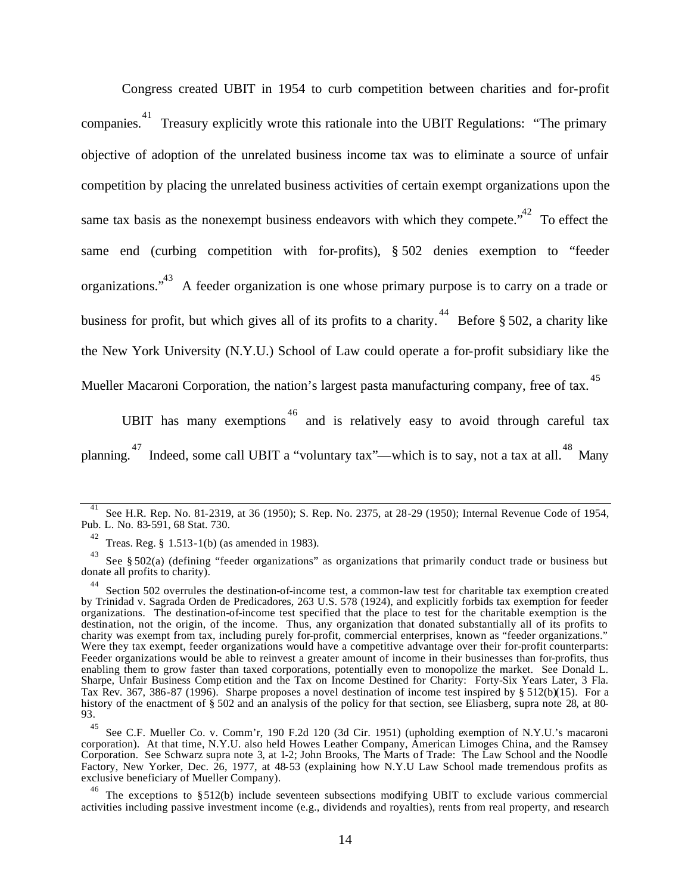Congress created UBIT in 1954 to curb competition between charities and for-profit companies.[41] Treasury explicitly wrote this rationale into the UBIT Regulations: "The primary objective of adoption of the unrelated business income tax was to eliminate a source of unfair competition by placing the unrelated business activities of certain exempt organizations upon the same tax basis as the nonexempt business endeavors with which they compete."[42] To effect the same end (curbing competition with for-profits), § 502 denies exemption to "feeder organizations."[43] A feeder organization is one whose primary purpose is to carry on a trade or business for profit, but which gives all of its profits to a charity.[44] Before § 502, a charity like the New York University (N.Y.U.) School of Law could operate a for-profit subsidiary like the Mueller Macaroni Corporation, the nation's largest pasta manufacturing company, free of tax.[45]

UBIT has many exemptions[46] and is relatively easy to avoid through careful tax planning.[47] Indeed, some call UBIT a "voluntary tax"—which is to say, not a tax at all.[48] Many

---

[41] See H.R. Rep. No. 81-2319, at 36 (1950); S. Rep. No. 2375, at 28-29 (1950); Internal Revenue Code of 1954, Pub. L. No. 83-591, 68 Stat. 730.

[42] Treas. Reg. § 1.513-1(b) (as amended in 1983).

[43] See § 502(a) (defining "feeder organizations" as organizations that primarily conduct trade or business but donate all profits to charity).

[44] Section 502 overrules the destination-of-income test, a common-law test for charitable tax exemption created by Trinidad v. Sagrada Orden de Predicadores, 263 U.S. 578 (1924), and explicitly forbids tax exemption for feeder organizations. The destination-of-income test specified that the place to test for the charitable exemption is the destination, not the origin, of the income. Thus, any organization that donated substantially all of its profits to charity was exempt from tax, including purely for-profit, commercial enterprises, known as "feeder organizations." Were they tax exempt, feeder organizations would have a competitive advantage over their for-profit counterparts: Feeder organizations would be able to reinvest a greater amount of income in their businesses than for-profits, thus enabling them to grow faster than taxed corporations, potentially even to monopolize the market. See Donald L. Sharpe, Unfair Business Competition and the Tax on Income Destined for Charity: Forty-Six Years Later, 3 Fla. Tax Rev. 367, 386-87 (1996). Sharpe proposes a novel destination of income test inspired by § 512(b)(15). For a history of the enactment of § 502 and an analysis of the policy for that section, see Eliasberg, supra note 28, at 80-93.

[45] See C.F. Mueller Co. v. Comm'r, 190 F.2d 120 (3d Cir. 1951) (upholding exemption of N.Y.U.'s macaroni corporation). At that time, N.Y.U. also held Howes Leather Company, American Limoges China, and the Ramsey Corporation. See Schwarz supra note 3, at 1-2; John Brooks, The Marts of Trade: The Law School and the Noodle Factory, New Yorker, Dec. 26, 1977, at 48-53 (explaining how N.Y.U Law School made tremendous profits as exclusive beneficiary of Mueller Company).

[46] The exceptions to § 512(b) include seventeen subsections modifying UBIT to exclude various commercial activities including passive investment income (e.g., dividends and royalties), rents from real property, and research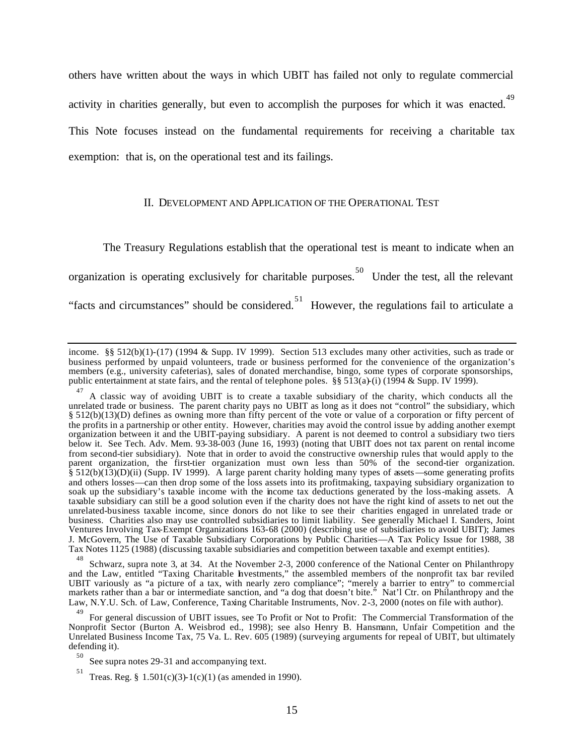others have written about the ways in which UBIT has failed not only to regulate commercial activity in charities generally, but even to accomplish the purposes for which it was enacted.[49] This Note focuses instead on the fundamental requirements for receiving a charitable tax exemption: that is, on the operational test and its failings.

## II. DEVELOPMENT AND APPLICATION OF THE OPERATIONAL TEST

The Treasury Regulations establish that the operational test is meant to indicate when an organization is operating exclusively for charitable purposes.[50] Under the test, all the relevant "facts and circumstances" should be considered.[51] However, the regulations fail to articulate a

---

income. §§ 512(b)(1)-(17) (1994 & Supp. IV 1999). Section 513 excludes many other activities, such as trade or business performed by unpaid volunteers, trade or business performed for the convenience of the organization's members (e.g., university cafeterias), sales of donated merchandise, bingo, some types of corporate sponsorships, public entertainment at state fairs, and the rental of telephone poles. §§ 513(a)-(i) (1994 & Supp. IV 1999).

[47] A classic way of avoiding UBIT is to create a taxable subsidiary of the charity, which conducts all the unrelated trade or business. The parent charity pays no UBIT as long as it does not "control" the subsidiary, which § 512(b)(13)(D) defines as owning more than fifty percent of the vote or value of a corporation or fifty percent of the profits in a partnership or other entity. However, charities may avoid the control issue by adding another exempt organization between it and the UBIT-paying subsidiary. A parent is not deemed to control a subsidiary two tiers below it. See Tech. Adv. Mem. 93-38-003 (June 16, 1993) (noting that UBIT does not tax parent on rental income from second-tier subsidiary). Note that in order to avoid the constructive ownership rules that would apply to the parent organization, the first-tier organization must own less than 50% of the second-tier organization. § 512(b)(13)(D)(ii) (Supp. IV 1999). A large parent charity holding many types of assets—some generating profits and others losses—can then drop some of the loss assets into its profitmaking, taxpaying subsidiary organization to soak up the subsidiary's taxable income with the income tax deductions generated by the loss-making assets. A taxable subsidiary can still be a good solution even if the charity does not have the right kind of assets to net out the unrelated-business taxable income, since donors do not like to see their charities engaged in unrelated trade or business. Charities also may use controlled subsidiaries to limit liability. See generally Michael I. Sanders, Joint Ventures Involving Tax-Exempt Organizations 163-68 (2000) (describing use of subsidiaries to avoid UBIT); James J. McGovern, The Use of Taxable Subsidiary Corporations by Public Charities—A Tax Policy Issue for 1988, 38 Tax Notes 1125 (1988) (discussing taxable subsidiaries and competition between taxable and exempt entities).

[48] Schwarz, supra note 3, at 34. At the November 2-3, 2000 conference of the National Center on Philanthropy and the Law, entitled "Taxing Charitable Investments," the assembled members of the nonprofit tax bar reviled UBIT variously as "a picture of a tax, with nearly zero compliance"; "merely a barrier to entry" to commercial markets rather than a bar or intermediate sanction, and "a dog that doesn't bite." Nat'l Ctr. on Philanthropy and the Law, N.Y.U. Sch. of Law, Conference, Taxing Charitable Instruments, Nov. 2-3, 2000 (notes on file with author).

[49] For general discussion of UBIT issues, see To Profit or Not to Profit: The Commercial Transformation of the Nonprofit Sector (Burton A. Weisbrod ed., 1998); see also Henry B. Hansmann, Unfair Competition and the Unrelated Business Income Tax, 75 Va. L. Rev. 605 (1989) (surveying arguments for repeal of UBIT, but ultimately defending it).

[50] See supra notes 29-31 and accompanying text.

[51] Treas. Reg. § 1.501(c)(3)-1(c)(1) (as amended in 1990).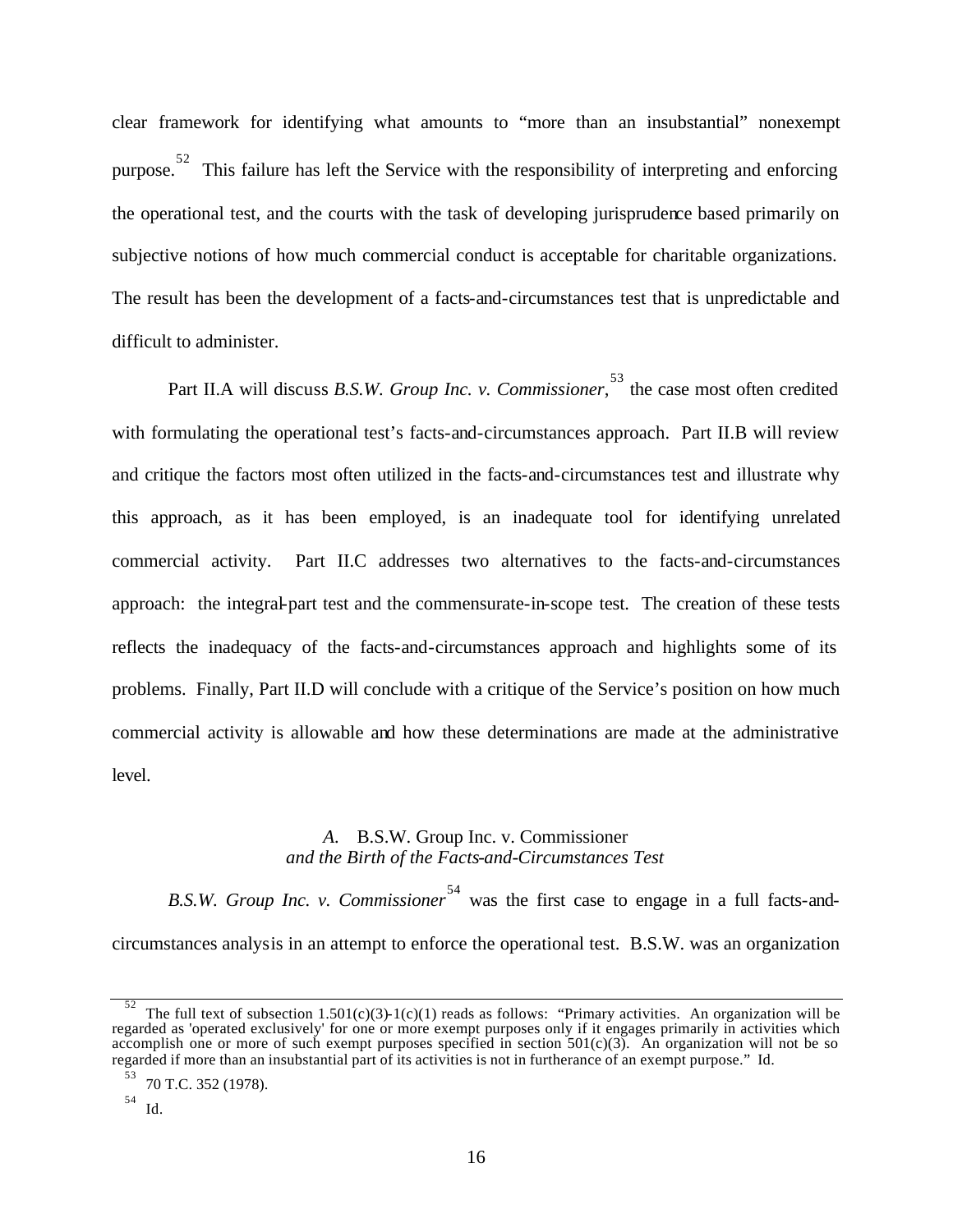clear framework for identifying what amounts to "more than an insubstantial" nonexempt purpose.[52] This failure has left the Service with the responsibility of interpreting and enforcing the operational test, and the courts with the task of developing jurisprudence based primarily on subjective notions of how much commercial conduct is acceptable for charitable organizations. The result has been the development of a facts-and-circumstances test that is unpredictable and difficult to administer.

Part II.A will discuss *B.S.W. Group Inc. v. Commissioner*,[53] the case most often credited with formulating the operational test's facts-and-circumstances approach. Part II.B will review and critique the factors most often utilized in the facts-and-circumstances test and illustrate why this approach, as it has been employed, is an inadequate tool for identifying unrelated commercial activity. Part II.C addresses two alternatives to the facts-and-circumstances approach: the integral-part test and the commensurate-in-scope test. The creation of these tests reflects the inadequacy of the facts-and-circumstances approach and highlights some of its problems. Finally, Part II.D will conclude with a critique of the Service's position on how much commercial activity is allowable and how these determinations are made at the administrative level.

### *A.* B.S.W. Group Inc. v. Commissioner *and the Birth of the Facts-and-Circumstances Test*

*B.S.W. Group Inc. v. Commissioner*[54] was the first case to engage in a full facts-and-circumstances analysis in an attempt to enforce the operational test. B.S.W. was an organization

---

[52] The full text of subsection 1.501(c)(3)-1(c)(1) reads as follows: "Primary activities. An organization will be regarded as 'operated exclusively' for one or more exempt purposes only if it engages primarily in activities which accomplish one or more of such exempt purposes specified in section 501(c)(3). An organization will not be so regarded if more than an insubstantial part of its activities is not in furtherance of an exempt purpose." Id.

[53] 70 T.C. 352 (1978).

[54] Id.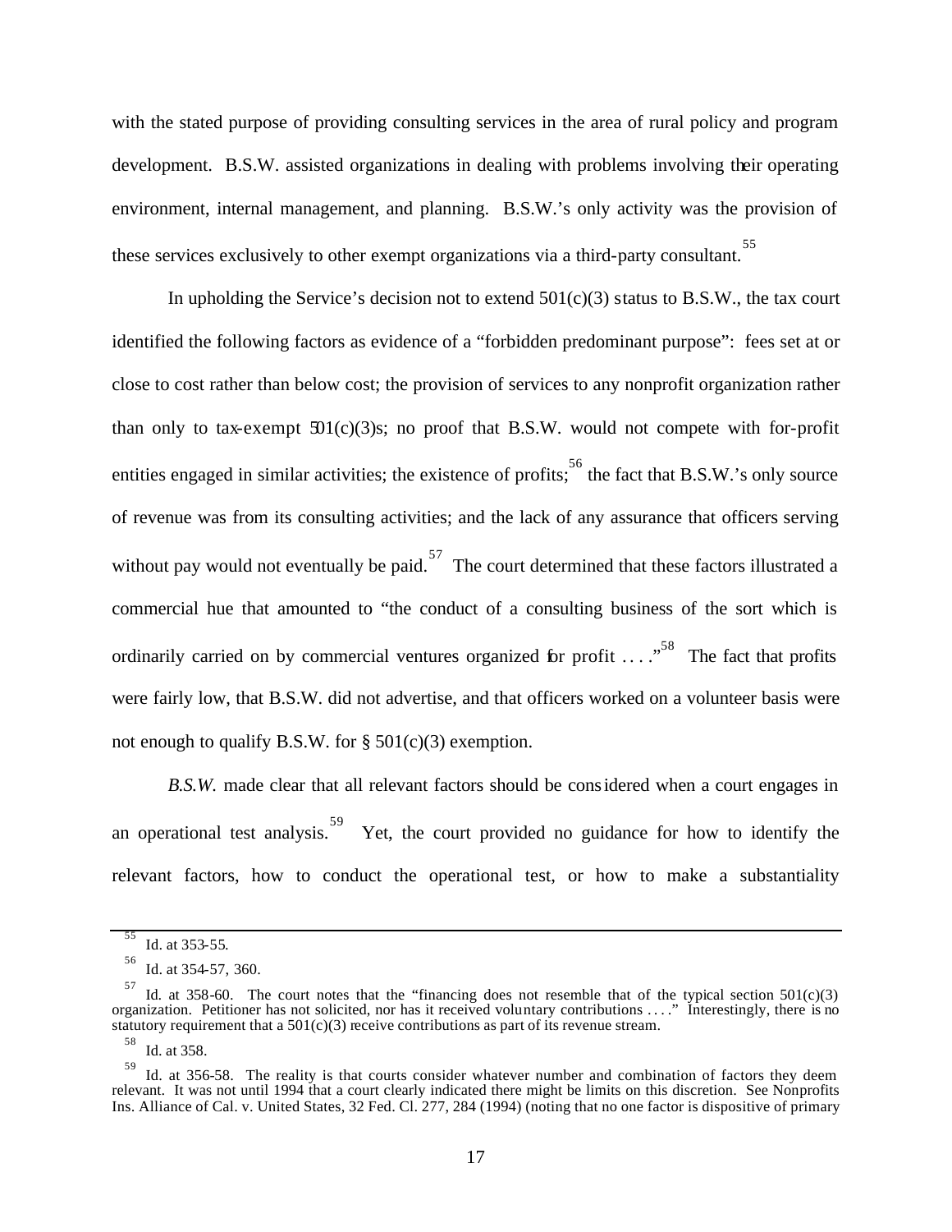with the stated purpose of providing consulting services in the area of rural policy and program development. B.S.W. assisted organizations in dealing with problems involving their operating environment, internal management, and planning. B.S.W.'s only activity was the provision of these services exclusively to other exempt organizations via a third-party consultant.[55]

In upholding the Service's decision not to extend 501(c)(3) status to B.S.W., the tax court identified the following factors as evidence of a "forbidden predominant purpose": fees set at or close to cost rather than below cost; the provision of services to any nonprofit organization rather than only to tax-exempt 501(c)(3)s; no proof that B.S.W. would not compete with for-profit entities engaged in similar activities; the existence of profits;[56] the fact that B.S.W.'s only source of revenue was from its consulting activities; and the lack of any assurance that officers serving without pay would not eventually be paid.[57] The court determined that these factors illustrated a commercial hue that amounted to "the conduct of a consulting business of the sort which is ordinarily carried on by commercial ventures organized for profit . . . ."[58] The fact that profits were fairly low, that B.S.W. did not advertise, and that officers worked on a volunteer basis were not enough to qualify B.S.W. for § 501(c)(3) exemption.

*B.S.W.* made clear that all relevant factors should be considered when a court engages in an operational test analysis.[59] Yet, the court provided no guidance for how to identify the relevant factors, how to conduct the operational test, or how to make a substantiality

---

[55] Id. at 353-55.

[56] Id. at 354-57, 360.

[57] Id. at 358-60. The court notes that the "financing does not resemble that of the typical section 501(c)(3) organization. Petitioner has not solicited, nor has it received voluntary contributions . . . ." Interestingly, there is no statutory requirement that a 501(c)(3) receive contributions as part of its revenue stream.

[58] Id. at 358.

[59] Id. at 356-58. The reality is that courts consider whatever number and combination of factors they deem relevant. It was not until 1994 that a court clearly indicated there might be limits on this discretion. See Nonprofits Ins. Alliance of Cal. v. United States, 32 Fed. Cl. 277, 284 (1994) (noting that no one factor is dispositive of primary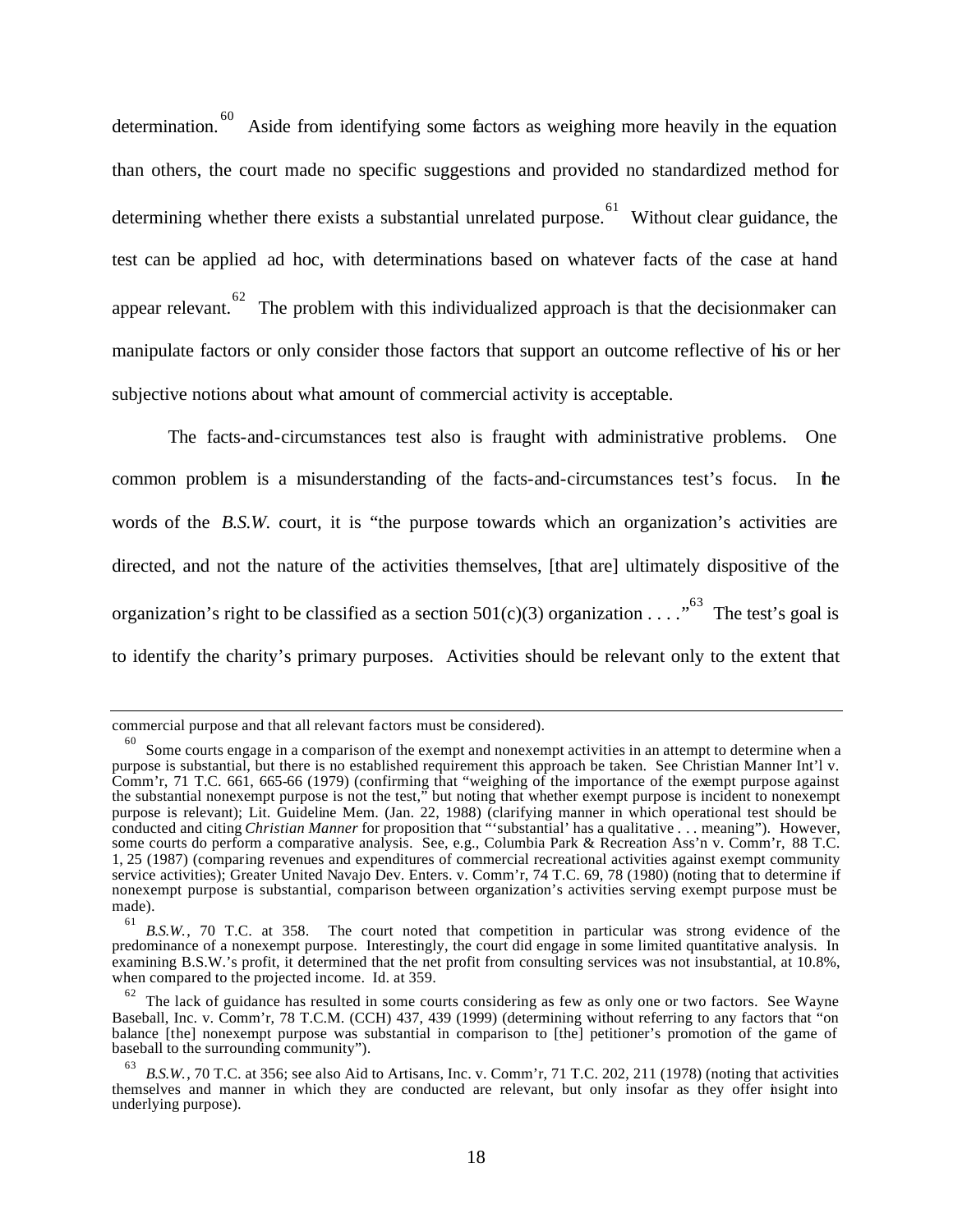determination.[60] Aside from identifying some factors as weighing more heavily in the equation than others, the court made no specific suggestions and provided no standardized method for determining whether there exists a substantial unrelated purpose.[61] Without clear guidance, the test can be applied ad hoc, with determinations based on whatever facts of the case at hand appear relevant.[62] The problem with this individualized approach is that the decisionmaker can manipulate factors or only consider those factors that support an outcome reflective of his or her subjective notions about what amount of commercial activity is acceptable.

The facts-and-circumstances test also is fraught with administrative problems. One common problem is a misunderstanding of the facts-and-circumstances test's focus. In the words of the *B.S.W.* court, it is "the purpose towards which an organization's activities are directed, and not the nature of the activities themselves, [that are] ultimately dispositive of the organization's right to be classified as a section 501(c)(3) organization . . . ."[63] The test's goal is to identify the charity's primary purposes. Activities should be relevant only to the extent that

---

commercial purpose and that all relevant factors must be considered).

[60] Some courts engage in a comparison of the exempt and nonexempt activities in an attempt to determine when a purpose is substantial, but there is no established requirement this approach be taken. See Christian Manner Int'l v. Comm'r, 71 T.C. 661, 665-66 (1979) (confirming that "weighing of the importance of the exempt purpose against the substantial nonexempt purpose is not the test," but noting that whether exempt purpose is incident to nonexempt purpose is relevant); Lit. Guideline Mem. (Jan. 22, 1988) (clarifying manner in which operational test should be conducted and citing *Christian Manner* for proposition that "'substantial' has a qualitative . . . meaning"). However, some courts do perform a comparative analysis. See, e.g., Columbia Park & Recreation Ass'n v. Comm'r, 88 T.C. 1, 25 (1987) (comparing revenues and expenditures of commercial recreational activities against exempt community service activities); Greater United Navajo Dev. Enters. v. Comm'r, 74 T.C. 69, 78 (1980) (noting that to determine if nonexempt purpose is substantial, comparison between organization's activities serving exempt purpose must be made).

[61] *B.S.W.*, 70 T.C. at 358. The court noted that competition in particular was strong evidence of the predominance of a nonexempt purpose. Interestingly, the court did engage in some limited quantitative analysis. In examining B.S.W.'s profit, it determined that the net profit from consulting services was not insubstantial, at 10.8%, when compared to the projected income. Id. at 359.

[62] The lack of guidance has resulted in some courts considering as few as only one or two factors. See Wayne Baseball, Inc. v. Comm'r, 78 T.C.M. (CCH) 437, 439 (1999) (determining without referring to any factors that "on balance [the] nonexempt purpose was substantial in comparison to [the] petitioner's promotion of the game of baseball to the surrounding community").

[63] *B.S.W.*, 70 T.C. at 356; see also Aid to Artisans, Inc. v. Comm'r, 71 T.C. 202, 211 (1978) (noting that activities themselves and manner in which they are conducted are relevant, but only insofar as they offer insight into underlying purpose).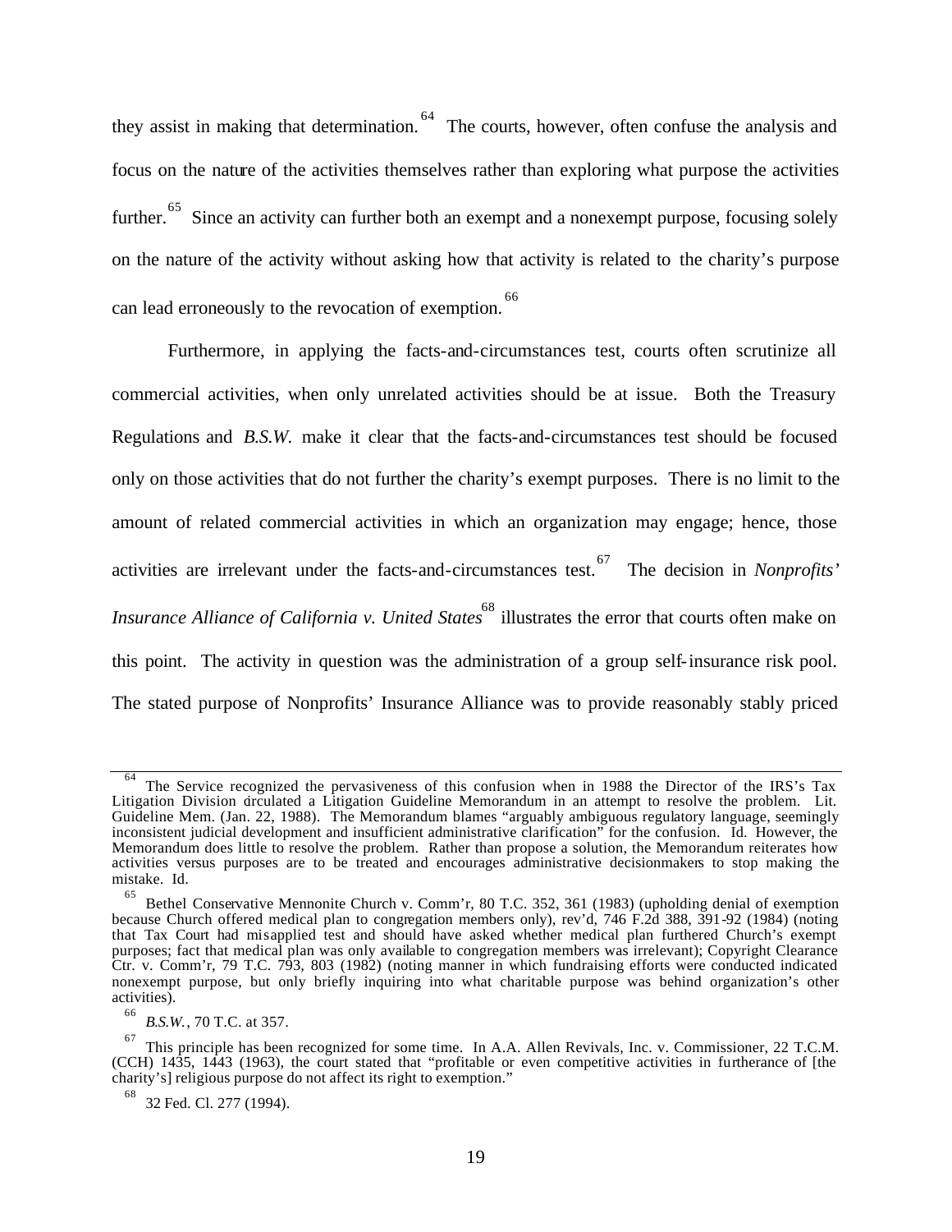they assist in making that determination.[64] The courts, however, often confuse the analysis and focus on the nature of the activities themselves rather than exploring what purpose the activities further.[65] Since an activity can further both an exempt and a nonexempt purpose, focusing solely on the nature of the activity without asking how that activity is related to the charity's purpose can lead erroneously to the revocation of exemption.[66]

Furthermore, in applying the facts-and-circumstances test, courts often scrutinize all commercial activities, when only unrelated activities should be at issue. Both the Treasury Regulations and *B.S.W.* make it clear that the facts-and-circumstances test should be focused only on those activities that do not further the charity's exempt purposes. There is no limit to the amount of related commercial activities in which an organization may engage; hence, those activities are irrelevant under the facts-and-circumstances test.[67] The decision in *Nonprofits' Insurance Alliance of California v. United States*[68] illustrates the error that courts often make on this point. The activity in question was the administration of a group self-insurance risk pool. The stated purpose of Nonprofits' Insurance Alliance was to provide reasonably stably priced

---

[64] The Service recognized the pervasiveness of this confusion when in 1988 the Director of the IRS's Tax Litigation Division circulated a Litigation Guideline Memorandum in an attempt to resolve the problem. Lit. Guideline Mem. (Jan. 22, 1988). The Memorandum blames "arguably ambiguous regulatory language, seemingly inconsistent judicial development and insufficient administrative clarification" for the confusion. Id. However, the Memorandum does little to resolve the problem. Rather than propose a solution, the Memorandum reiterates how activities versus purposes are to be treated and encourages administrative decisionmakers to stop making the mistake. Id.

[65] Bethel Conservative Mennonite Church v. Comm'r, 80 T.C. 352, 361 (1983) (upholding denial of exemption because Church offered medical plan to congregation members only), rev'd, 746 F.2d 388, 391-92 (1984) (noting that Tax Court had misapplied test and should have asked whether medical plan furthered Church's exempt purposes; fact that medical plan was only available to congregation members was irrelevant); Copyright Clearance Ctr. v. Comm'r, 79 T.C. 793, 803 (1982) (noting manner in which fundraising efforts were conducted indicated nonexempt purpose, but only briefly inquiring into what charitable purpose was behind organization's other activities).

[66] *B.S.W.*, 70 T.C. at 357.

[67] This principle has been recognized for some time. In A.A. Allen Revivals, Inc. v. Commissioner, 22 T.C.M. (CCH) 1435, 1443 (1963), the court stated that "profitable or even competitive activities in furtherance of [the charity's] religious purpose do not affect its right to exemption."

[68] 32 Fed. Cl. 277 (1994).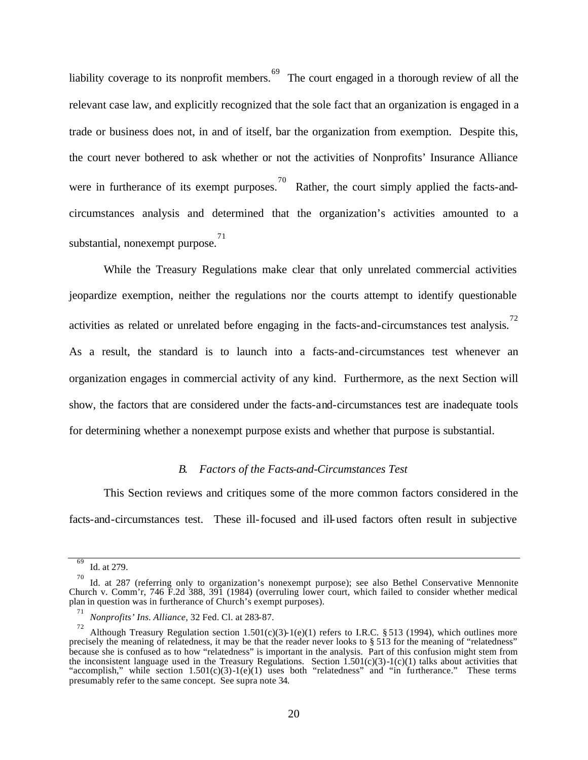liability coverage to its nonprofit members.[69] The court engaged in a thorough review of all the relevant case law, and explicitly recognized that the sole fact that an organization is engaged in a trade or business does not, in and of itself, bar the organization from exemption. Despite this, the court never bothered to ask whether or not the activities of Nonprofits' Insurance Alliance were in furtherance of its exempt purposes.[70] Rather, the court simply applied the facts-and-circumstances analysis and determined that the organization's activities amounted to a substantial, nonexempt purpose.[71]

While the Treasury Regulations make clear that only unrelated commercial activities jeopardize exemption, neither the regulations nor the courts attempt to identify questionable activities as related or unrelated before engaging in the facts-and-circumstances test analysis.[72] As a result, the standard is to launch into a facts-and-circumstances test whenever an organization engages in commercial activity of any kind. Furthermore, as the next Section will show, the factors that are considered under the facts-and-circumstances test are inadequate tools for determining whether a nonexempt purpose exists and whether that purpose is substantial.

### *B. Factors of the Facts-and-Circumstances Test*

This Section reviews and critiques some of the more common factors considered in the facts-and-circumstances test. These ill-focused and ill-used factors often result in subjective

---

[69] Id. at 279.

[70] Id. at 287 (referring only to organization's nonexempt purpose); see also Bethel Conservative Mennonite Church v. Comm'r, 746 F.2d 388, 391 (1984) (overruling lower court, which failed to consider whether medical plan in question was in furtherance of Church's exempt purposes).

[71] *Nonprofits' Ins. Alliance*, 32 Fed. Cl. at 283-87.

[72] Although Treasury Regulation section 1.501(c)(3)-1(e)(1) refers to I.R.C. § 513 (1994), which outlines more precisely the meaning of relatedness, it may be that the reader never looks to § 513 for the meaning of "relatedness" because she is confused as to how "relatedness" is important in the analysis. Part of this confusion might stem from the inconsistent language used in the Treasury Regulations. Section 1.501(c)(3)-1(c)(1) talks about activities that "accomplish," while section 1.501(c)(3)-1(e)(1) uses both "relatedness" and "in furtherance." These terms presumably refer to the same concept. See supra note 34.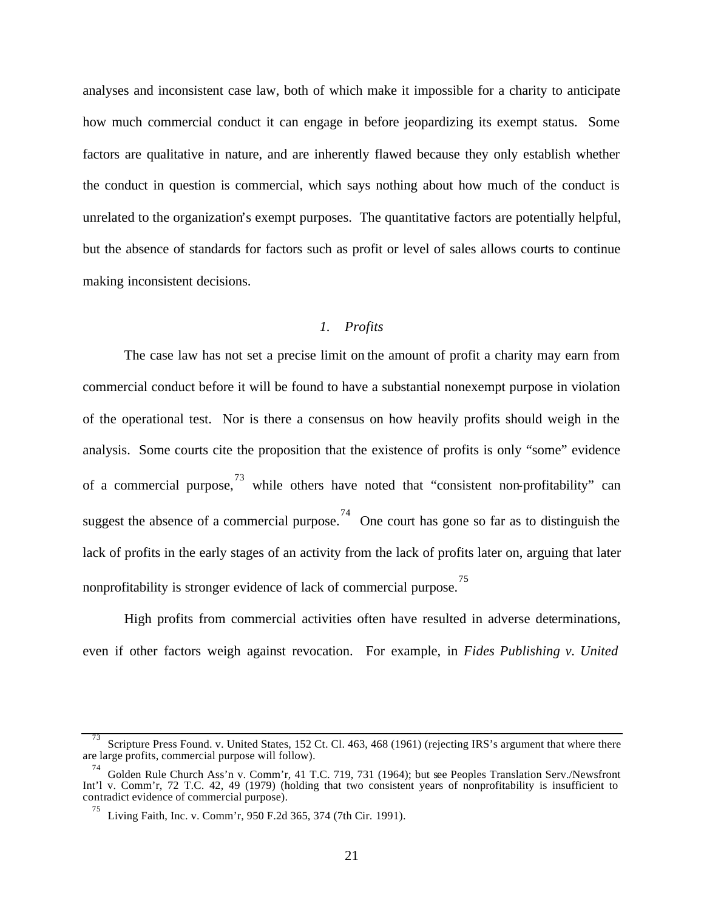analyses and inconsistent case law, both of which make it impossible for a charity to anticipate how much commercial conduct it can engage in before jeopardizing its exempt status. Some factors are qualitative in nature, and are inherently flawed because they only establish whether the conduct in question is commercial, which says nothing about how much of the conduct is unrelated to the organization's exempt purposes. The quantitative factors are potentially helpful, but the absence of standards for factors such as profit or level of sales allows courts to continue making inconsistent decisions.

### *1. Profits*

The case law has not set a precise limit on the amount of profit a charity may earn from commercial conduct before it will be found to have a substantial nonexempt purpose in violation of the operational test. Nor is there a consensus on how heavily profits should weigh in the analysis. Some courts cite the proposition that the existence of profits is only "some" evidence of a commercial purpose,[73] while others have noted that "consistent non-profitability" can suggest the absence of a commercial purpose.[74] One court has gone so far as to distinguish the lack of profits in the early stages of an activity from the lack of profits later on, arguing that later nonprofitability is stronger evidence of lack of commercial purpose.[75]

High profits from commercial activities often have resulted in adverse determinations, even if other factors weigh against revocation. For example, in *Fides Publishing v. United*

---

[73] Scripture Press Found. v. United States, 152 Ct. Cl. 463, 468 (1961) (rejecting IRS's argument that where there are large profits, commercial purpose will follow).

[74] Golden Rule Church Ass'n v. Comm'r, 41 T.C. 719, 731 (1964); but see Peoples Translation Serv./Newsfront Int'l v. Comm'r, 72 T.C. 42, 49 (1979) (holding that two consistent years of nonprofitability is insufficient to contradict evidence of commercial purpose).

[75] Living Faith, Inc. v. Comm'r, 950 F.2d 365, 374 (7th Cir. 1991).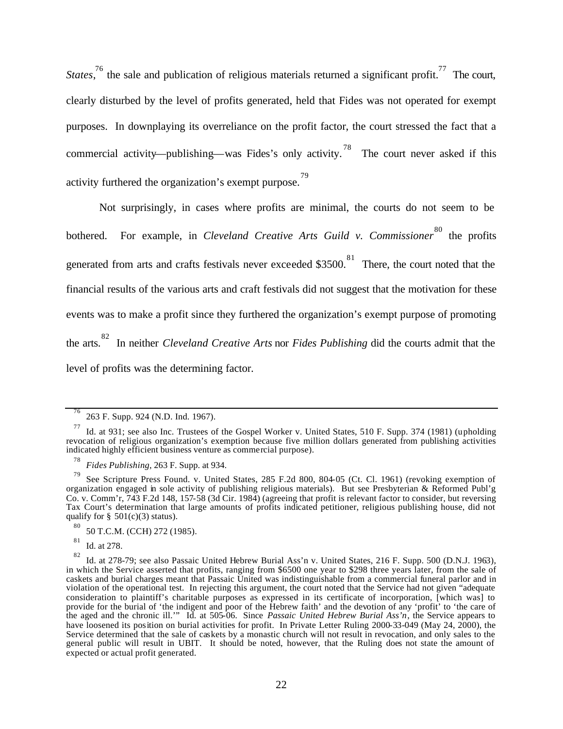*States*,[76] the sale and publication of religious materials returned a significant profit.[77] The court, clearly disturbed by the level of profits generated, held that Fides was not operated for exempt purposes. In downplaying its overreliance on the profit factor, the court stressed the fact that a commercial activity—publishing—was Fides's only activity.[78] The court never asked if this activity furthered the organization's exempt purpose.[79]

Not surprisingly, in cases where profits are minimal, the courts do not seem to be bothered. For example, in *Cleveland Creative Arts Guild v. Commissioner*[80] the profits generated from arts and crafts festivals never exceeded $3500.[81] There, the court noted that the financial results of the various arts and craft festivals did not suggest that the motivation for these events was to make a profit since they furthered the organization's exempt purpose of promoting the arts.[82] In neither *Cleveland Creative Arts* nor *Fides Publishing* did the courts admit that the level of profits was the determining factor.

---

[76] 263 F. Supp. 924 (N.D. Ind. 1967).

[77] Id. at 931; see also Inc. Trustees of the Gospel Worker v. United States, 510 F. Supp. 374 (1981) (upholding revocation of religious organization's exemption because five million dollars generated from publishing activities indicated highly efficient business venture as commercial purpose).

[78] *Fides Publishing*, 263 F. Supp. at 934.

[79] See Scripture Press Found. v. United States, 285 F.2d 800, 804-05 (Ct. Cl. 1961) (revoking exemption of organization engaged in sole activity of publishing religious materials). But see Presbyterian & Reformed Publ'g Co. v. Comm'r, 743 F.2d 148, 157-58 (3d Cir. 1984) (agreeing that profit is relevant factor to consider, but reversing Tax Court's determination that large amounts of profits indicated petitioner, religious publishing house, did not qualify for § 501(c)(3) status).

[80] 50 T.C.M. (CCH) 272 (1985).

[81] Id. at 278.

[82] Id. at 278-79; see also Passaic United Hebrew Burial Ass'n v. United States, 216 F. Supp. 500 (D.N.J. 1963), in which the Service asserted that profits, ranging from $6500 one year to $298 three years later, from the sale of caskets and burial charges meant that Passaic United was indistinguishable from a commercial funeral parlor and in violation of the operational test. In rejecting this argument, the court noted that the Service had not given "adequate consideration to plaintiff's charitable purposes as expressed in its certificate of incorporation, [which was] to provide for the burial of 'the indigent and poor of the Hebrew faith' and the devotion of any 'profit' to 'the care of the aged and the chronic ill.'" Id. at 505-06. Since *Passaic United Hebrew Burial Ass'n*, the Service appears to have loosened its position on burial activities for profit. In Private Letter Ruling 2000-33-049 (May 24, 2000), the Service determined that the sale of caskets by a monastic church will not result in revocation, and only sales to the general public will result in UBIT. It should be noted, however, that the Ruling does not state the amount of expected or actual profit generated.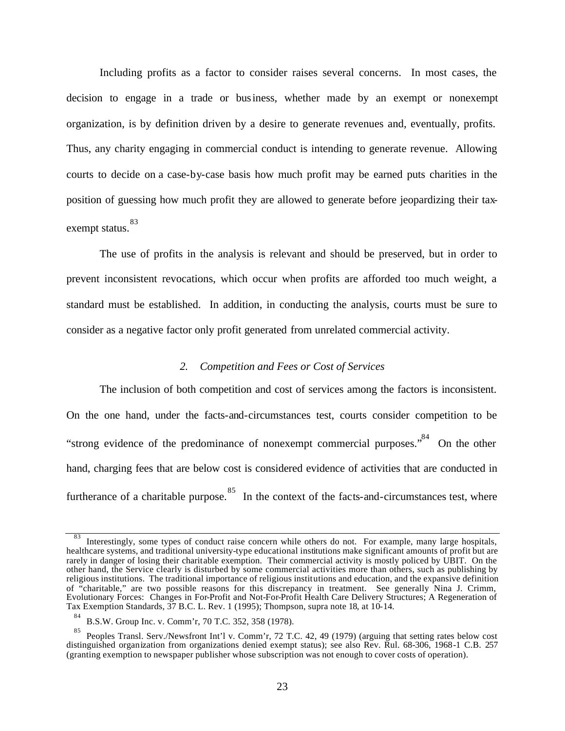Including profits as a factor to consider raises several concerns. In most cases, the decision to engage in a trade or business, whether made by an exempt or nonexempt organization, is by definition driven by a desire to generate revenues and, eventually, profits. Thus, any charity engaging in commercial conduct is intending to generate revenue. Allowing courts to decide on a case-by-case basis how much profit may be earned puts charities in the position of guessing how much profit they are allowed to generate before jeopardizing their tax-exempt status.[83]

The use of profits in the analysis is relevant and should be preserved, but in order to prevent inconsistent revocations, which occur when profits are afforded too much weight, a standard must be established. In addition, in conducting the analysis, courts must be sure to consider as a negative factor only profit generated from unrelated commercial activity.

### *2. Competition and Fees or Cost of Services*

The inclusion of both competition and cost of services among the factors is inconsistent. On the one hand, under the facts-and-circumstances test, courts consider competition to be "strong evidence of the predominance of nonexempt commercial purposes."[84] On the other hand, charging fees that are below cost is considered evidence of activities that are conducted in furtherance of a charitable purpose.[85] In the context of the facts-and-circumstances test, where

---

[83] Interestingly, some types of conduct raise concern while others do not. For example, many large hospitals, healthcare systems, and traditional university-type educational institutions make significant amounts of profit but are rarely in danger of losing their charitable exemption. Their commercial activity is mostly policed by UBIT. On the other hand, the Service clearly is disturbed by some commercial activities more than others, such as publishing by religious institutions. The traditional importance of religious institutions and education, and the expansive definition of "charitable," are two possible reasons for this discrepancy in treatment. See generally Nina J. Crimm, Evolutionary Forces: Changes in For-Profit and Not-For-Profit Health Care Delivery Structures; A Regeneration of Tax Exemption Standards, 37 B.C. L. Rev. 1 (1995); Thompson, supra note 18, at 10-14.

[84] B.S.W. Group Inc. v. Comm'r, 70 T.C. 352, 358 (1978).

[85] Peoples Transl. Serv./Newsfront Int'l v. Comm'r, 72 T.C. 42, 49 (1979) (arguing that setting rates below cost distinguished organization from organizations denied exempt status); see also Rev. Rul. 68-306, 1968-1 C.B. 257 (granting exemption to newspaper publisher whose subscription was not enough to cover costs of operation).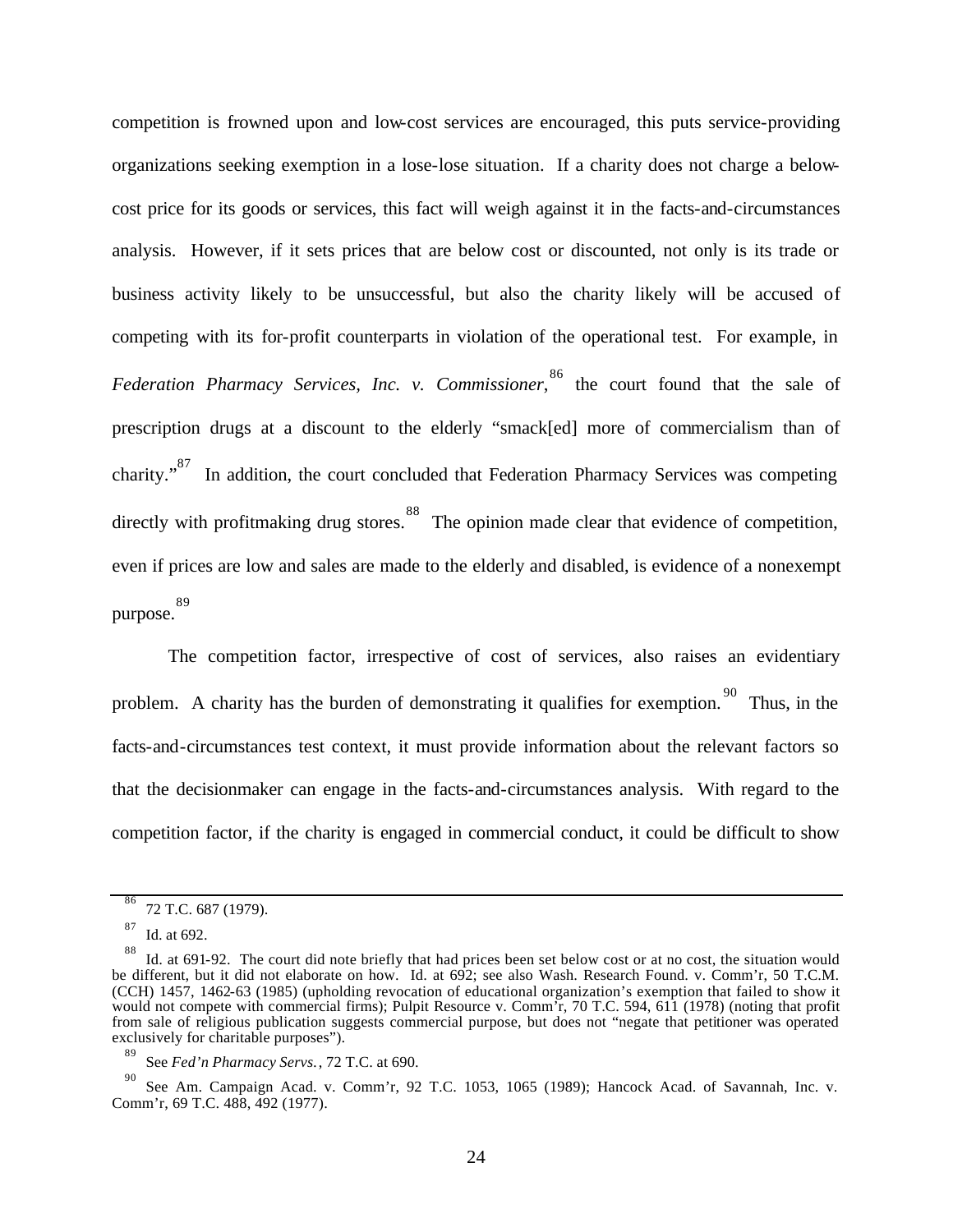competition is frowned upon and low-cost services are encouraged, this puts service-providing organizations seeking exemption in a lose-lose situation. If a charity does not charge a below-cost price for its goods or services, this fact will weigh against it in the facts-and-circumstances analysis. However, if it sets prices that are below cost or discounted, not only is its trade or business activity likely to be unsuccessful, but also the charity likely will be accused of competing with its for-profit counterparts in violation of the operational test. For example, in *Federation Pharmacy Services, Inc. v. Commissioner*,[86] the court found that the sale of prescription drugs at a discount to the elderly "smack[ed] more of commercialism than of charity."[87] In addition, the court concluded that Federation Pharmacy Services was competing directly with profitmaking drug stores.[88] The opinion made clear that evidence of competition, even if prices are low and sales are made to the elderly and disabled, is evidence of a nonexempt purpose.[89]

The competition factor, irrespective of cost of services, also raises an evidentiary problem. A charity has the burden of demonstrating it qualifies for exemption.[90] Thus, in the facts-and-circumstances test context, it must provide information about the relevant factors so that the decisionmaker can engage in the facts-and-circumstances analysis. With regard to the competition factor, if the charity is engaged in commercial conduct, it could be difficult to show

---

[86] 72 T.C. 687 (1979).

[87] Id. at 692.

[88] Id. at 691-92. The court did note briefly that had prices been set below cost or at no cost, the situation would be different, but it did not elaborate on how. Id. at 692; see also Wash. Research Found. v. Comm'r, 50 T.C.M. (CCH) 1457, 1462-63 (1985) (upholding revocation of educational organization's exemption that failed to show it would not compete with commercial firms); Pulpit Resource v. Comm'r, 70 T.C. 594, 611 (1978) (noting that profit from sale of religious publication suggests commercial purpose, but does not "negate that petitioner was operated exclusively for charitable purposes").

[89] See *Fed'n Pharmacy Servs.*, 72 T.C. at 690.

[90] See Am. Campaign Acad. v. Comm'r, 92 T.C. 1053, 1065 (1989); Hancock Acad. of Savannah, Inc. v. Comm'r, 69 T.C. 488, 492 (1977).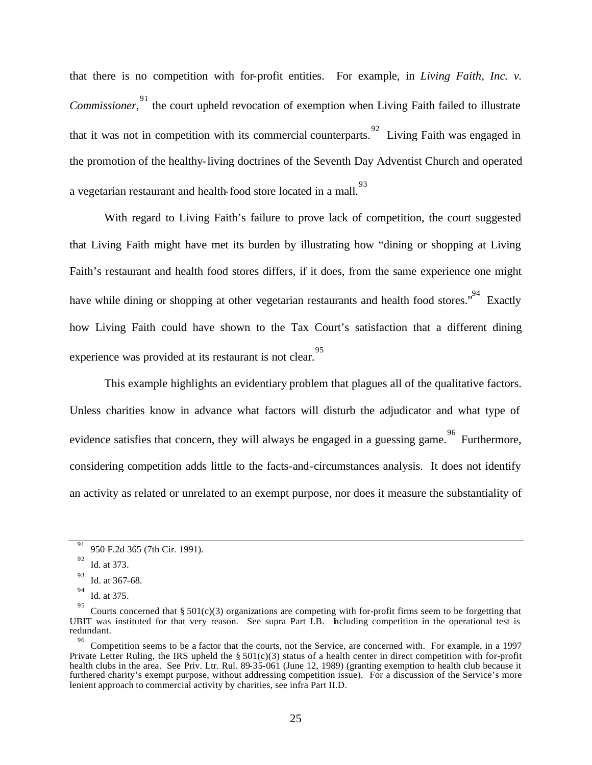that there is no competition with for-profit entities. For example, in *Living Faith, Inc. v. Commissioner*,[91] the court upheld revocation of exemption when Living Faith failed to illustrate that it was not in competition with its commercial counterparts.[92] Living Faith was engaged in the promotion of the healthy-living doctrines of the Seventh Day Adventist Church and operated a vegetarian restaurant and health-food store located in a mall.[93]

With regard to Living Faith's failure to prove lack of competition, the court suggested that Living Faith might have met its burden by illustrating how "dining or shopping at Living Faith's restaurant and health food stores differs, if it does, from the same experience one might have while dining or shopping at other vegetarian restaurants and health food stores."[94] Exactly how Living Faith could have shown to the Tax Court's satisfaction that a different dining experience was provided at its restaurant is not clear.[95]

This example highlights an evidentiary problem that plagues all of the qualitative factors. Unless charities know in advance what factors will disturb the adjudicator and what type of evidence satisfies that concern, they will always be engaged in a guessing game.[96] Furthermore, considering competition adds little to the facts-and-circumstances analysis. It does not identify an activity as related or unrelated to an exempt purpose, nor does it measure the substantiality of

---

[91] 950 F.2d 365 (7th Cir. 1991).

[92] Id. at 373.

[93] Id. at 367-68.

[94] Id. at 375.

[95] Courts concerned that § 501(c)(3) organizations are competing with for-profit firms seem to be forgetting that UBIT was instituted for that very reason. See supra Part I.B. Including competition in the operational test is redundant.

[96] Competition seems to be a factor that the courts, not the Service, are concerned with. For example, in a 1997 Private Letter Ruling, the IRS upheld the § 501(c)(3) status of a health center in direct competition with for-profit health clubs in the area. See Priv. Ltr. Rul. 89-35-061 (June 12, 1989) (granting exemption to health club because it furthered charity's exempt purpose, without addressing competition issue). For a discussion of the Service's more lenient approach to commercial activity by charities, see infra Part II.D.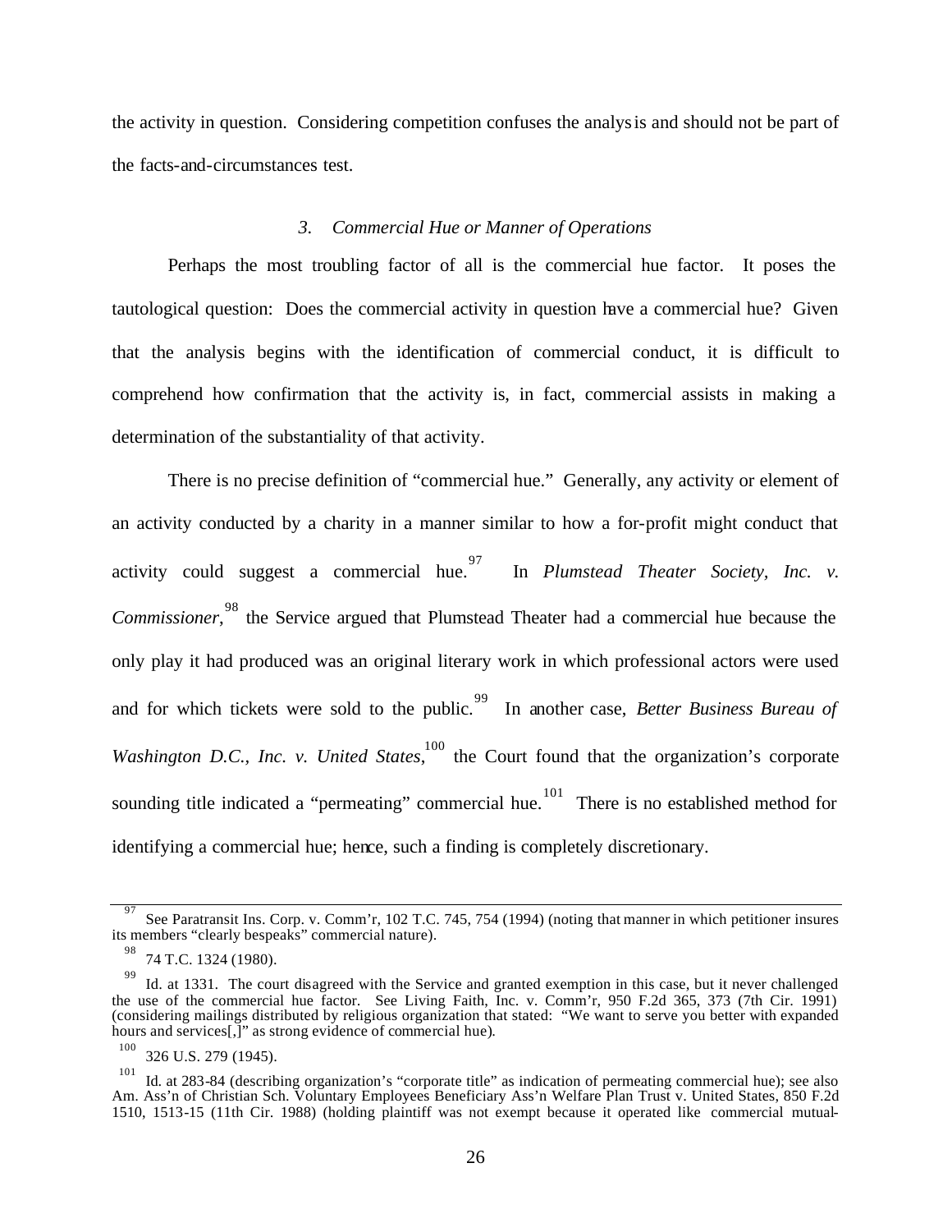the activity in question. Considering competition confuses the analysis and should not be part of the facts-and-circumstances test.

### *3. Commercial Hue or Manner of Operations*

Perhaps the most troubling factor of all is the commercial hue factor. It poses the tautological question: Does the commercial activity in question have a commercial hue? Given that the analysis begins with the identification of commercial conduct, it is difficult to comprehend how confirmation that the activity is, in fact, commercial assists in making a determination of the substantiality of that activity.

There is no precise definition of "commercial hue." Generally, any activity or element of an activity conducted by a charity in a manner similar to how a for-profit might conduct that activity could suggest a commercial hue.[97] In *Plumstead Theater Society, Inc. v. Commissioner*,[98] the Service argued that Plumstead Theater had a commercial hue because the only play it had produced was an original literary work in which professional actors were used and for which tickets were sold to the public.[99] In another case, *Better Business Bureau of Washington D.C., Inc. v. United States*,[100] the Court found that the organization's corporate sounding title indicated a "permeating" commercial hue.[101] There is no established method for identifying a commercial hue; hence, such a finding is completely discretionary.

---

[97] See Paratransit Ins. Corp. v. Comm'r, 102 T.C. 745, 754 (1994) (noting that manner in which petitioner insures its members "clearly bespeaks" commercial nature).

[98] 74 T.C. 1324 (1980).

[99] Id. at 1331. The court disagreed with the Service and granted exemption in this case, but it never challenged the use of the commercial hue factor. See Living Faith, Inc. v. Comm'r, 950 F.2d 365, 373 (7th Cir. 1991) (considering mailings distributed by religious organization that stated: "We want to serve you better with expanded hours and services[,]" as strong evidence of commercial hue).

[100] 326 U.S. 279 (1945).

[101] Id. at 283-84 (describing organization's "corporate title" as indication of permeating commercial hue); see also Am. Ass'n of Christian Sch. Voluntary Employees Beneficiary Ass'n Welfare Plan Trust v. United States, 850 F.2d 1510, 1513-15 (11th Cir. 1988) (holding plaintiff was not exempt because it operated like commercial mutual-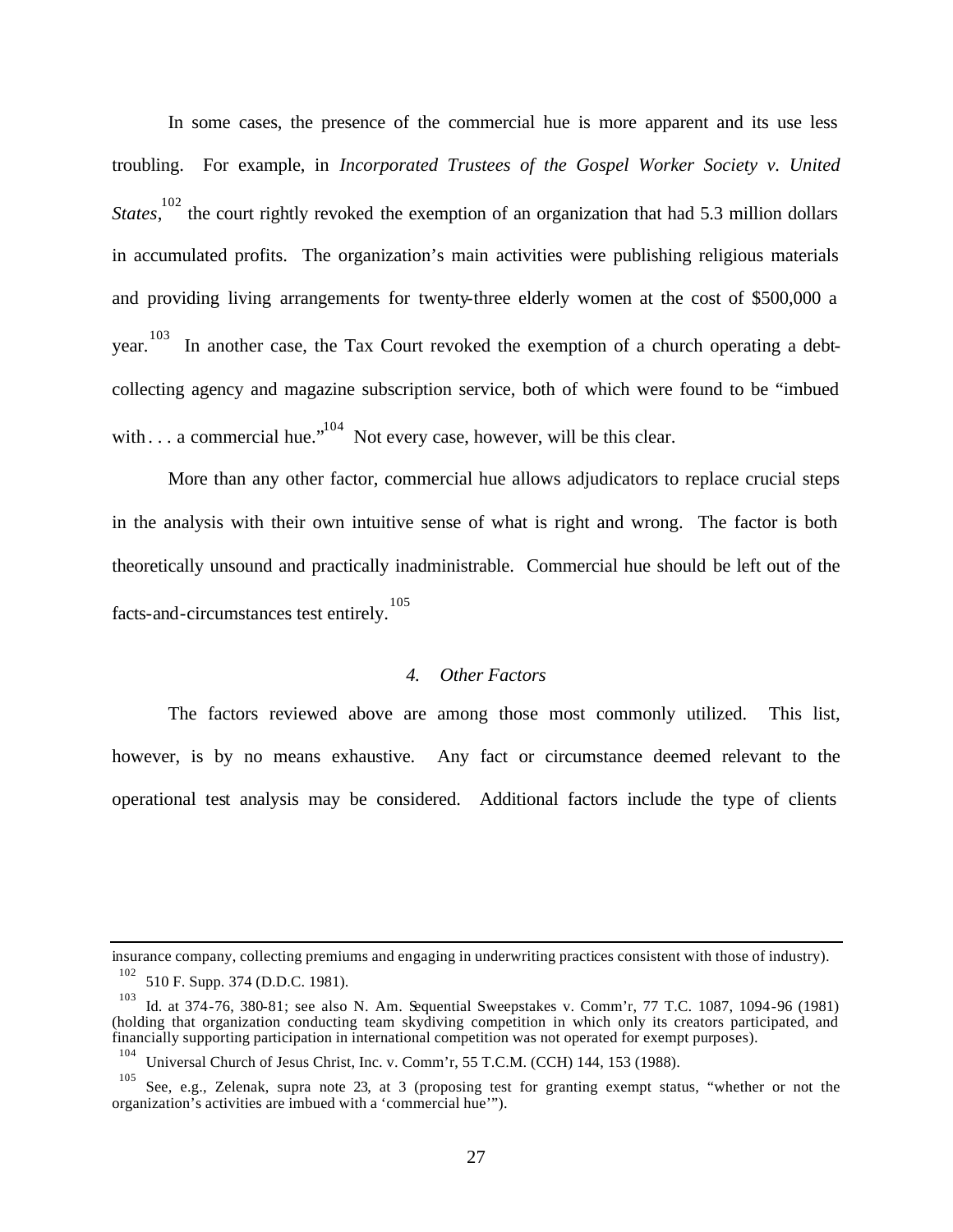In some cases, the presence of the commercial hue is more apparent and its use less troubling. For example, in *Incorporated Trustees of the Gospel Worker Society v. United States*,[102] the court rightly revoked the exemption of an organization that had 5.3 million dollars in accumulated profits. The organization's main activities were publishing religious materials and providing living arrangements for twenty-three elderly women at the cost of $500,000 a year.[103] In another case, the Tax Court revoked the exemption of a church operating a debt-collecting agency and magazine subscription service, both of which were found to be "imbued with . . . a commercial hue."[104] Not every case, however, will be this clear.

More than any other factor, commercial hue allows adjudicators to replace crucial steps in the analysis with their own intuitive sense of what is right and wrong. The factor is both theoretically unsound and practically inadministrable. Commercial hue should be left out of the facts-and-circumstances test entirely.[105]

#### *4. Other Factors*

The factors reviewed above are among those most commonly utilized. This list, however, is by no means exhaustive. Any fact or circumstance deemed relevant to the operational test analysis may be considered. Additional factors include the type of clients

---

insurance company, collecting premiums and engaging in underwriting practices consistent with those of industry).

[102] 510 F. Supp. 374 (D.D.C. 1981).

[103] Id. at 374-76, 380-81; see also N. Am. Sequential Sweepstakes v. Comm'r, 77 T.C. 1087, 1094-96 (1981) (holding that organization conducting team skydiving competition in which only its creators participated, and financially supporting participation in international competition was not operated for exempt purposes).

[104] Universal Church of Jesus Christ, Inc. v. Comm'r, 55 T.C.M. (CCH) 144, 153 (1988).

[105] See, e.g., Zelenak, supra note 23, at 3 (proposing test for granting exempt status, "whether or not the organization's activities are imbued with a 'commercial hue'").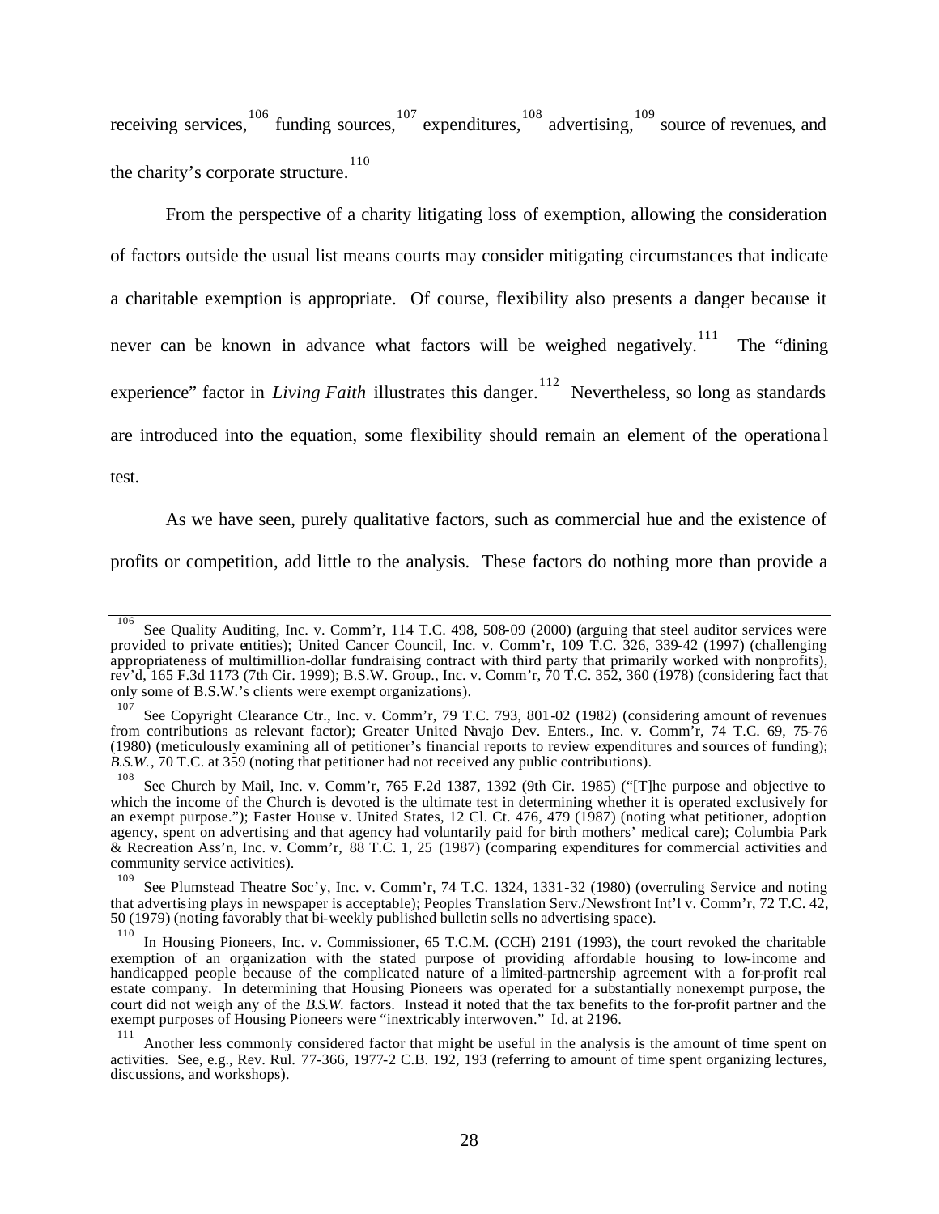receiving services,[106] funding sources,[107] expenditures,[108] advertising,[109] source of revenues, and the charity's corporate structure.[110]

From the perspective of a charity litigating loss of exemption, allowing the consideration of factors outside the usual list means courts may consider mitigating circumstances that indicate a charitable exemption is appropriate. Of course, flexibility also presents a danger because it never can be known in advance what factors will be weighed negatively.[111] The "dining experience" factor in *Living Faith* illustrates this danger.[112] Nevertheless, so long as standards are introduced into the equation, some flexibility should remain an element of the operational test.

As we have seen, purely qualitative factors, such as commercial hue and the existence of profits or competition, add little to the analysis. These factors do nothing more than provide a

---

[106] See Quality Auditing, Inc. v. Comm'r, 114 T.C. 498, 508-09 (2000) (arguing that steel auditor services were provided to private entities); United Cancer Council, Inc. v. Comm'r, 109 T.C. 326, 339-42 (1997) (challenging appropriateness of multimillion-dollar fundraising contract with third party that primarily worked with nonprofits), rev'd, 165 F.3d 1173 (7th Cir. 1999); B.S.W. Group., Inc. v. Comm'r, 70 T.C. 352, 360 (1978) (considering fact that only some of B.S.W.'s clients were exempt organizations).

[107] See Copyright Clearance Ctr., Inc. v. Comm'r, 79 T.C. 793, 801-02 (1982) (considering amount of revenues from contributions as relevant factor); Greater United Navajo Dev. Enters., Inc. v. Comm'r, 74 T.C. 69, 75-76 (1980) (meticulously examining all of petitioner's financial reports to review expenditures and sources of funding); *B.S.W.*, 70 T.C. at 359 (noting that petitioner had not received any public contributions).

[108] See Church by Mail, Inc. v. Comm'r, 765 F.2d 1387, 1392 (9th Cir. 1985) ("[T]he purpose and objective to which the income of the Church is devoted is the ultimate test in determining whether it is operated exclusively for an exempt purpose."); Easter House v. United States, 12 Cl. Ct. 476, 479 (1987) (noting what petitioner, adoption agency, spent on advertising and that agency had voluntarily paid for birth mothers' medical care); Columbia Park & Recreation Ass'n, Inc. v. Comm'r, 88 T.C. 1, 25 (1987) (comparing expenditures for commercial activities and community service activities).

[109] See Plumstead Theatre Soc'y, Inc. v. Comm'r, 74 T.C. 1324, 1331-32 (1980) (overruling Service and noting that advertising plays in newspaper is acceptable); Peoples Translation Serv./Newsfront Int'l v. Comm'r, 72 T.C. 42, 50 (1979) (noting favorably that bi-weekly published bulletin sells no advertising space).

[110] In Housing Pioneers, Inc. v. Commissioner, 65 T.C.M. (CCH) 2191 (1993), the court revoked the charitable exemption of an organization with the stated purpose of providing affordable housing to low-income and handicapped people because of the complicated nature of a limited-partnership agreement with a for-profit real estate company. In determining that Housing Pioneers was operated for a substantially nonexempt purpose, the court did not weigh any of the *B.S.W.* factors. Instead it noted that the tax benefits to the for-profit partner and the exempt purposes of Housing Pioneers were "inextricably interwoven." Id. at 2196.

[111] Another less commonly considered factor that might be useful in the analysis is the amount of time spent on activities. See, e.g., Rev. Rul. 77-366, 1977-2 C.B. 192, 193 (referring to amount of time spent organizing lectures, discussions, and workshops).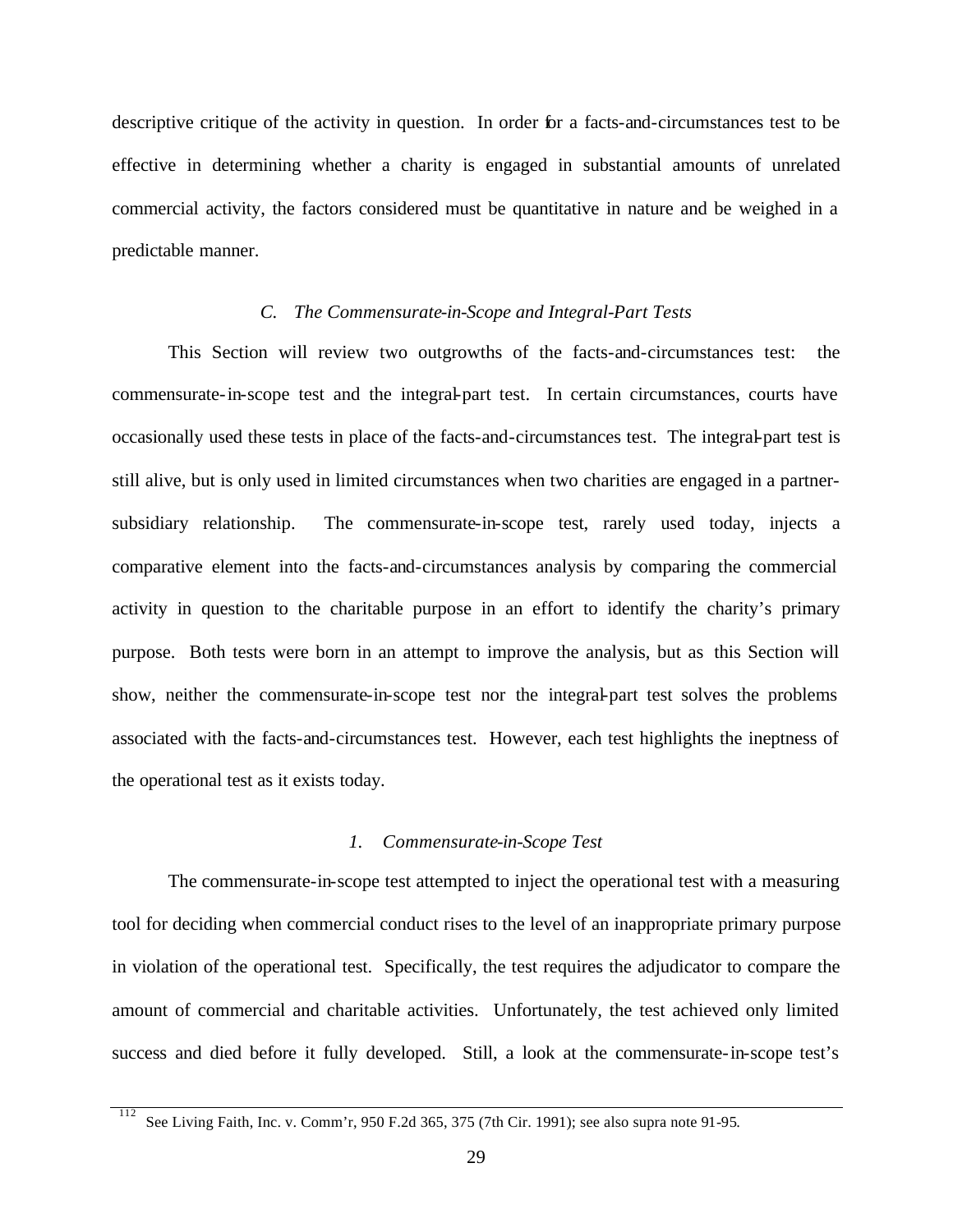descriptive critique of the activity in question. In order for a facts-and-circumstances test to be effective in determining whether a charity is engaged in substantial amounts of unrelated commercial activity, the factors considered must be quantitative in nature and be weighed in a predictable manner.

### *C. The Commensurate-in-Scope and Integral-Part Tests*

This Section will review two outgrowths of the facts-and-circumstances test: the commensurate-in-scope test and the integral-part test. In certain circumstances, courts have occasionally used these tests in place of the facts-and-circumstances test. The integral-part test is still alive, but is only used in limited circumstances when two charities are engaged in a partner-subsidiary relationship. The commensurate-in-scope test, rarely used today, injects a comparative element into the facts-and-circumstances analysis by comparing the commercial activity in question to the charitable purpose in an effort to identify the charity's primary purpose. Both tests were born in an attempt to improve the analysis, but as this Section will show, neither the commensurate-in-scope test nor the integral-part test solves the problems associated with the facts-and-circumstances test. However, each test highlights the ineptness of the operational test as it exists today.

#### *1. Commensurate-in-Scope Test*

The commensurate-in-scope test attempted to inject the operational test with a measuring tool for deciding when commercial conduct rises to the level of an inappropriate primary purpose in violation of the operational test. Specifically, the test requires the adjudicator to compare the amount of commercial and charitable activities. Unfortunately, the test achieved only limited success and died before it fully developed. Still, a look at the commensurate-in-scope test's

---

[112] See Living Faith, Inc. v. Comm'r, 950 F.2d 365, 375 (7th Cir. 1991); see also supra note 91-95.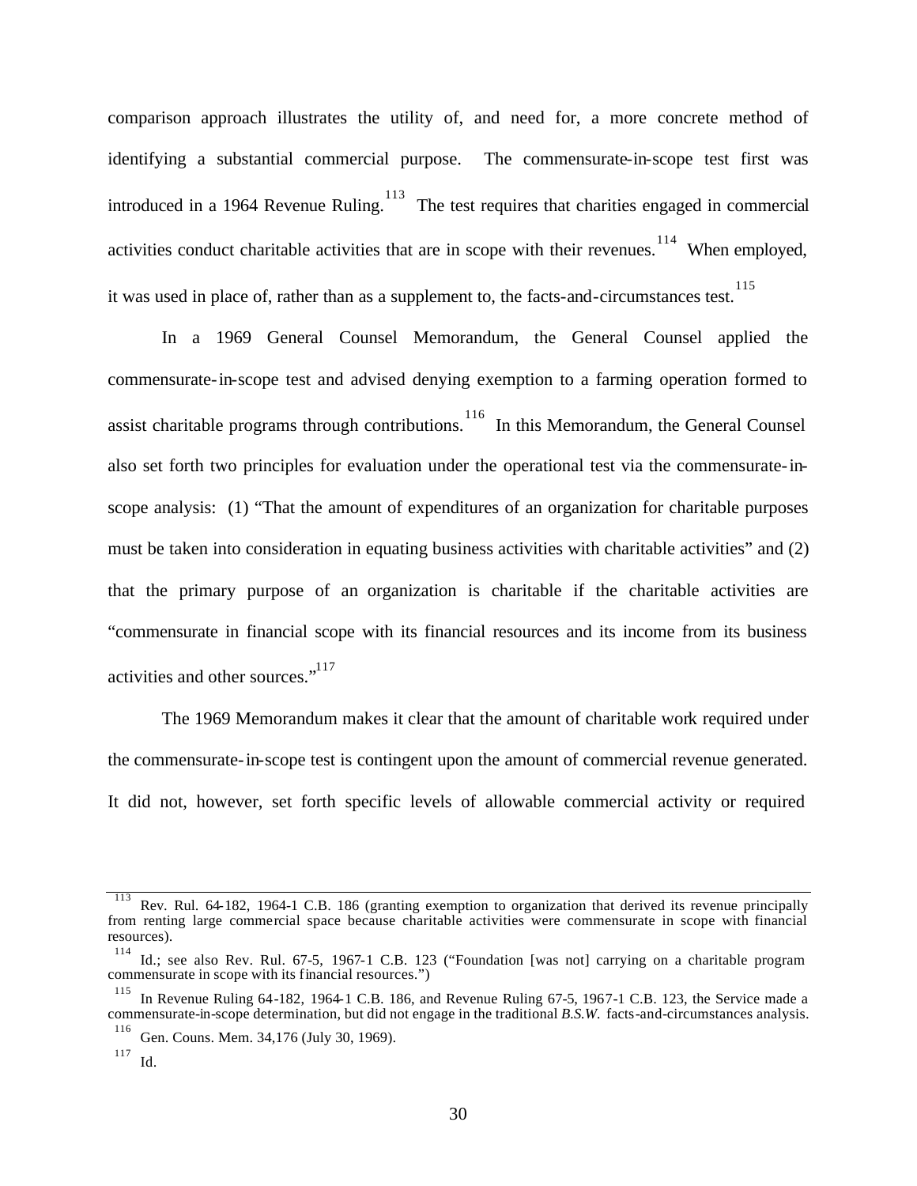comparison approach illustrates the utility of, and need for, a more concrete method of identifying a substantial commercial purpose. The commensurate-in-scope test first was introduced in a 1964 Revenue Ruling.[113] The test requires that charities engaged in commercial activities conduct charitable activities that are in scope with their revenues.[114] When employed, it was used in place of, rather than as a supplement to, the facts-and-circumstances test.[115]

In a 1969 General Counsel Memorandum, the General Counsel applied the commensurate-in-scope test and advised denying exemption to a farming operation formed to assist charitable programs through contributions.[116] In this Memorandum, the General Counsel also set forth two principles for evaluation under the operational test via the commensurate-in-scope analysis: (1) "That the amount of expenditures of an organization for charitable purposes must be taken into consideration in equating business activities with charitable activities" and (2) that the primary purpose of an organization is charitable if the charitable activities are "commensurate in financial scope with its financial resources and its income from its business activities and other sources."[117]

The 1969 Memorandum makes it clear that the amount of charitable work required under the commensurate-in-scope test is contingent upon the amount of commercial revenue generated. It did not, however, set forth specific levels of allowable commercial activity or required

---

[113] Rev. Rul. 64-182, 1964-1 C.B. 186 (granting exemption to organization that derived its revenue principally from renting large commercial space because charitable activities were commensurate in scope with financial resources).

[114] Id.; see also Rev. Rul. 67-5, 1967-1 C.B. 123 ("Foundation [was not] carrying on a charitable program commensurate in scope with its financial resources.")

[115] In Revenue Ruling 64-182, 1964-1 C.B. 186, and Revenue Ruling 67-5, 1967-1 C.B. 123, the Service made a commensurate-in-scope determination, but did not engage in the traditional *B.S.W.* facts-and-circumstances analysis.

[116] Gen. Couns. Mem. 34,176 (July 30, 1969).

[117] Id.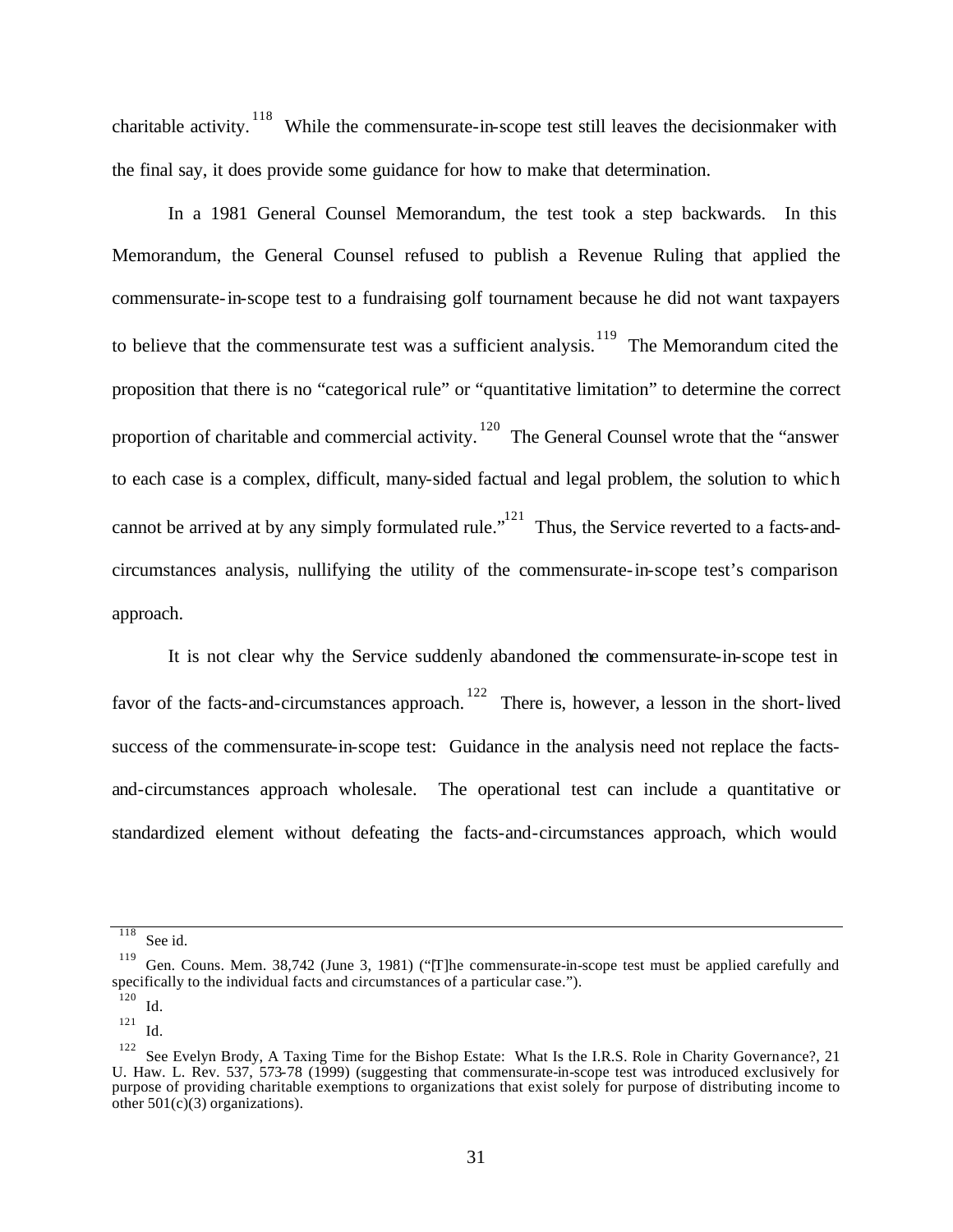charitable activity.[118] While the commensurate-in-scope test still leaves the decisionmaker with the final say, it does provide some guidance for how to make that determination.

In a 1981 General Counsel Memorandum, the test took a step backwards. In this Memorandum, the General Counsel refused to publish a Revenue Ruling that applied the commensurate-in-scope test to a fundraising golf tournament because he did not want taxpayers to believe that the commensurate test was a sufficient analysis.[119] The Memorandum cited the proposition that there is no "categorical rule" or "quantitative limitation" to determine the correct proportion of charitable and commercial activity.[120] The General Counsel wrote that the "answer to each case is a complex, difficult, many-sided factual and legal problem, the solution to which cannot be arrived at by any simply formulated rule."[121] Thus, the Service reverted to a facts-and-circumstances analysis, nullifying the utility of the commensurate-in-scope test's comparison approach.

It is not clear why the Service suddenly abandoned the commensurate-in-scope test in favor of the facts-and-circumstances approach.[122] There is, however, a lesson in the short-lived success of the commensurate-in-scope test: Guidance in the analysis need not replace the facts-and-circumstances approach wholesale. The operational test can include a quantitative or standardized element without defeating the facts-and-circumstances approach, which would

---

[118] See id.

[119] Gen. Couns. Mem. 38,742 (June 3, 1981) ("[T]he commensurate-in-scope test must be applied carefully and specifically to the individual facts and circumstances of a particular case.").

[120] Id.

[121] Id.

[122] See Evelyn Brody, A Taxing Time for the Bishop Estate: What Is the I.R.S. Role in Charity Governance?, 21 U. Haw. L. Rev. 537, 573-78 (1999) (suggesting that commensurate-in-scope test was introduced exclusively for purpose of providing charitable exemptions to organizations that exist solely for purpose of distributing income to other 501(c)(3) organizations).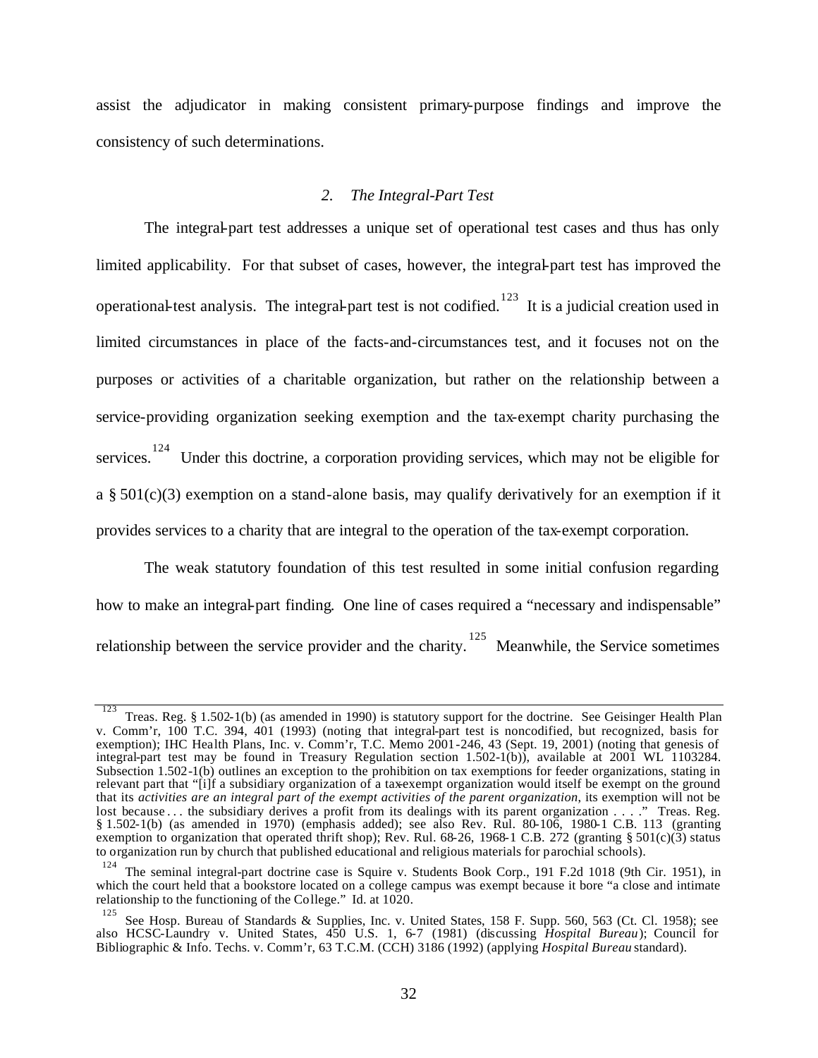assist the adjudicator in making consistent primary-purpose findings and improve the consistency of such determinations.

### *2. The Integral-Part Test*

The integral-part test addresses a unique set of operational test cases and thus has only limited applicability. For that subset of cases, however, the integral-part test has improved the operational-test analysis. The integral-part test is not codified.[123] It is a judicial creation used in limited circumstances in place of the facts-and-circumstances test, and it focuses not on the purposes or activities of a charitable organization, but rather on the relationship between a service-providing organization seeking exemption and the tax-exempt charity purchasing the services.[124] Under this doctrine, a corporation providing services, which may not be eligible for a § 501(c)(3) exemption on a stand-alone basis, may qualify derivatively for an exemption if it provides services to a charity that are integral to the operation of the tax-exempt corporation.

The weak statutory foundation of this test resulted in some initial confusion regarding how to make an integral-part finding. One line of cases required a "necessary and indispensable" relationship between the service provider and the charity.[125] Meanwhile, the Service sometimes

---

[123] Treas. Reg. § 1.502-1(b) (as amended in 1990) is statutory support for the doctrine. See Geisinger Health Plan v. Comm'r, 100 T.C. 394, 401 (1993) (noting that integral-part test is noncodified, but recognized, basis for exemption); IHC Health Plans, Inc. v. Comm'r, T.C. Memo 2001-246, 43 (Sept. 19, 2001) (noting that genesis of integral-part test may be found in Treasury Regulation section 1.502-1(b)), available at 2001 WL 1103284. Subsection 1.502-1(b) outlines an exception to the prohibition on tax exemptions for feeder organizations, stating in relevant part that "[i]f a subsidiary organization of a tax-exempt organization would itself be exempt on the ground that its *activities are an integral part of the exempt activities of the parent organization*, its exemption will not be lost because . . . the subsidiary derives a profit from its dealings with its parent organization . . . ." Treas. Reg. § 1.502-1(b) (as amended in 1970) (emphasis added); see also Rev. Rul. 80-106, 1980-1 C.B. 113 (granting exemption to organization that operated thrift shop); Rev. Rul. 68-26, 1968-1 C.B. 272 (granting § 501(c)(3) status to organization run by church that published educational and religious materials for parochial schools).

[124] The seminal integral-part doctrine case is Squire v. Students Book Corp., 191 F.2d 1018 (9th Cir. 1951), in which the court held that a bookstore located on a college campus was exempt because it bore "a close and intimate relationship to the functioning of the College." Id. at 1020.

[125] See Hosp. Bureau of Standards & Supplies, Inc. v. United States, 158 F. Supp. 560, 563 (Ct. Cl. 1958); see also HCSC-Laundry v. United States, 450 U.S. 1, 6-7 (1981) (discussing *Hospital Bureau*); Council for Bibliographic & Info. Techs. v. Comm'r, 63 T.C.M. (CCH) 3186 (1992) (applying *Hospital Bureau* standard).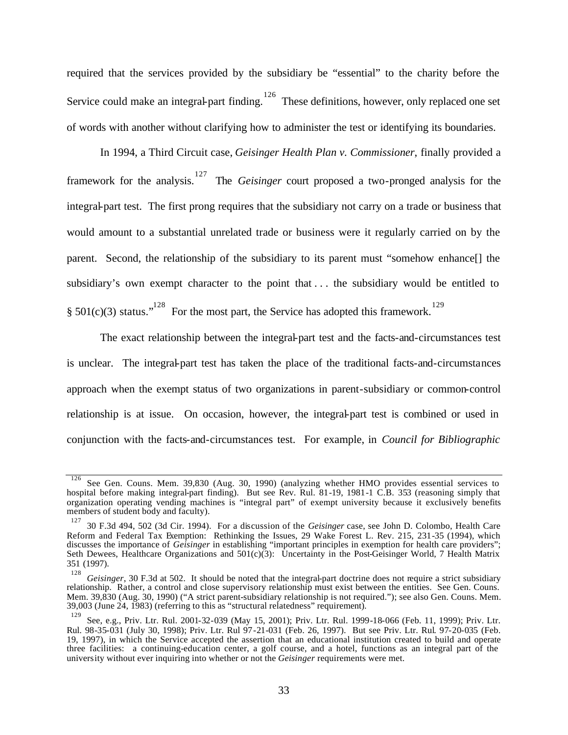required that the services provided by the subsidiary be "essential" to the charity before the Service could make an integral-part finding.[126] These definitions, however, only replaced one set of words with another without clarifying how to administer the test or identifying its boundaries.

In 1994, a Third Circuit case, *Geisinger Health Plan v. Commissioner*, finally provided a framework for the analysis.[127] The *Geisinger* court proposed a two-pronged analysis for the integral-part test. The first prong requires that the subsidiary not carry on a trade or business that would amount to a substantial unrelated trade or business were it regularly carried on by the parent. Second, the relationship of the subsidiary to its parent must "somehow enhance[] the subsidiary's own exempt character to the point that . . . the subsidiary would be entitled to § 501(c)(3) status."[128] For the most part, the Service has adopted this framework.[129]

The exact relationship between the integral-part test and the facts-and-circumstances test is unclear. The integral-part test has taken the place of the traditional facts-and-circumstances approach when the exempt status of two organizations in parent-subsidiary or common-control relationship is at issue. On occasion, however, the integral-part test is combined or used in conjunction with the facts-and-circumstances test. For example, in *Council for Bibliographic*

---

[126] See Gen. Couns. Mem. 39,830 (Aug. 30, 1990) (analyzing whether HMO provides essential services to hospital before making integral-part finding). But see Rev. Rul. 81-19, 1981-1 C.B. 353 (reasoning simply that organization operating vending machines is "integral part" of exempt university because it exclusively benefits members of student body and faculty).

[127] 30 F.3d 494, 502 (3d Cir. 1994). For a discussion of the *Geisinger* case, see John D. Colombo, Health Care Reform and Federal Tax Exemption: Rethinking the Issues, 29 Wake Forest L. Rev. 215, 231-35 (1994), which discusses the importance of *Geisinger* in establishing "important principles in exemption for health care providers"; Seth Dewees, Healthcare Organizations and 501(c)(3): Uncertainty in the Post-Geisinger World, 7 Health Matrix 351 (1997).

[128] *Geisinger*, 30 F.3d at 502. It should be noted that the integral-part doctrine does not require a strict subsidiary relationship. Rather, a control and close supervisory relationship must exist between the entities. See Gen. Couns. Mem. 39,830 (Aug. 30, 1990) ("A strict parent-subsidiary relationship is not required."); see also Gen. Couns. Mem. 39,003 (June 24, 1983) (referring to this as "structural relatedness" requirement).

[129] See, e.g., Priv. Ltr. Rul. 2001-32-039 (May 15, 2001); Priv. Ltr. Rul. 1999-18-066 (Feb. 11, 1999); Priv. Ltr. Rul. 98-35-031 (July 30, 1998); Priv. Ltr. Rul 97-21-031 (Feb. 26, 1997). But see Priv. Ltr. Rul. 97-20-035 (Feb. 19, 1997), in which the Service accepted the assertion that an educational institution created to build and operate three facilities: a continuing-education center, a golf course, and a hotel, functions as an integral part of the university without ever inquiring into whether or not the *Geisinger* requirements were met.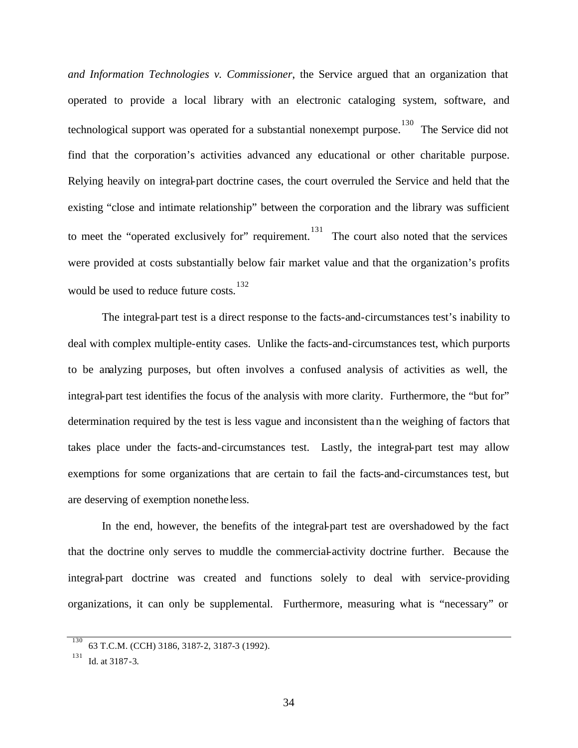*and Information Technologies v. Commissioner*, the Service argued that an organization that operated to provide a local library with an electronic cataloging system, software, and technological support was operated for a substantial nonexempt purpose.[130] The Service did not find that the corporation's activities advanced any educational or other charitable purpose. Relying heavily on integral-part doctrine cases, the court overruled the Service and held that the existing "close and intimate relationship" between the corporation and the library was sufficient to meet the "operated exclusively for" requirement.[131] The court also noted that the services were provided at costs substantially below fair market value and that the organization's profits would be used to reduce future costs.[132]

The integral-part test is a direct response to the facts-and-circumstances test's inability to deal with complex multiple-entity cases. Unlike the facts-and-circumstances test, which purports to be analyzing purposes, but often involves a confused analysis of activities as well, the integral-part test identifies the focus of the analysis with more clarity. Furthermore, the "but for" determination required by the test is less vague and inconsistent than the weighing of factors that takes place under the facts-and-circumstances test. Lastly, the integral-part test may allow exemptions for some organizations that are certain to fail the facts-and-circumstances test, but are deserving of exemption nonetheless.

In the end, however, the benefits of the integral-part test are overshadowed by the fact that the doctrine only serves to muddle the commercial-activity doctrine further. Because the integral-part doctrine was created and functions solely to deal with service-providing organizations, it can only be supplemental. Furthermore, measuring what is "necessary" or

---

[130] 63 T.C.M. (CCH) 3186, 3187-2, 3187-3 (1992).

[131] Id. at 3187-3.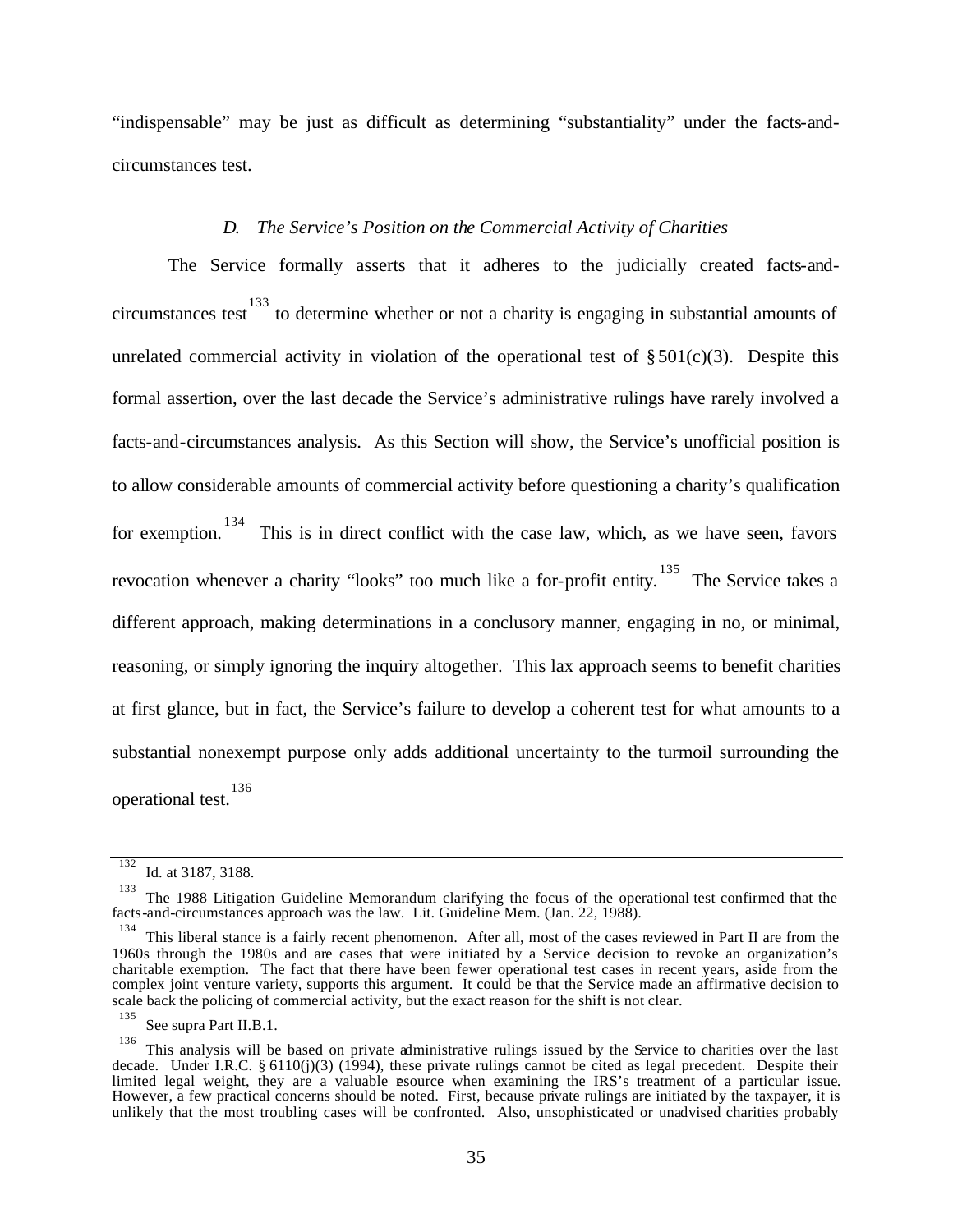"indispensable" may be just as difficult as determining "substantiality" under the facts-and-circumstances test.

### *D. The Service's Position on the Commercial Activity of Charities*

The Service formally asserts that it adheres to the judicially created facts-and-circumstances test[133] to determine whether or not a charity is engaging in substantial amounts of unrelated commercial activity in violation of the operational test of § 501(c)(3). Despite this formal assertion, over the last decade the Service's administrative rulings have rarely involved a facts-and-circumstances analysis. As this Section will show, the Service's unofficial position is to allow considerable amounts of commercial activity before questioning a charity's qualification for exemption.[134] This is in direct conflict with the case law, which, as we have seen, favors revocation whenever a charity "looks" too much like a for-profit entity.[135] The Service takes a different approach, making determinations in a conclusory manner, engaging in no, or minimal, reasoning, or simply ignoring the inquiry altogether. This lax approach seems to benefit charities at first glance, but in fact, the Service's failure to develop a coherent test for what amounts to a substantial nonexempt purpose only adds additional uncertainty to the turmoil surrounding the operational test.[136]

---

[132] Id. at 3187, 3188.

[133] The 1988 Litigation Guideline Memorandum clarifying the focus of the operational test confirmed that the facts-and-circumstances approach was the law. Lit. Guideline Mem. (Jan. 22, 1988).

[134] This liberal stance is a fairly recent phenomenon. After all, most of the cases reviewed in Part II are from the 1960s through the 1980s and are cases that were initiated by a Service decision to revoke an organization's charitable exemption. The fact that there have been fewer operational test cases in recent years, aside from the complex joint venture variety, supports this argument. It could be that the Service made an affirmative decision to scale back the policing of commercial activity, but the exact reason for the shift is not clear.

[135] See supra Part II.B.1.

[136] This analysis will be based on private administrative rulings issued by the Service to charities over the last decade. Under I.R.C. § 6110(j)(3) (1994), these private rulings cannot be cited as legal precedent. Despite their limited legal weight, they are a valuable resource when examining the IRS's treatment of a particular issue. However, a few practical concerns should be noted. First, because private rulings are initiated by the taxpayer, it is unlikely that the most troubling cases will be confronted. Also, unsophisticated or unadvised charities probably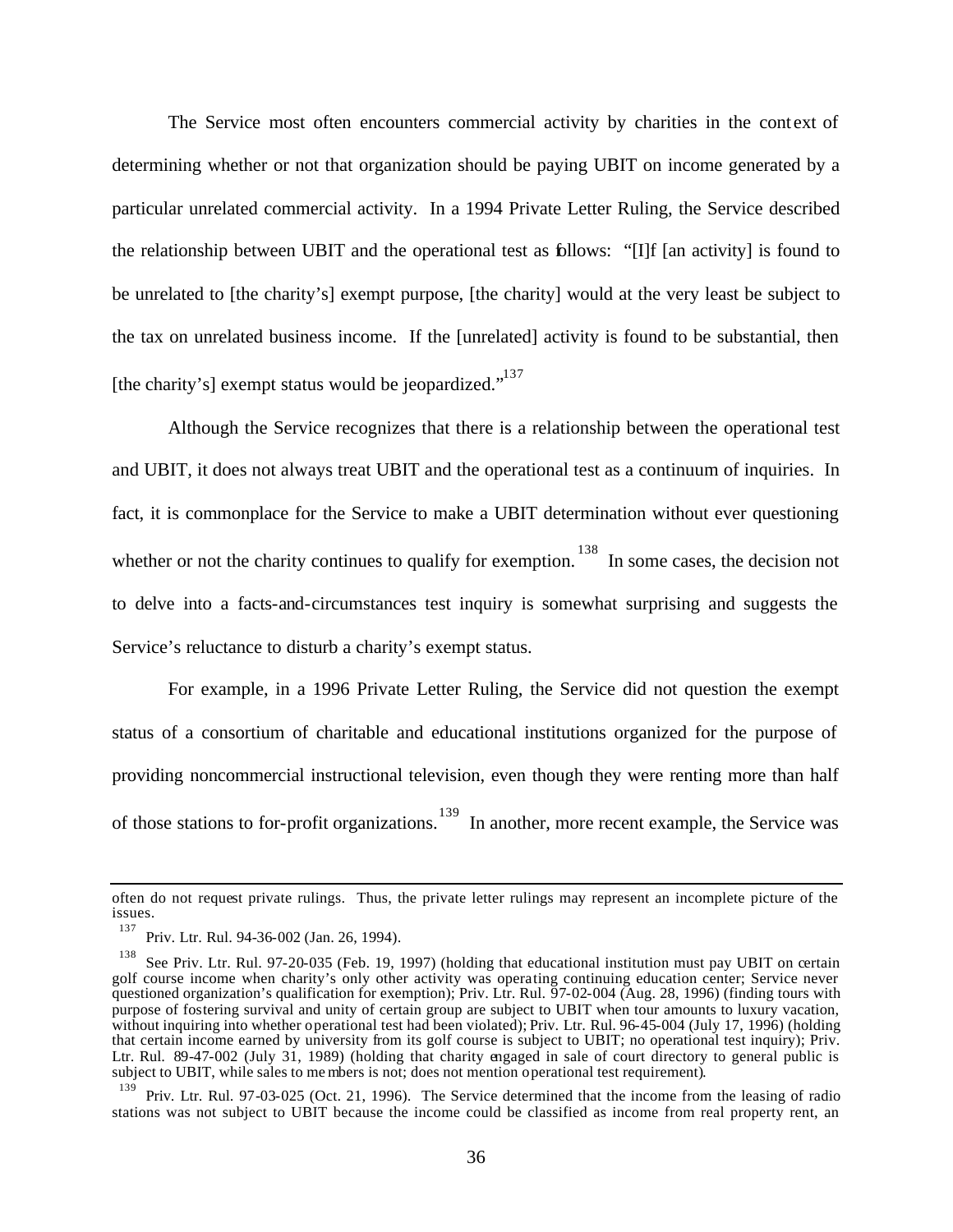The Service most often encounters commercial activity by charities in the context of determining whether or not that organization should be paying UBIT on income generated by a particular unrelated commercial activity. In a 1994 Private Letter Ruling, the Service described the relationship between UBIT and the operational test as follows: "[I]f [an activity] is found to be unrelated to [the charity's] exempt purpose, [the charity] would at the very least be subject to the tax on unrelated business income. If the [unrelated] activity is found to be substantial, then [the charity's] exempt status would be jeopardized."[137]

Although the Service recognizes that there is a relationship between the operational test and UBIT, it does not always treat UBIT and the operational test as a continuum of inquiries. In fact, it is commonplace for the Service to make a UBIT determination without ever questioning whether or not the charity continues to qualify for exemption.[138] In some cases, the decision not to delve into a facts-and-circumstances test inquiry is somewhat surprising and suggests the Service's reluctance to disturb a charity's exempt status.

For example, in a 1996 Private Letter Ruling, the Service did not question the exempt status of a consortium of charitable and educational institutions organized for the purpose of providing noncommercial instructional television, even though they were renting more than half of those stations to for-profit organizations.[139] In another, more recent example, the Service was

---

often do not request private rulings. Thus, the private letter rulings may represent an incomplete picture of the issues.

[137] Priv. Ltr. Rul. 94-36-002 (Jan. 26, 1994).

[138] See Priv. Ltr. Rul. 97-20-035 (Feb. 19, 1997) (holding that educational institution must pay UBIT on certain golf course income when charity's only other activity was operating continuing education center; Service never questioned organization's qualification for exemption); Priv. Ltr. Rul. 97-02-004 (Aug. 28, 1996) (finding tours with purpose of fostering survival and unity of certain group are subject to UBIT when tour amounts to luxury vacation, without inquiring into whether operational test had been violated); Priv. Ltr. Rul. 96-45-004 (July 17, 1996) (holding that certain income earned by university from its golf course is subject to UBIT; no operational test inquiry); Priv. Ltr. Rul. 89-47-002 (July 31, 1989) (holding that charity engaged in sale of court directory to general public is subject to UBIT, while sales to members is not; does not mention operational test requirement).

[139] Priv. Ltr. Rul. 97-03-025 (Oct. 21, 1996). The Service determined that the income from the leasing of radio stations was not subject to UBIT because the income could be classified as income from real property rent, an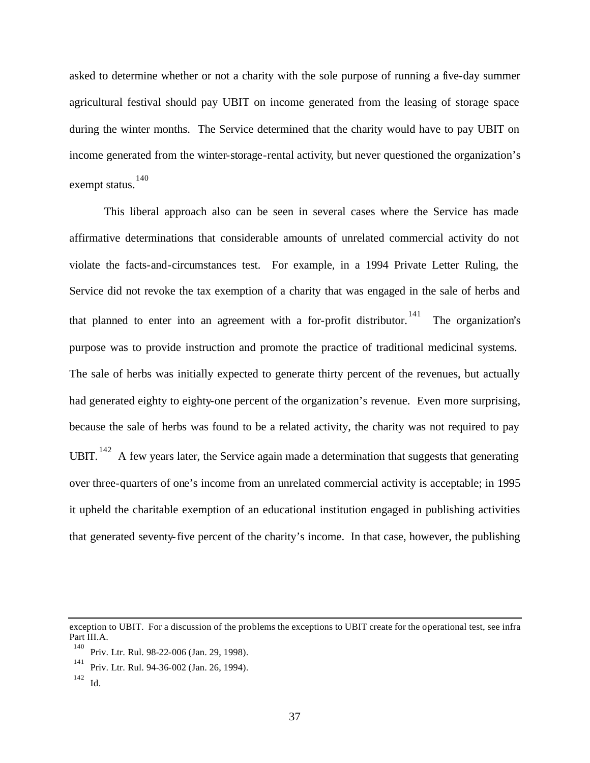asked to determine whether or not a charity with the sole purpose of running a five-day summer agricultural festival should pay UBIT on income generated from the leasing of storage space during the winter months. The Service determined that the charity would have to pay UBIT on income generated from the winter-storage-rental activity, but never questioned the organization's exempt status.[140]

This liberal approach also can be seen in several cases where the Service has made affirmative determinations that considerable amounts of unrelated commercial activity do not violate the facts-and-circumstances test. For example, in a 1994 Private Letter Ruling, the Service did not revoke the tax exemption of a charity that was engaged in the sale of herbs and that planned to enter into an agreement with a for-profit distributor.[141] The organization's purpose was to provide instruction and promote the practice of traditional medicinal systems. The sale of herbs was initially expected to generate thirty percent of the revenues, but actually had generated eighty to eighty-one percent of the organization's revenue. Even more surprising, because the sale of herbs was found to be a related activity, the charity was not required to pay UBIT.[142] A few years later, the Service again made a determination that suggests that generating over three-quarters of one's income from an unrelated commercial activity is acceptable; in 1995 it upheld the charitable exemption of an educational institution engaged in publishing activities that generated seventy-five percent of the charity's income. In that case, however, the publishing

---

exception to UBIT. For a discussion of the problems the exceptions to UBIT create for the operational test, see infra Part III.A.

[140] Priv. Ltr. Rul. 98-22-006 (Jan. 29, 1998).

[141] Priv. Ltr. Rul. 94-36-002 (Jan. 26, 1994).

[142] Id.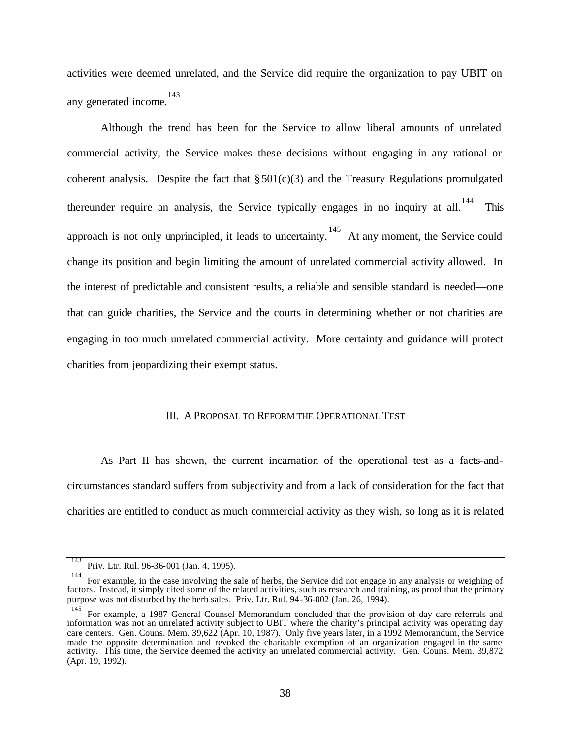activities were deemed unrelated, and the Service did require the organization to pay UBIT on any generated income.[143]

Although the trend has been for the Service to allow liberal amounts of unrelated commercial activity, the Service makes these decisions without engaging in any rational or coherent analysis. Despite the fact that § 501(c)(3) and the Treasury Regulations promulgated thereunder require an analysis, the Service typically engages in no inquiry at all.[144] This approach is not only unprincipled, it leads to uncertainty.[145] At any moment, the Service could change its position and begin limiting the amount of unrelated commercial activity allowed. In the interest of predictable and consistent results, a reliable and sensible standard is needed—one that can guide charities, the Service and the courts in determining whether or not charities are engaging in too much unrelated commercial activity. More certainty and guidance will protect charities from jeopardizing their exempt status.

## III. A PROPOSAL TO REFORM THE OPERATIONAL TEST

As Part II has shown, the current incarnation of the operational test as a facts-and-circumstances standard suffers from subjectivity and from a lack of consideration for the fact that charities are entitled to conduct as much commercial activity as they wish, so long as it is related

---

[143] Priv. Ltr. Rul. 96-36-001 (Jan. 4, 1995).

[144] For example, in the case involving the sale of herbs, the Service did not engage in any analysis or weighing of factors. Instead, it simply cited some of the related activities, such as research and training, as proof that the primary purpose was not disturbed by the herb sales. Priv. Ltr. Rul. 94-36-002 (Jan. 26, 1994).

[145] For example, a 1987 General Counsel Memorandum concluded that the provision of day care referrals and information was not an unrelated activity subject to UBIT where the charity's principal activity was operating day care centers. Gen. Couns. Mem. 39,622 (Apr. 10, 1987). Only five years later, in a 1992 Memorandum, the Service made the opposite determination and revoked the charitable exemption of an organization engaged in the same activity. This time, the Service deemed the activity an unrelated commercial activity. Gen. Couns. Mem. 39,872 (Apr. 19, 1992).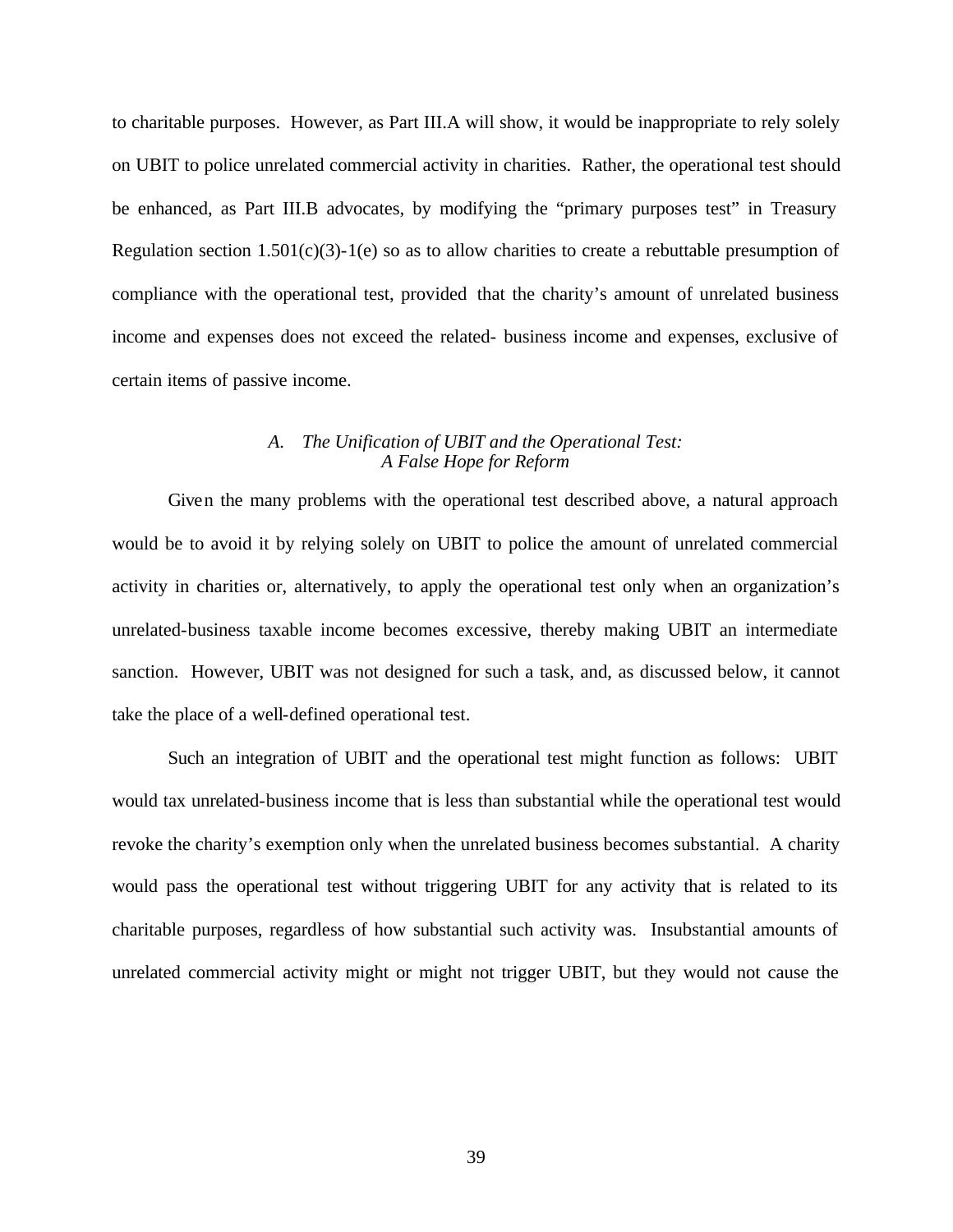to charitable purposes. However, as Part III.A will show, it would be inappropriate to rely solely on UBIT to police unrelated commercial activity in charities. Rather, the operational test should be enhanced, as Part III.B advocates, by modifying the "primary purposes test" in Treasury Regulation section 1.501(c)(3)-1(e) so as to allow charities to create a rebuttable presumption of compliance with the operational test, provided that the charity's amount of unrelated business income and expenses does not exceed the related- business income and expenses, exclusive of certain items of passive income.

### *A. The Unification of UBIT and the Operational Test: A False Hope for Reform*

Given the many problems with the operational test described above, a natural approach would be to avoid it by relying solely on UBIT to police the amount of unrelated commercial activity in charities or, alternatively, to apply the operational test only when an organization's unrelated-business taxable income becomes excessive, thereby making UBIT an intermediate sanction. However, UBIT was not designed for such a task, and, as discussed below, it cannot take the place of a well-defined operational test.

Such an integration of UBIT and the operational test might function as follows: UBIT would tax unrelated-business income that is less than substantial while the operational test would revoke the charity's exemption only when the unrelated business becomes substantial. A charity would pass the operational test without triggering UBIT for any activity that is related to its charitable purposes, regardless of how substantial such activity was. Insubstantial amounts of unrelated commercial activity might or might not trigger UBIT, but they would not cause the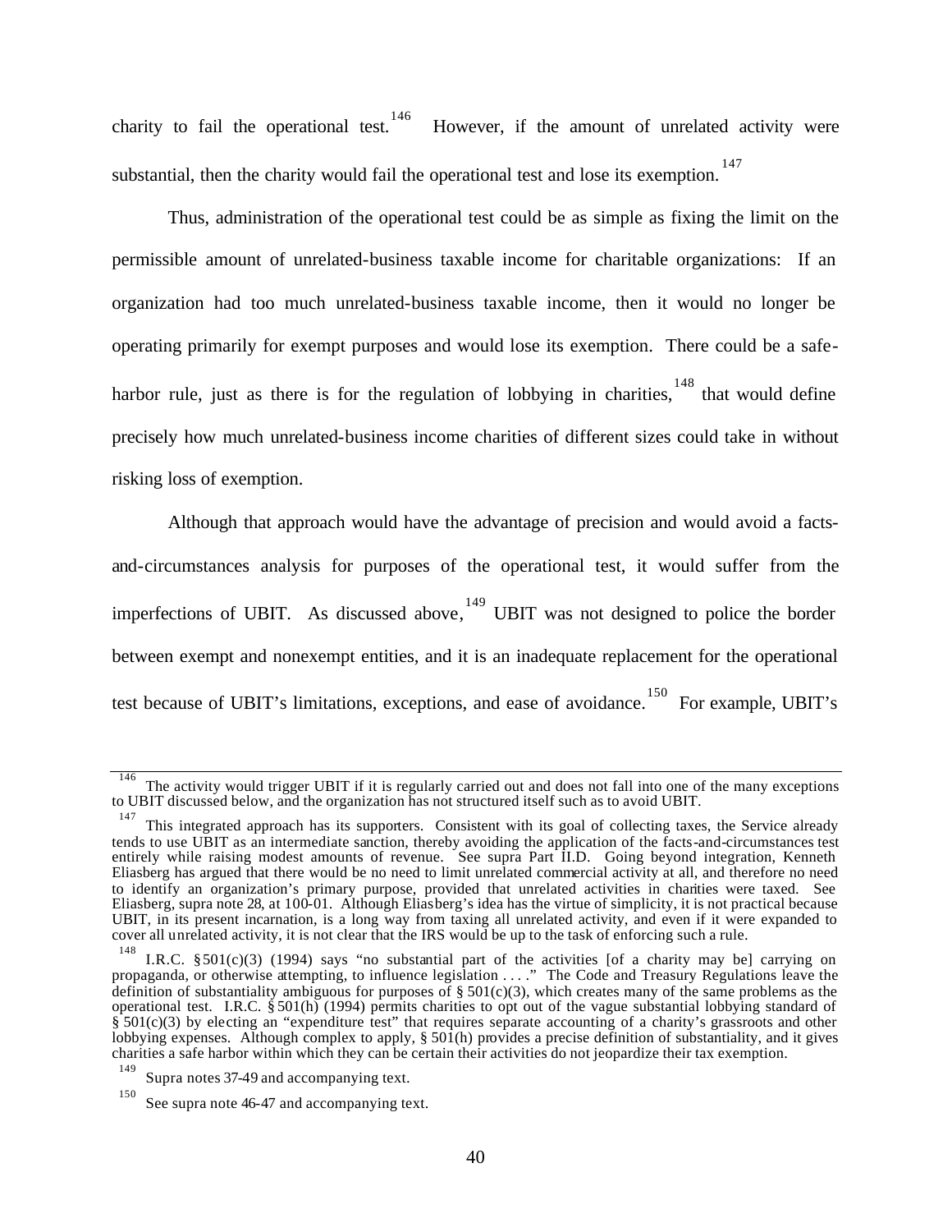charity to fail the operational test.[146] However, if the amount of unrelated activity were substantial, then the charity would fail the operational test and lose its exemption.[147]

Thus, administration of the operational test could be as simple as fixing the limit on the permissible amount of unrelated-business taxable income for charitable organizations: If an organization had too much unrelated-business taxable income, then it would no longer be operating primarily for exempt purposes and would lose its exemption. There could be a safe-harbor rule, just as there is for the regulation of lobbying in charities,[148] that would define precisely how much unrelated-business income charities of different sizes could take in without risking loss of exemption.

Although that approach would have the advantage of precision and would avoid a facts-and-circumstances analysis for purposes of the operational test, it would suffer from the imperfections of UBIT. As discussed above,[149] UBIT was not designed to police the border between exempt and nonexempt entities, and it is an inadequate replacement for the operational test because of UBIT's limitations, exceptions, and ease of avoidance.[150] For example, UBIT's

---

[146] The activity would trigger UBIT if it is regularly carried out and does not fall into one of the many exceptions to UBIT discussed below, and the organization has not structured itself such as to avoid UBIT.

[147] This integrated approach has its supporters. Consistent with its goal of collecting taxes, the Service already tends to use UBIT as an intermediate sanction, thereby avoiding the application of the facts-and-circumstances test entirely while raising modest amounts of revenue. See supra Part II.D. Going beyond integration, Kenneth Eliasberg has argued that there would be no need to limit unrelated commercial activity at all, and therefore no need to identify an organization's primary purpose, provided that unrelated activities in charities were taxed. See Eliasberg, supra note 28, at 100-01. Although Eliasberg's idea has the virtue of simplicity, it is not practical because UBIT, in its present incarnation, is a long way from taxing all unrelated activity, and even if it were expanded to cover all unrelated activity, it is not clear that the IRS would be up to the task of enforcing such a rule.

[148] I.R.C. § 501(c)(3) (1994) says "no substantial part of the activities [of a charity may be] carrying on propaganda, or otherwise attempting, to influence legislation . . . ." The Code and Treasury Regulations leave the definition of substantiality ambiguous for purposes of § 501(c)(3), which creates many of the same problems as the operational test. I.R.C. § 501(h) (1994) permits charities to opt out of the vague substantial lobbying standard of § 501(c)(3) by electing an "expenditure test" that requires separate accounting of a charity's grassroots and other lobbying expenses. Although complex to apply, § 501(h) provides a precise definition of substantiality, and it gives charities a safe harbor within which they can be certain their activities do not jeopardize their tax exemption.

[149] Supra notes 37-49 and accompanying text.

[150] See supra note 46-47 and accompanying text.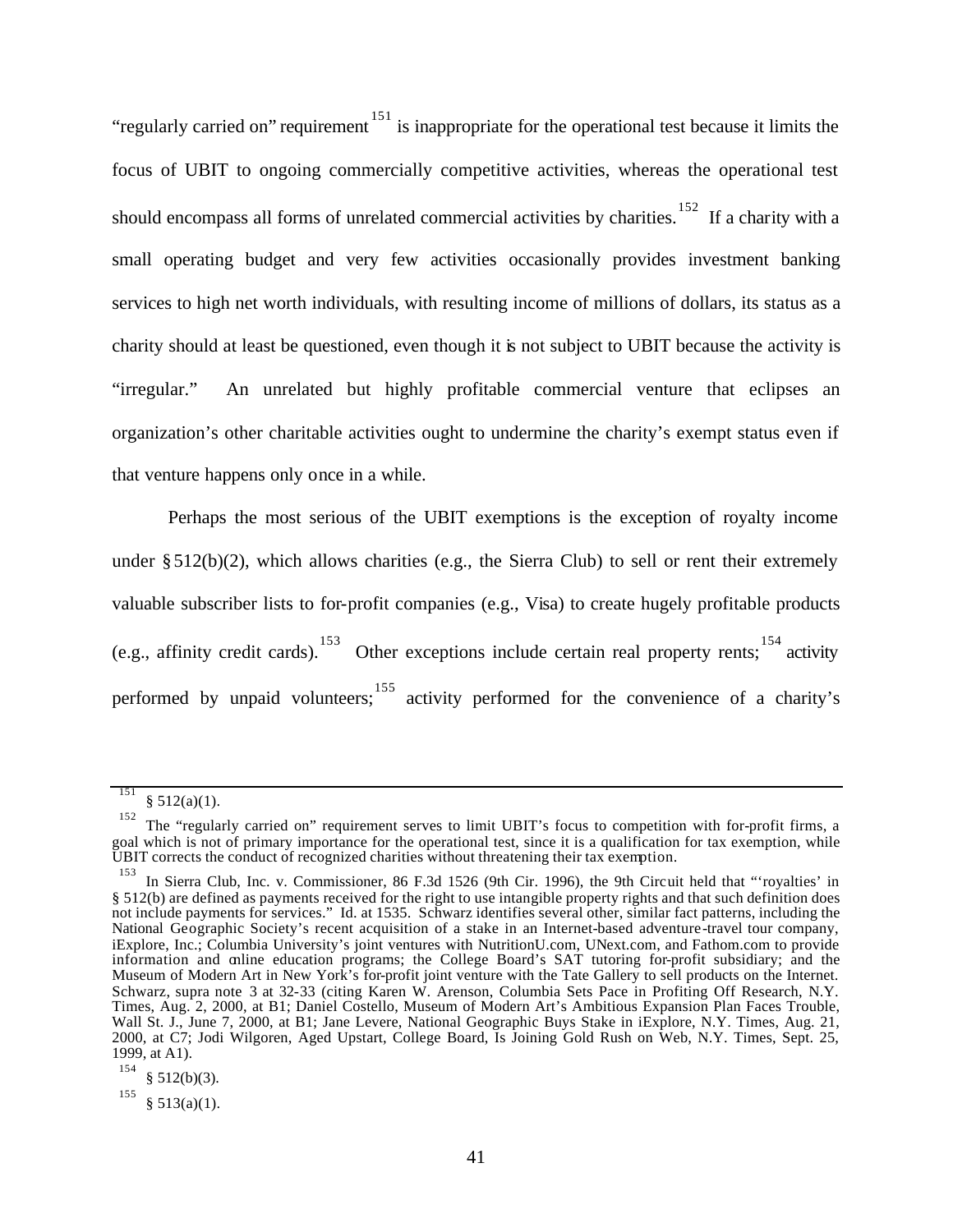"regularly carried on" requirement[151] is inappropriate for the operational test because it limits the focus of UBIT to ongoing commercially competitive activities, whereas the operational test should encompass all forms of unrelated commercial activities by charities.[152] If a charity with a small operating budget and very few activities occasionally provides investment banking services to high net worth individuals, with resulting income of millions of dollars, its status as a charity should at least be questioned, even though it is not subject to UBIT because the activity is "irregular." An unrelated but highly profitable commercial venture that eclipses an organization's other charitable activities ought to undermine the charity's exempt status even if that venture happens only once in a while.

Perhaps the most serious of the UBIT exemptions is the exception of royalty income under § 512(b)(2), which allows charities (e.g., the Sierra Club) to sell or rent their extremely valuable subscriber lists to for-profit companies (e.g., Visa) to create hugely profitable products (e.g., affinity credit cards).[153] Other exceptions include certain real property rents;[154] activity performed by unpaid volunteers;[155] activity performed for the convenience of a charity's

---

[151] § 512(a)(1).

[152] The "regularly carried on" requirement serves to limit UBIT's focus to competition with for-profit firms, a goal which is not of primary importance for the operational test, since it is a qualification for tax exemption, while UBIT corrects the conduct of recognized charities without threatening their tax exemption.

[153] In Sierra Club, Inc. v. Commissioner, 86 F.3d 1526 (9th Cir. 1996), the 9th Circuit held that "'royalties' in § 512(b) are defined as payments received for the right to use intangible property rights and that such definition does not include payments for services." Id. at 1535. Schwarz identifies several other, similar fact patterns, including the National Geographic Society's recent acquisition of a stake in an Internet-based adventure-travel tour company, iExplore, Inc.; Columbia University's joint ventures with NutritionU.com, UNext.com, and Fathom.com to provide information and online education programs; the College Board's SAT tutoring for-profit subsidiary; and the Museum of Modern Art in New York's for-profit joint venture with the Tate Gallery to sell products on the Internet. Schwarz, supra note 3 at 32-33 (citing Karen W. Arenson, Columbia Sets Pace in Profiting Off Research, N.Y. Times, Aug. 2, 2000, at B1; Daniel Costello, Museum of Modern Art's Ambitious Expansion Plan Faces Trouble, Wall St. J., June 7, 2000, at B1; Jane Levere, National Geographic Buys Stake in iExplore, N.Y. Times, Aug. 21, 2000, at C7; Jodi Wilgoren, Aged Upstart, College Board, Is Joining Gold Rush on Web, N.Y. Times, Sept. 25, 1999, at A1).

[154] § 512(b)(3).

[155] § 513(a)(1).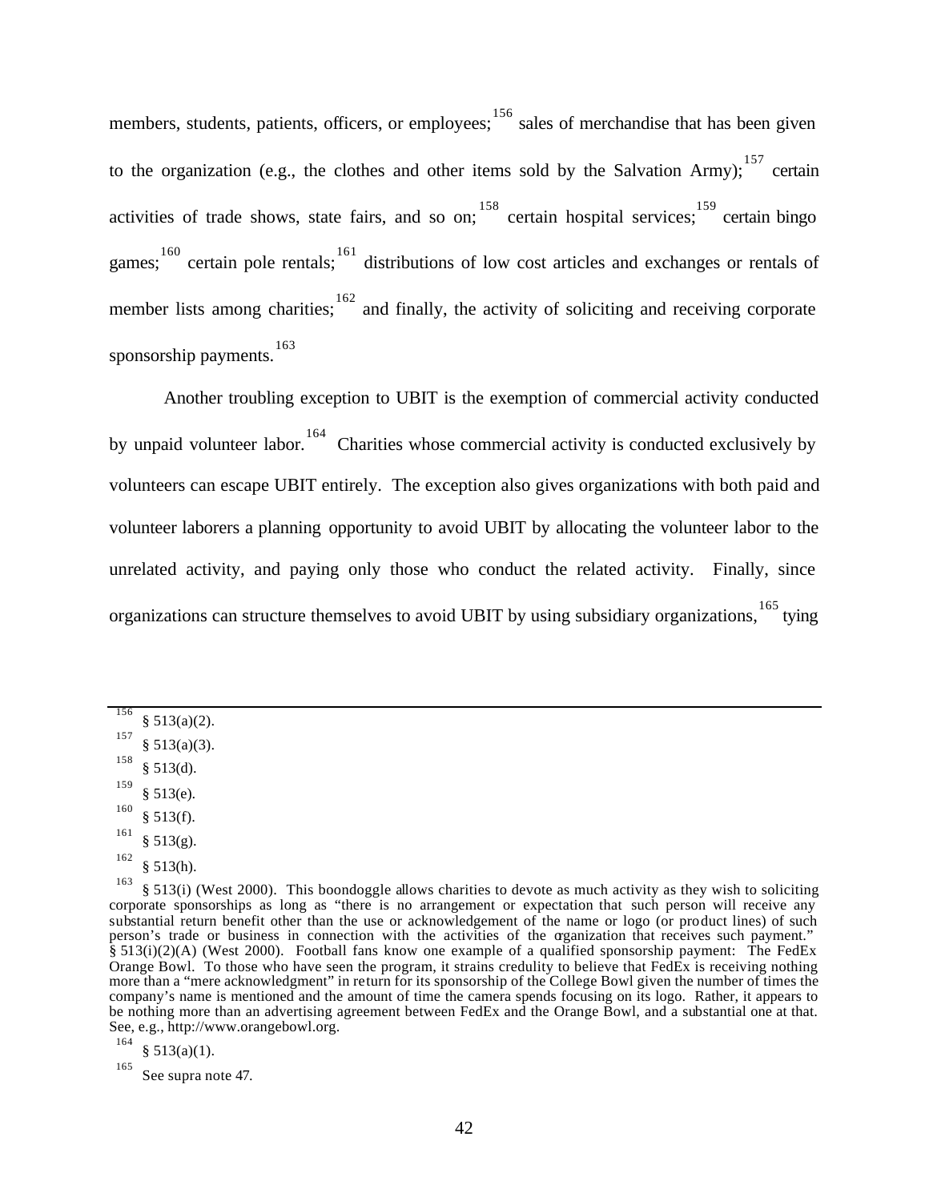members, students, patients, officers, or employees;[156] sales of merchandise that has been given to the organization (e.g., the clothes and other items sold by the Salvation Army);[157] certain activities of trade shows, state fairs, and so on;[158] certain hospital services;[159] certain bingo games;[160] certain pole rentals;[161] distributions of low cost articles and exchanges or rentals of member lists among charities;[162] and finally, the activity of soliciting and receiving corporate sponsorship payments.[163]

Another troubling exception to UBIT is the exemption of commercial activity conducted by unpaid volunteer labor.[164] Charities whose commercial activity is conducted exclusively by volunteers can escape UBIT entirely. The exception also gives organizations with both paid and volunteer laborers a planning opportunity to avoid UBIT by allocating the volunteer labor to the unrelated activity, and paying only those who conduct the related activity. Finally, since organizations can structure themselves to avoid UBIT by using subsidiary organizations,[165] tying

---

[156] § 513(a)(2).

[157] § 513(a)(3).

[158] § 513(d).

[159] § 513(e).

[160] § 513(f).

[161] § 513(g).

[162] § 513(h).

[163] § 513(i) (West 2000). This boondoggle allows charities to devote as much activity as they wish to soliciting corporate sponsorships as long as "there is no arrangement or expectation that such person will receive any substantial return benefit other than the use or acknowledgement of the name or logo (or product lines) of such person's trade or business in connection with the activities of the organization that receives such payment." § 513(i)(2)(A) (West 2000). Football fans know one example of a qualified sponsorship payment: The FedEx Orange Bowl. To those who have seen the program, it strains credulity to believe that FedEx is receiving nothing more than a "mere acknowledgment" in return for its sponsorship of the College Bowl given the number of times the company's name is mentioned and the amount of time the camera spends focusing on its logo. Rather, it appears to be nothing more than an advertising agreement between FedEx and the Orange Bowl, and a substantial one at that. See, e.g., http://www.orangebowl.org.

[164] § 513(a)(1).

[165] See supra note 47.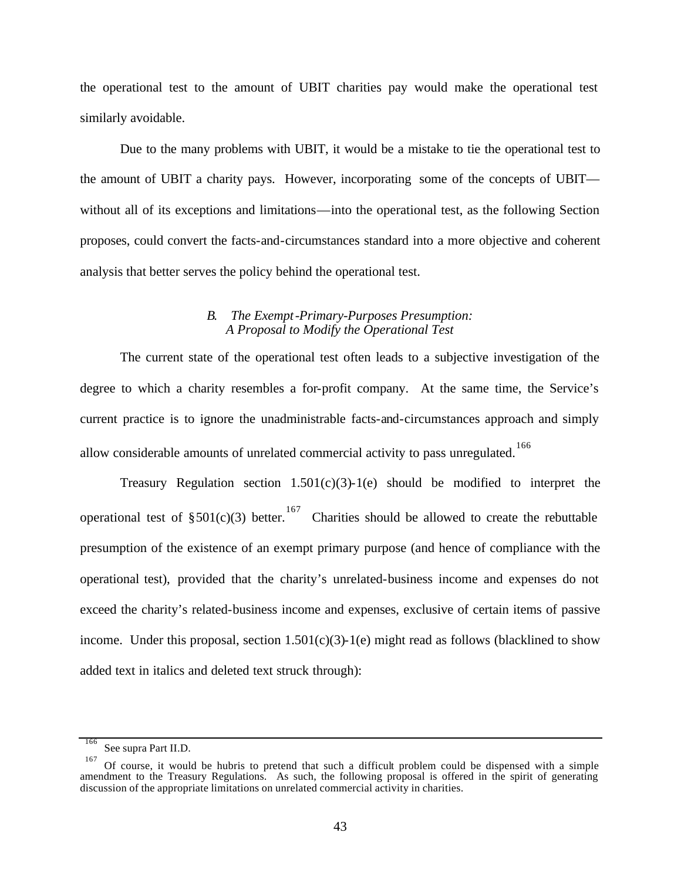the operational test to the amount of UBIT charities pay would make the operational test similarly avoidable.

Due to the many problems with UBIT, it would be a mistake to tie the operational test to the amount of UBIT a charity pays. However, incorporating some of the concepts of UBIT—without all of its exceptions and limitations—into the operational test, as the following Section proposes, could convert the facts-and-circumstances standard into a more objective and coherent analysis that better serves the policy behind the operational test.

### *B. The Exempt-Primary-Purposes Presumption: A Proposal to Modify the Operational Test*

The current state of the operational test often leads to a subjective investigation of the degree to which a charity resembles a for-profit company. At the same time, the Service's current practice is to ignore the unadministrable facts-and-circumstances approach and simply allow considerable amounts of unrelated commercial activity to pass unregulated.[166]

Treasury Regulation section 1.501(c)(3)-1(e) should be modified to interpret the operational test of §501(c)(3) better.[167] Charities should be allowed to create the rebuttable presumption of the existence of an exempt primary purpose (and hence of compliance with the operational test), provided that the charity's unrelated-business income and expenses do not exceed the charity's related-business income and expenses, exclusive of certain items of passive income. Under this proposal, section 1.501(c)(3)-1(e) might read as follows (blacklined to show added text in italics and deleted text struck through):

---

[166] See supra Part II.D.

[167] Of course, it would be hubris to pretend that such a difficult problem could be dispensed with a simple amendment to the Treasury Regulations. As such, the following proposal is offered in the spirit of generating discussion of the appropriate limitations on unrelated commercial activity in charities.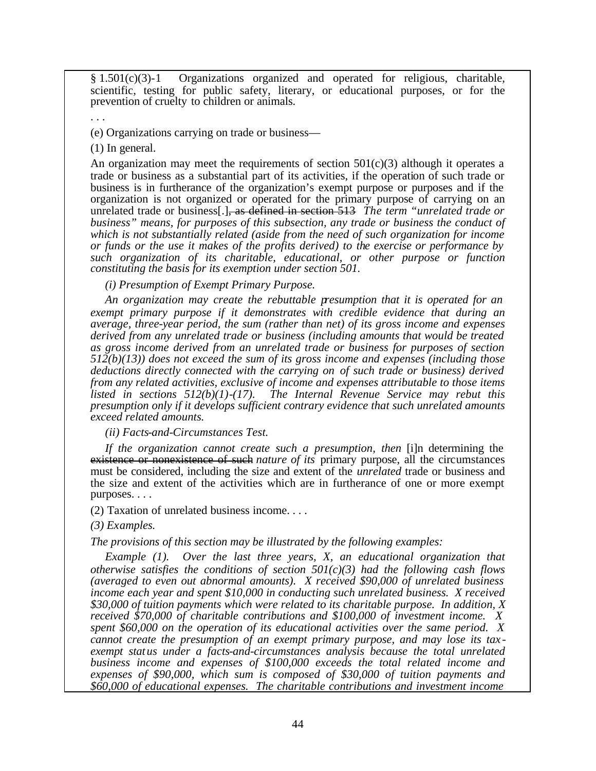§ 1.501(c)(3)-1 Organizations organized and operated for religious, charitable, scientific, testing for public safety, literary, or educational purposes, or for the prevention of cruelty to children or animals.

. . .

(e) Organizations carrying on trade or business—

(1) In general.

An organization may meet the requirements of section 501(c)(3) although it operates a trade or business as a substantial part of its activities, if the operation of such trade or business is in furtherance of the organization's exempt purpose or purposes and if the organization is not organized or operated for the primary purpose of carrying on an unrelated trade or business[.]~~, as defined in section 513~~ *The term "unrelated trade or business" means, for purposes of this subsection, any trade or business the conduct of which is not substantially related (aside from the need of such organization for income or funds or the use it makes of the profits derived) to the exercise or performance by such organization of its charitable, educational, or other purpose or function constituting the basis for its exemption under section 501.*

*(i) Presumption of Exempt Primary Purpose.*

*An organization may create the rebuttable presumption that it is operated for an exempt primary purpose if it demonstrates with credible evidence that during an average, three-year period, the sum (rather than net) of its gross income and expenses derived from any unrelated trade or business (including amounts that would be treated as gross income derived from an unrelated trade or business for purposes of section 512(b)(13)) does not exceed the sum of its gross income and expenses (including those deductions directly connected with the carrying on of such trade or business) derived from any related activities, exclusive of income and expenses attributable to those items listed in sections 512(b)(1)-(17). The Internal Revenue Service may rebut this presumption only if it develops sufficient contrary evidence that such unrelated amounts exceed related amounts.*

*(ii) Facts-and-Circumstances Test.*

*If the organization cannot create such a presumption, then* [i]n determining the ~~existence or nonexistence of such~~ *nature of its* primary purpose, all the circumstances must be considered, including the size and extent of the *unrelated* trade or business and the size and extent of the activities which are in furtherance of one or more exempt purposes. . . .

(2) Taxation of unrelated business income. . . .

*(3) Examples.*

*The provisions of this section may be illustrated by the following examples:*

*Example (1). Over the last three years, X, an educational organization that otherwise satisfies the conditions of section 501(c)(3) had the following cash flows (averaged to even out abnormal amounts). X received $90,000 of unrelated business income each year and spent $10,000 in conducting such unrelated business. X received $30,000 of tuition payments which were related to its charitable purpose. In addition, X received $70,000 of charitable contributions and $100,000 of investment income. X spent $60,000 on the operation of its educational activities over the same period. X cannot create the presumption of an exempt primary purpose, and may lose its tax-exempt status under a facts-and-circumstances analysis because the total unrelated business income and expenses of $100,000 exceeds the total related income and expenses of $90,000, which sum is composed of $30,000 of tuition payments and $60,000 of educational expenses. The charitable contributions and investment income*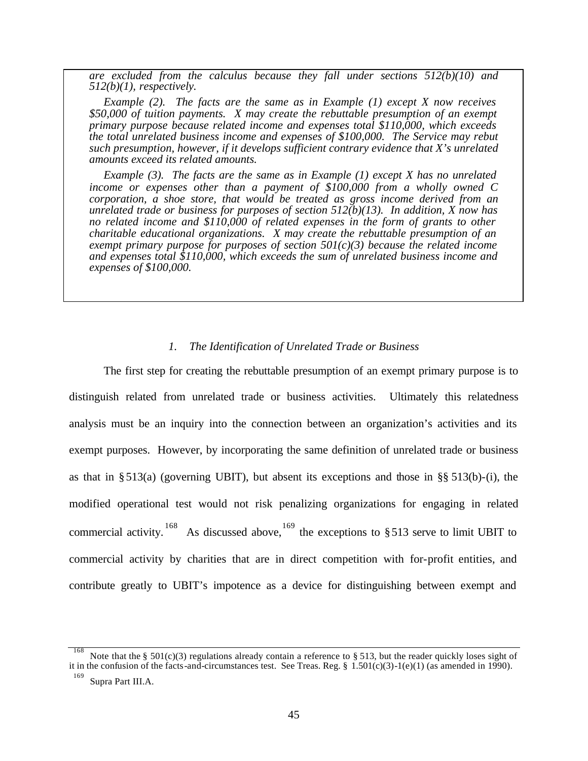*are excluded from the calculus because they fall under sections 512(b)(10) and 512(b)(1), respectively.*

*Example (2). The facts are the same as in Example (1) except X now receives $50,000 of tuition payments. X may create the rebuttable presumption of an exempt primary purpose because related income and expenses total $110,000, which exceeds the total unrelated business income and expenses of $100,000. The Service may rebut such presumption, however, if it develops sufficient contrary evidence that X's unrelated amounts exceed its related amounts.*

*Example (3). The facts are the same as in Example (1) except X has no unrelated income or expenses other than a payment of $100,000 from a wholly owned C corporation, a shoe store, that would be treated as gross income derived from an unrelated trade or business for purposes of section 512(b)(13). In addition, X now has no related income and $110,000 of related expenses in the form of grants to other charitable educational organizations. X may create the rebuttable presumption of an exempt primary purpose for purposes of section 501(c)(3) because the related income and expenses total $110,000, which exceeds the sum of unrelated business income and expenses of $100,000.*

### *1. The Identification of Unrelated Trade or Business*

The first step for creating the rebuttable presumption of an exempt primary purpose is to distinguish related from unrelated trade or business activities. Ultimately this relatedness analysis must be an inquiry into the connection between an organization's activities and its exempt purposes. However, by incorporating the same definition of unrelated trade or business as that in § 513(a) (governing UBIT), but absent its exceptions and those in §§ 513(b)-(i), the modified operational test would not risk penalizing organizations for engaging in related commercial activity.[168] As discussed above,[169] the exceptions to § 513 serve to limit UBIT to commercial activity by charities that are in direct competition with for-profit entities, and contribute greatly to UBIT's impotence as a device for distinguishing between exempt and

---

[168] Note that the § 501(c)(3) regulations already contain a reference to § 513, but the reader quickly loses sight of it in the confusion of the facts-and-circumstances test. See Treas. Reg. § 1.501(c)(3)-1(e)(1) (as amended in 1990).

[169] Supra Part III.A.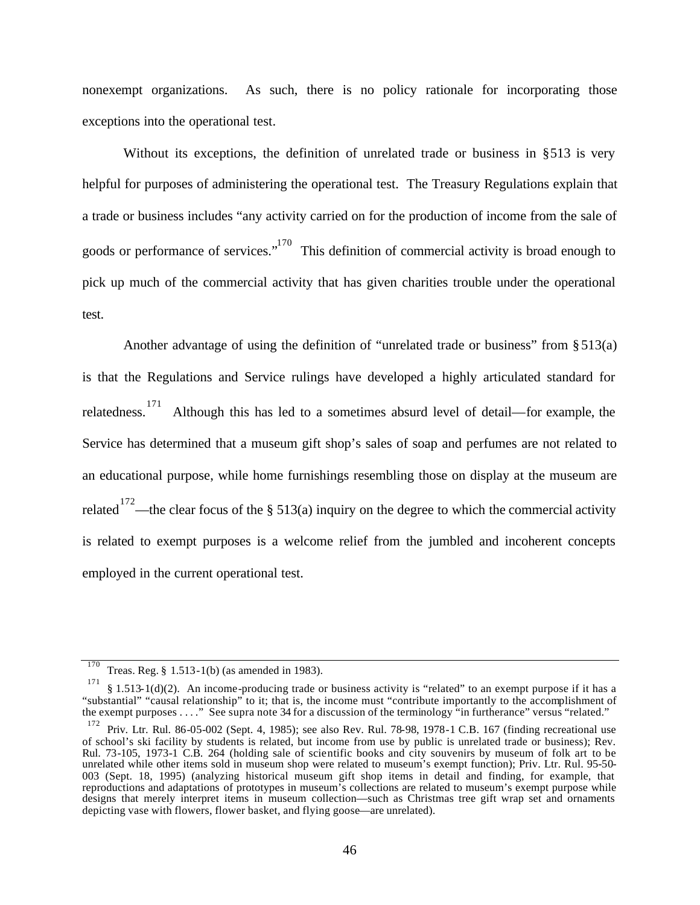nonexempt organizations. As such, there is no policy rationale for incorporating those exceptions into the operational test.

Without its exceptions, the definition of unrelated trade or business in §513 is very helpful for purposes of administering the operational test. The Treasury Regulations explain that a trade or business includes "any activity carried on for the production of income from the sale of goods or performance of services."[170] This definition of commercial activity is broad enough to pick up much of the commercial activity that has given charities trouble under the operational test.

Another advantage of using the definition of "unrelated trade or business" from § 513(a) is that the Regulations and Service rulings have developed a highly articulated standard for relatedness.[171] Although this has led to a sometimes absurd level of detail—for example, the Service has determined that a museum gift shop's sales of soap and perfumes are not related to an educational purpose, while home furnishings resembling those on display at the museum are related[172]—the clear focus of the § 513(a) inquiry on the degree to which the commercial activity is related to exempt purposes is a welcome relief from the jumbled and incoherent concepts employed in the current operational test.

---

[170] Treas. Reg. § 1.513-1(b) (as amended in 1983).

[171] § 1.513-1(d)(2). An income-producing trade or business activity is "related" to an exempt purpose if it has a "substantial" "causal relationship" to it; that is, the income must "contribute importantly to the accomplishment of the exempt purposes . . . ." See supra note 34 for a discussion of the terminology "in furtherance" versus "related."

[172] Priv. Ltr. Rul. 86-05-002 (Sept. 4, 1985); see also Rev. Rul. 78-98, 1978-1 C.B. 167 (finding recreational use of school's ski facility by students is related, but income from use by public is unrelated trade or business); Rev. Rul. 73-105, 1973-1 C.B. 264 (holding sale of scientific books and city souvenirs by museum of folk art to be unrelated while other items sold in museum shop were related to museum's exempt function); Priv. Ltr. Rul. 95-50-003 (Sept. 18, 1995) (analyzing historical museum gift shop items in detail and finding, for example, that reproductions and adaptations of prototypes in museum's collections are related to museum's exempt purpose while designs that merely interpret items in museum collection—such as Christmas tree gift wrap set and ornaments depicting vase with flowers, flower basket, and flying goose—are unrelated).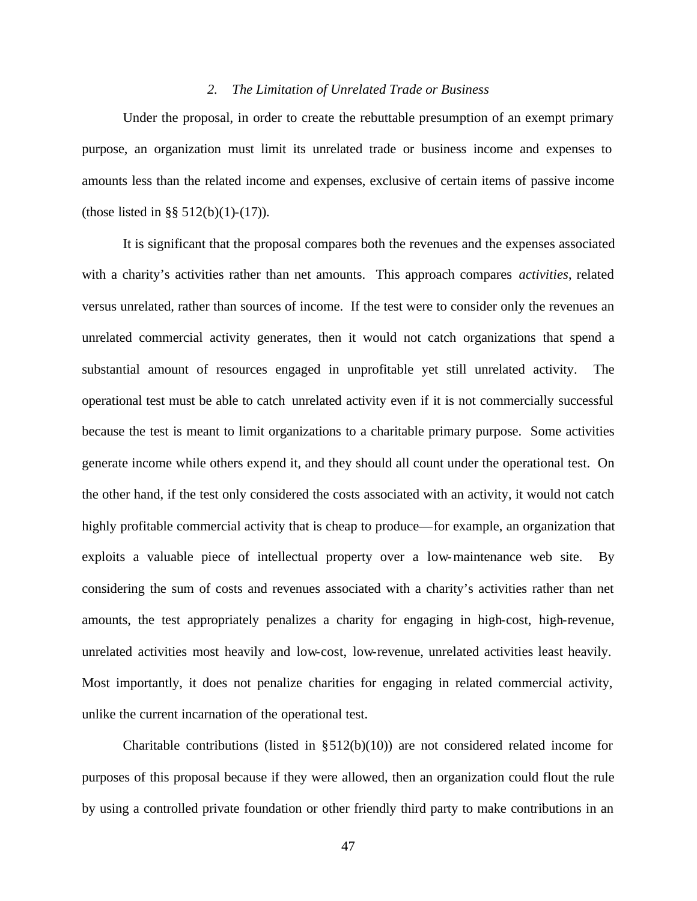### *2. The Limitation of Unrelated Trade or Business*

Under the proposal, in order to create the rebuttable presumption of an exempt primary purpose, an organization must limit its unrelated trade or business income and expenses to amounts less than the related income and expenses, exclusive of certain items of passive income (those listed in §§ 512(b)(1)-(17)).

It is significant that the proposal compares both the revenues and the expenses associated with a charity's activities rather than net amounts. This approach compares *activities*, related versus unrelated, rather than sources of income. If the test were to consider only the revenues an unrelated commercial activity generates, then it would not catch organizations that spend a substantial amount of resources engaged in unprofitable yet still unrelated activity. The operational test must be able to catch unrelated activity even if it is not commercially successful because the test is meant to limit organizations to a charitable primary purpose. Some activities generate income while others expend it, and they should all count under the operational test. On the other hand, if the test only considered the costs associated with an activity, it would not catch highly profitable commercial activity that is cheap to produce—for example, an organization that exploits a valuable piece of intellectual property over a low-maintenance web site. By considering the sum of costs and revenues associated with a charity's activities rather than net amounts, the test appropriately penalizes a charity for engaging in high-cost, high-revenue, unrelated activities most heavily and low-cost, low-revenue, unrelated activities least heavily. Most importantly, it does not penalize charities for engaging in related commercial activity, unlike the current incarnation of the operational test.

Charitable contributions (listed in §512(b)(10)) are not considered related income for purposes of this proposal because if they were allowed, then an organization could flout the rule by using a controlled private foundation or other friendly third party to make contributions in an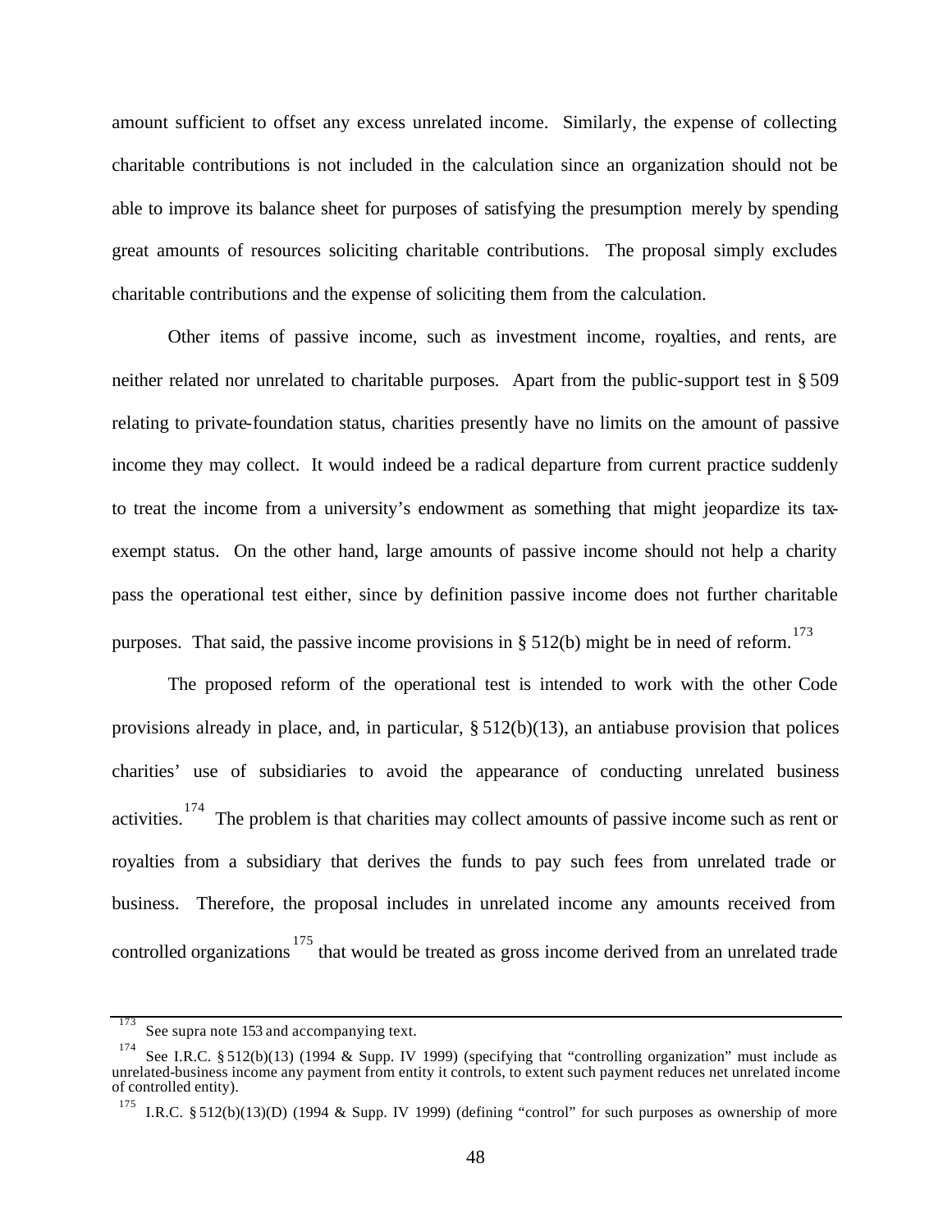amount sufficient to offset any excess unrelated income. Similarly, the expense of collecting charitable contributions is not included in the calculation since an organization should not be able to improve its balance sheet for purposes of satisfying the presumption merely by spending great amounts of resources soliciting charitable contributions. The proposal simply excludes charitable contributions and the expense of soliciting them from the calculation.

Other items of passive income, such as investment income, royalties, and rents, are neither related nor unrelated to charitable purposes. Apart from the public-support test in § 509 relating to private-foundation status, charities presently have no limits on the amount of passive income they may collect. It would indeed be a radical departure from current practice suddenly to treat the income from a university's endowment as something that might jeopardize its tax-exempt status. On the other hand, large amounts of passive income should not help a charity pass the operational test either, since by definition passive income does not further charitable purposes. That said, the passive income provisions in § 512(b) might be in need of reform.[173]

The proposed reform of the operational test is intended to work with the other Code provisions already in place, and, in particular, § 512(b)(13), an antiabuse provision that polices charities' use of subsidiaries to avoid the appearance of conducting unrelated business activities.[174] The problem is that charities may collect amounts of passive income such as rent or royalties from a subsidiary that derives the funds to pay such fees from unrelated trade or business. Therefore, the proposal includes in unrelated income any amounts received from controlled organizations[175] that would be treated as gross income derived from an unrelated trade

---

[173] See supra note 153 and accompanying text.

[174] See I.R.C. § 512(b)(13) (1994 & Supp. IV 1999) (specifying that "controlling organization" must include as unrelated-business income any payment from entity it controls, to extent such payment reduces net unrelated income of controlled entity).

[175] I.R.C. § 512(b)(13)(D) (1994 & Supp. IV 1999) (defining "control" for such purposes as ownership of more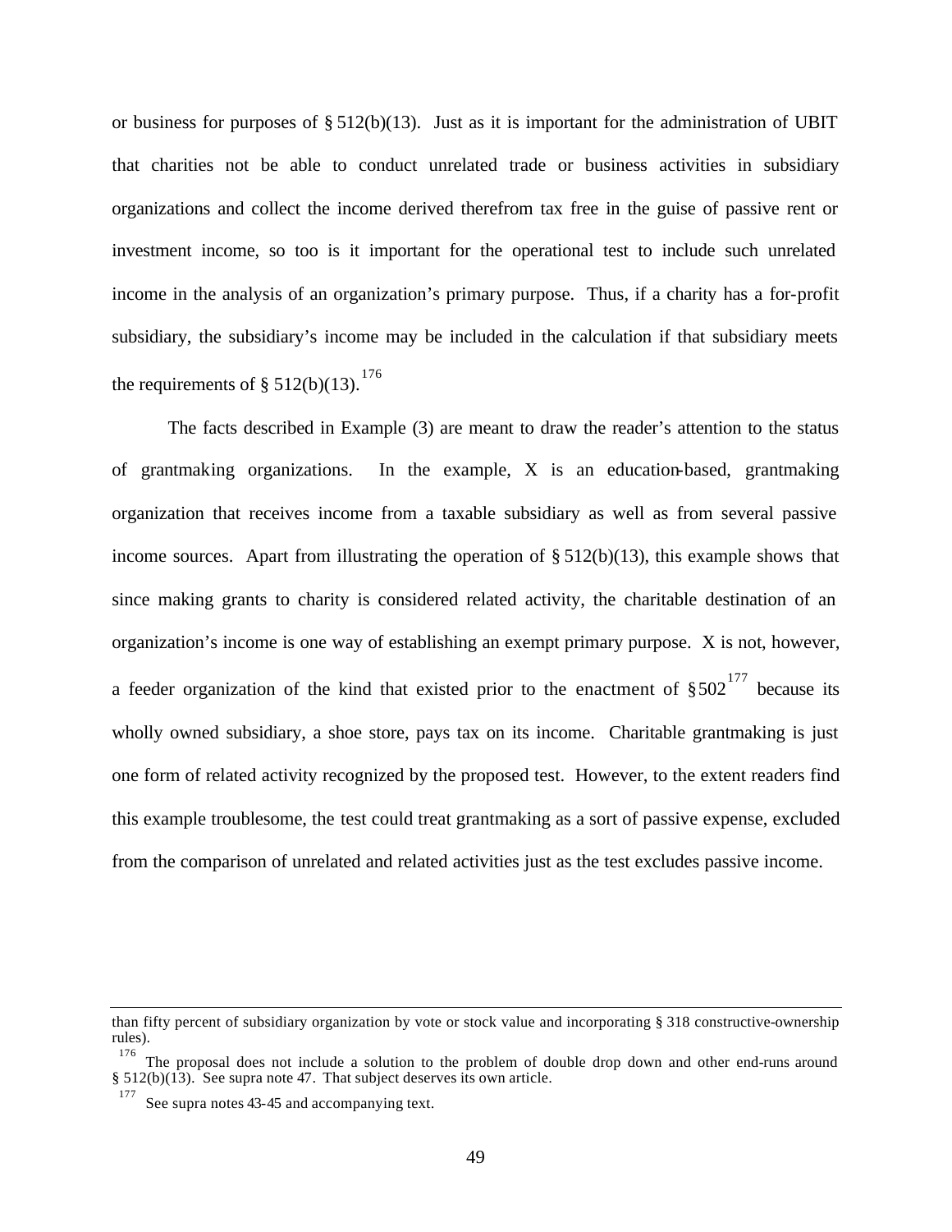or business for purposes of § 512(b)(13). Just as it is important for the administration of UBIT that charities not be able to conduct unrelated trade or business activities in subsidiary organizations and collect the income derived therefrom tax free in the guise of passive rent or investment income, so too is it important for the operational test to include such unrelated income in the analysis of an organization's primary purpose. Thus, if a charity has a for-profit subsidiary, the subsidiary's income may be included in the calculation if that subsidiary meets the requirements of § 512(b)(13).[176]

The facts described in Example (3) are meant to draw the reader's attention to the status of grantmaking organizations. In the example, X is an education-based, grantmaking organization that receives income from a taxable subsidiary as well as from several passive income sources. Apart from illustrating the operation of § 512(b)(13), this example shows that since making grants to charity is considered related activity, the charitable destination of an organization's income is one way of establishing an exempt primary purpose. X is not, however, a feeder organization of the kind that existed prior to the enactment of § 502[177] because its wholly owned subsidiary, a shoe store, pays tax on its income. Charitable grantmaking is just one form of related activity recognized by the proposed test. However, to the extent readers find this example troublesome, the test could treat grantmaking as a sort of passive expense, excluded from the comparison of unrelated and related activities just as the test excludes passive income.

---

than fifty percent of subsidiary organization by vote or stock value and incorporating § 318 constructive-ownership rules).

[176] The proposal does not include a solution to the problem of double drop down and other end-runs around § 512(b)(13). See supra note 47. That subject deserves its own article.

[177] See supra notes 43-45 and accompanying text.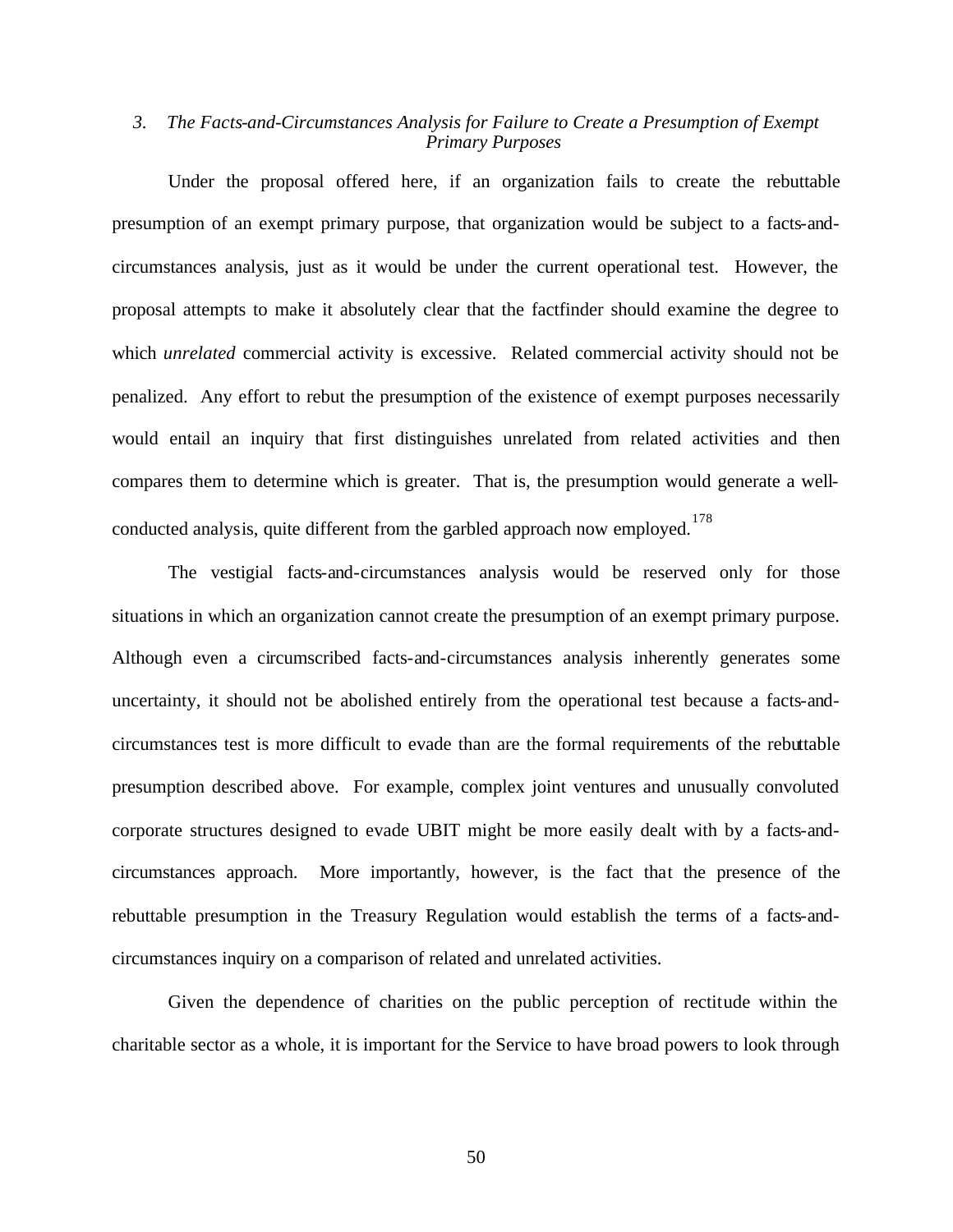### *3. The Facts-and-Circumstances Analysis for Failure to Create a Presumption of Exempt Primary Purposes*

Under the proposal offered here, if an organization fails to create the rebuttable presumption of an exempt primary purpose, that organization would be subject to a facts-and-circumstances analysis, just as it would be under the current operational test. However, the proposal attempts to make it absolutely clear that the factfinder should examine the degree to which *unrelated* commercial activity is excessive. Related commercial activity should not be penalized. Any effort to rebut the presumption of the existence of exempt purposes necessarily would entail an inquiry that first distinguishes unrelated from related activities and then compares them to determine which is greater. That is, the presumption would generate a well-conducted analysis, quite different from the garbled approach now employed.[178]

The vestigial facts-and-circumstances analysis would be reserved only for those situations in which an organization cannot create the presumption of an exempt primary purpose. Although even a circumscribed facts-and-circumstances analysis inherently generates some uncertainty, it should not be abolished entirely from the operational test because a facts-and-circumstances test is more difficult to evade than are the formal requirements of the rebuttable presumption described above. For example, complex joint ventures and unusually convoluted corporate structures designed to evade UBIT might be more easily dealt with by a facts-and-circumstances approach. More importantly, however, is the fact that the presence of the rebuttable presumption in the Treasury Regulation would establish the terms of a facts-and-circumstances inquiry on a comparison of related and unrelated activities.

Given the dependence of charities on the public perception of rectitude within the charitable sector as a whole, it is important for the Service to have broad powers to look through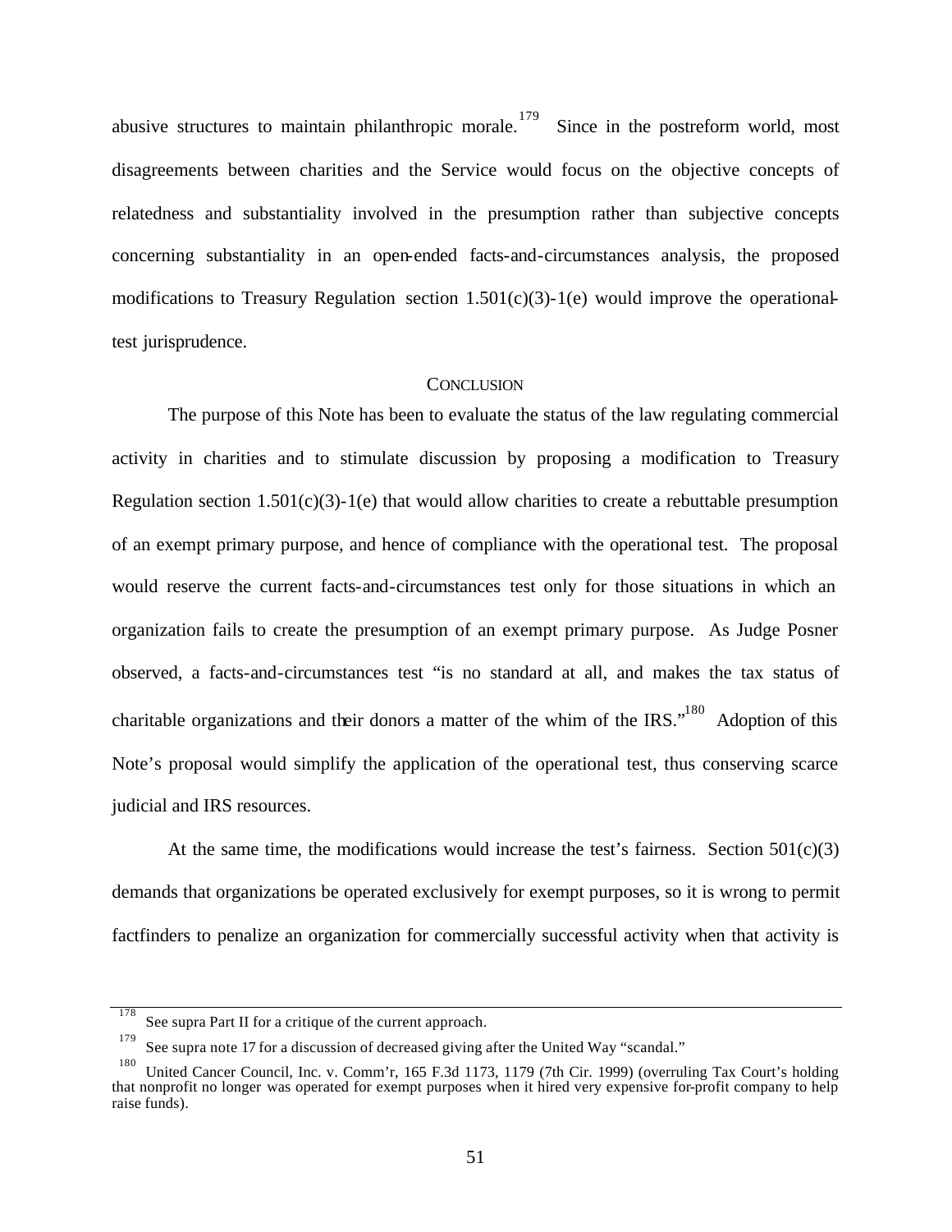abusive structures to maintain philanthropic morale.[179] Since in the postreform world, most disagreements between charities and the Service would focus on the objective concepts of relatedness and substantiality involved in the presumption rather than subjective concepts concerning substantiality in an open-ended facts-and-circumstances analysis, the proposed modifications to Treasury Regulation section 1.501(c)(3)-1(e) would improve the operational-test jurisprudence.

## CONCLUSION

The purpose of this Note has been to evaluate the status of the law regulating commercial activity in charities and to stimulate discussion by proposing a modification to Treasury Regulation section 1.501(c)(3)-1(e) that would allow charities to create a rebuttable presumption of an exempt primary purpose, and hence of compliance with the operational test. The proposal would reserve the current facts-and-circumstances test only for those situations in which an organization fails to create the presumption of an exempt primary purpose. As Judge Posner observed, a facts-and-circumstances test "is no standard at all, and makes the tax status of charitable organizations and their donors a matter of the whim of the IRS."[180] Adoption of this Note's proposal would simplify the application of the operational test, thus conserving scarce judicial and IRS resources.

At the same time, the modifications would increase the test's fairness. Section 501(c)(3) demands that organizations be operated exclusively for exempt purposes, so it is wrong to permit factfinders to penalize an organization for commercially successful activity when that activity is

---

[178] See supra Part II for a critique of the current approach.

[179] See supra note 17 for a discussion of decreased giving after the United Way "scandal."

[180] United Cancer Council, Inc. v. Comm'r, 165 F.3d 1173, 1179 (7th Cir. 1999) (overruling Tax Court's holding that nonprofit no longer was operated for exempt purposes when it hired very expensive for-profit company to help raise funds).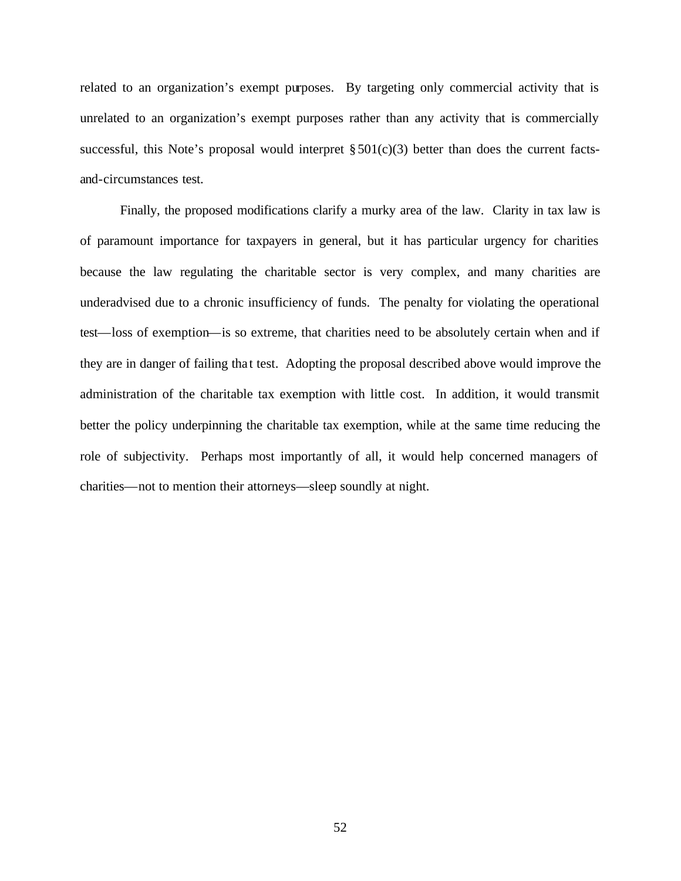related to an organization's exempt purposes. By targeting only commercial activity that is unrelated to an organization's exempt purposes rather than any activity that is commercially successful, this Note's proposal would interpret § 501(c)(3) better than does the current facts-and-circumstances test.

Finally, the proposed modifications clarify a murky area of the law. Clarity in tax law is of paramount importance for taxpayers in general, but it has particular urgency for charities because the law regulating the charitable sector is very complex, and many charities are underadvised due to a chronic insufficiency of funds. The penalty for violating the operational test—loss of exemption—is so extreme, that charities need to be absolutely certain when and if they are in danger of failing that test. Adopting the proposal described above would improve the administration of the charitable tax exemption with little cost. In addition, it would transmit better the policy underpinning the charitable tax exemption, while at the same time reducing the role of subjectivity. Perhaps most importantly of all, it would help concerned managers of charities—not to mention their attorneys—sleep soundly at night.